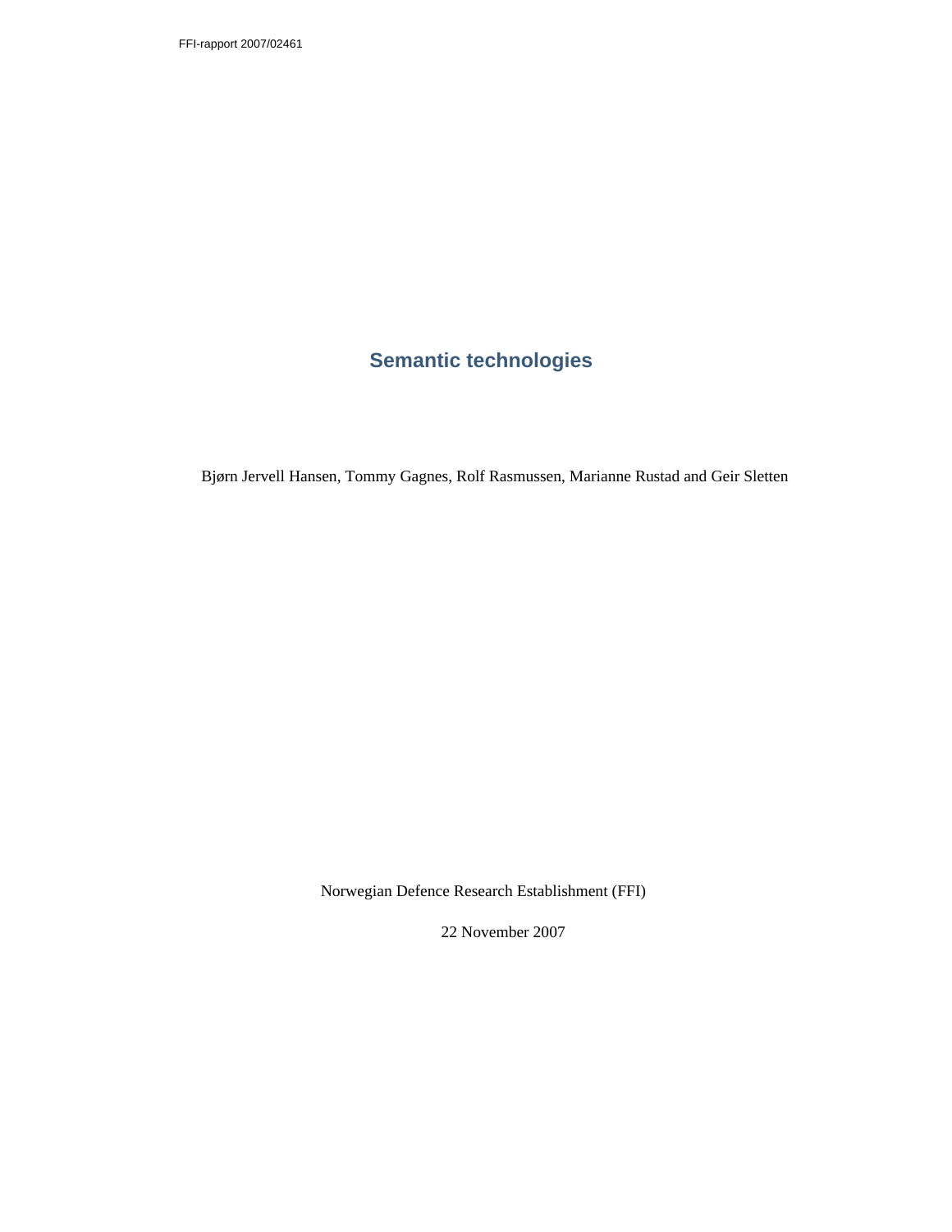FFI-rapport 2007/02461

# Semantic technologies

Bjørn Jervell Hansen, Tommy Gagnes, Rolf Rasmussen, Marianne Rustad and Geir Sletten

Norwegian Defence Research Establishment (FFI)

22 November 2007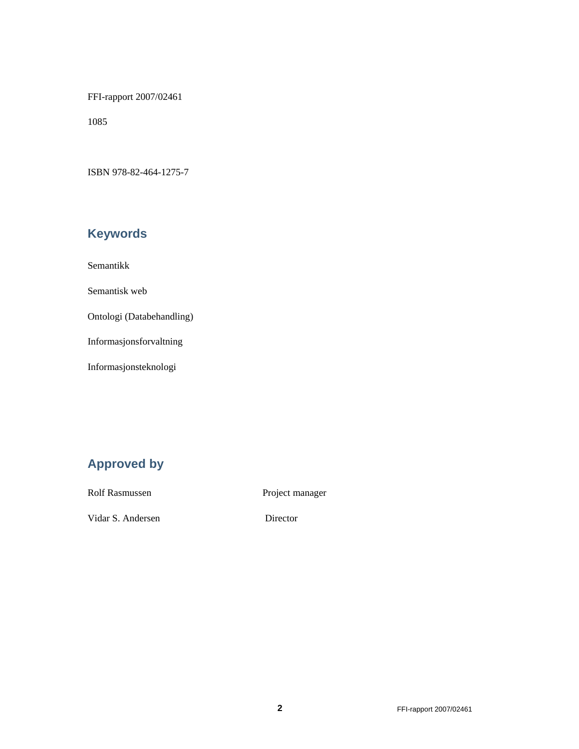FFI-rapport 2007/02461

1085

ISBN 978-82-464-1275-7

## Keywords

Semantikk

Semantisk web

Ontologi (Databehandling)

Informasjonsforvaltning

Informasjonsteknologi

## Approved by

| | |
|---|---|
| Rolf Rasmussen | Project manager |
| Vidar S. Andersen | Director |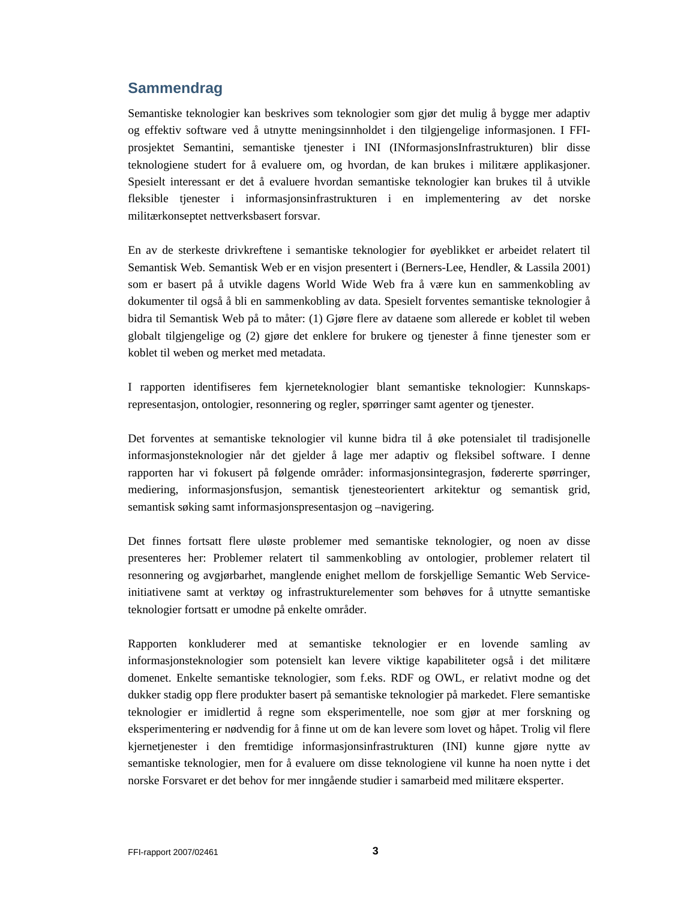## Sammendrag

Semantiske teknologier kan beskrives som teknologier som gjør det mulig å bygge mer adaptiv og effektiv software ved å utnytte meningsinnholdet i den tilgjengelige informasjonen. I FFI-prosjektet Semantini, semantiske tjenester i INI (INformasjonsInfrastrukturen) blir disse teknologiene studert for å evaluere om, og hvordan, de kan brukes i militære applikasjoner. Spesielt interessant er det å evaluere hvordan semantiske teknologier kan brukes til å utvikle fleksible tjenester i informasjonsinfrastrukturen i en implementering av det norske militærkonseptet nettverksbasert forsvar.

En av de sterkeste drivkreftene i semantiske teknologier for øyeblikket er arbeidet relatert til Semantisk Web. Semantisk Web er en visjon presentert i (Berners-Lee, Hendler, & Lassila 2001) som er basert på å utvikle dagens World Wide Web fra å være kun en sammenkobling av dokumenter til også å bli en sammenkobling av data. Spesielt forventes semantiske teknologier å bidra til Semantisk Web på to måter: (1) Gjøre flere av dataene som allerede er koblet til weben globalt tilgjengelige og (2) gjøre det enklere for brukere og tjenester å finne tjenester som er koblet til weben og merket med metadata.

I rapporten identifiseres fem kjerneteknologier blant semantiske teknologier: Kunnskaps-representasjon, ontologier, resonnering og regler, spørringer samt agenter og tjenester.

Det forventes at semantiske teknologier vil kunne bidra til å øke potensialet til tradisjonelle informasjonsteknologier når det gjelder å lage mer adaptiv og fleksibel software. I denne rapporten har vi fokusert på følgende områder: informasjonsintegrasjon, fødererte spørringer, mediering, informasjonsfusjon, semantisk tjenesteorientert arkitektur og semantisk grid, semantisk søking samt informasjonspresentasjon og –navigering.

Det finnes fortsatt flere uløste problemer med semantiske teknologier, og noen av disse presenteres her: Problemer relatert til sammenkobling av ontologier, problemer relatert til resonnering og avgjørbarhet, manglende enighet mellom de forskjellige Semantic Web Service-initiativene samt at verktøy og infrastrukturelementer som behøves for å utnytte semantiske teknologier fortsatt er umodne på enkelte områder.

Rapporten konkluderer med at semantiske teknologier er en lovende samling av informasjonsteknologier som potensielt kan levere viktige kapabiliteter også i det militære domenet. Enkelte semantiske teknologier, som f.eks. RDF og OWL, er relativt modne og det dukker stadig opp flere produkter basert på semantiske teknologier på markedet. Flere semantiske teknologier er imidlertid å regne som eksperimentelle, noe som gjør at mer forskning og eksperimentering er nødvendig for å finne ut om de kan levere som lovet og håpet. Trolig vil flere kjernetjenester i den fremtidige informasjonsinfrastrukturen (INI) kunne gjøre nytte av semantiske teknologier, men for å evaluere om disse teknologiene vil kunne ha noen nytte i det norske Forsvaret er det behov for mer inngående studier i samarbeid med militære eksperter.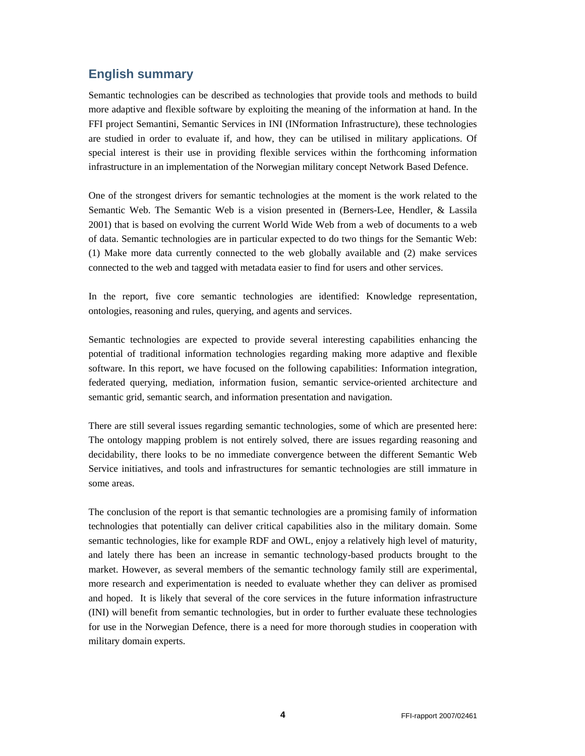## English summary

Semantic technologies can be described as technologies that provide tools and methods to build more adaptive and flexible software by exploiting the meaning of the information at hand. In the FFI project Semantini, Semantic Services in INI (INformation Infrastructure), these technologies are studied in order to evaluate if, and how, they can be utilised in military applications. Of special interest is their use in providing flexible services within the forthcoming information infrastructure in an implementation of the Norwegian military concept Network Based Defence.

One of the strongest drivers for semantic technologies at the moment is the work related to the Semantic Web. The Semantic Web is a vision presented in (Berners-Lee, Hendler, & Lassila 2001) that is based on evolving the current World Wide Web from a web of documents to a web of data. Semantic technologies are in particular expected to do two things for the Semantic Web: (1) Make more data currently connected to the web globally available and (2) make services connected to the web and tagged with metadata easier to find for users and other services.

In the report, five core semantic technologies are identified: Knowledge representation, ontologies, reasoning and rules, querying, and agents and services.

Semantic technologies are expected to provide several interesting capabilities enhancing the potential of traditional information technologies regarding making more adaptive and flexible software. In this report, we have focused on the following capabilities: Information integration, federated querying, mediation, information fusion, semantic service-oriented architecture and semantic grid, semantic search, and information presentation and navigation.

There are still several issues regarding semantic technologies, some of which are presented here: The ontology mapping problem is not entirely solved, there are issues regarding reasoning and decidability, there looks to be no immediate convergence between the different Semantic Web Service initiatives, and tools and infrastructures for semantic technologies are still immature in some areas.

The conclusion of the report is that semantic technologies are a promising family of information technologies that potentially can deliver critical capabilities also in the military domain. Some semantic technologies, like for example RDF and OWL, enjoy a relatively high level of maturity, and lately there has been an increase in semantic technology-based products brought to the market. However, as several members of the semantic technology family still are experimental, more research and experimentation is needed to evaluate whether they can deliver as promised and hoped. It is likely that several of the core services in the future information infrastructure (INI) will benefit from semantic technologies, but in order to further evaluate these technologies for use in the Norwegian Defence, there is a need for more thorough studies in cooperation with military domain experts.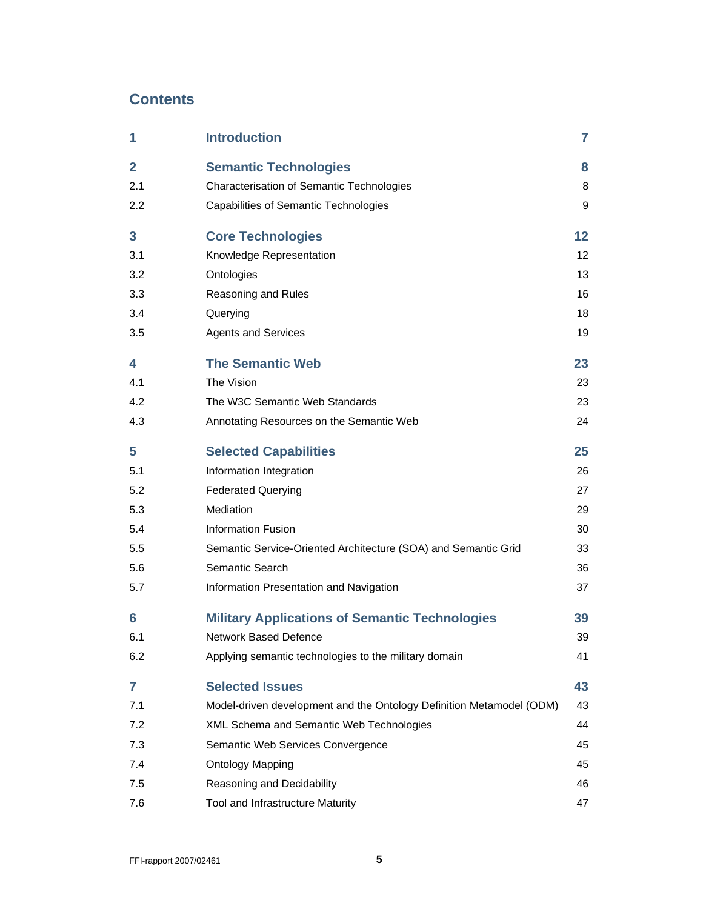# Contents

| | | |
|---|---|---|
| **1** | **Introduction** | **7** |
| **2** | **Semantic Technologies** | **8** |
| 2.1 | Characterisation of Semantic Technologies | 8 |
| 2.2 | Capabilities of Semantic Technologies | 9 |
| **3** | **Core Technologies** | **12** |
| 3.1 | Knowledge Representation | 12 |
| 3.2 | Ontologies | 13 |
| 3.3 | Reasoning and Rules | 16 |
| 3.4 | Querying | 18 |
| 3.5 | Agents and Services | 19 |
| **4** | **The Semantic Web** | **23** |
| 4.1 | The Vision | 23 |
| 4.2 | The W3C Semantic Web Standards | 23 |
| 4.3 | Annotating Resources on the Semantic Web | 24 |
| **5** | **Selected Capabilities** | **25** |
| 5.1 | Information Integration | 26 |
| 5.2 | Federated Querying | 27 |
| 5.3 | Mediation | 29 |
| 5.4 | Information Fusion | 30 |
| 5.5 | Semantic Service-Oriented Architecture (SOA) and Semantic Grid | 33 |
| 5.6 | Semantic Search | 36 |
| 5.7 | Information Presentation and Navigation | 37 |
| **6** | **Military Applications of Semantic Technologies** | **39** |
| 6.1 | Network Based Defence | 39 |
| 6.2 | Applying semantic technologies to the military domain | 41 |
| **7** | **Selected Issues** | **43** |
| 7.1 | Model-driven development and the Ontology Definition Metamodel (ODM) | 43 |
| 7.2 | XML Schema and Semantic Web Technologies | 44 |
| 7.3 | Semantic Web Services Convergence | 45 |
| 7.4 | Ontology Mapping | 45 |
| 7.5 | Reasoning and Decidability | 46 |
| 7.6 | Tool and Infrastructure Maturity | 47 |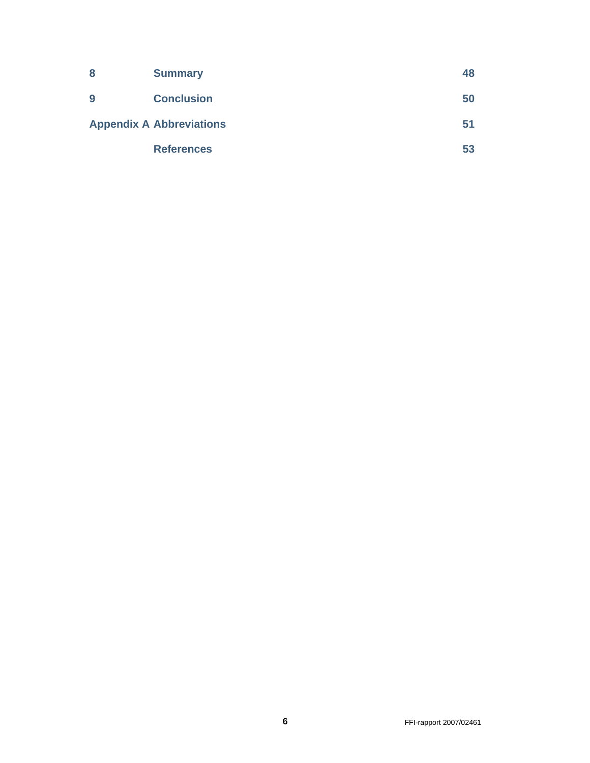| | | |
|---|---|---|
| **8** | **Summary** | **48** |
| **9** | **Conclusion** | **50** |
| **Appendix A** | **Abbreviations** | **51** |
| | **References** | **53** |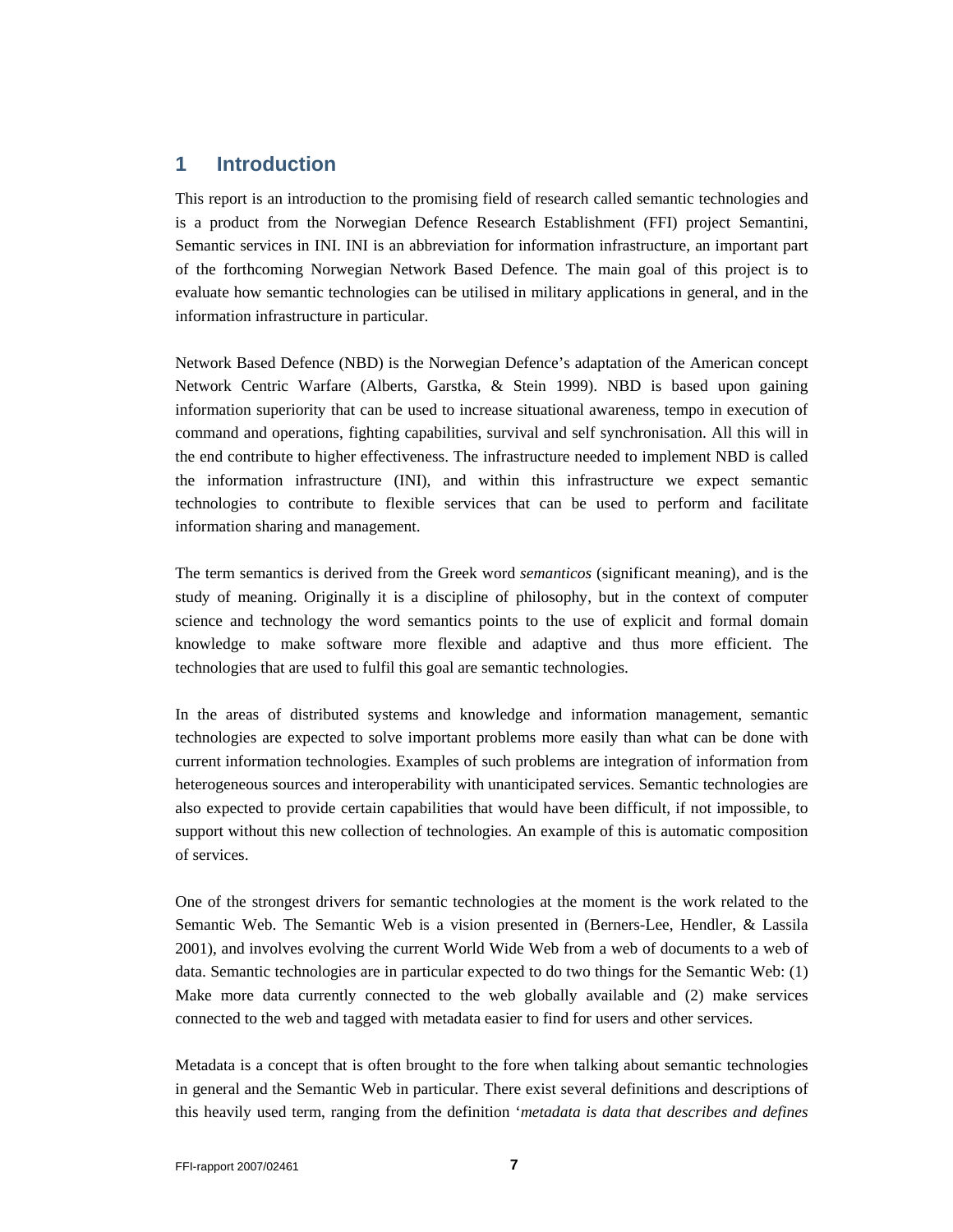# 1 Introduction

This report is an introduction to the promising field of research called semantic technologies and is a product from the Norwegian Defence Research Establishment (FFI) project Semantini, Semantic services in INI. INI is an abbreviation for information infrastructure, an important part of the forthcoming Norwegian Network Based Defence. The main goal of this project is to evaluate how semantic technologies can be utilised in military applications in general, and in the information infrastructure in particular.

Network Based Defence (NBD) is the Norwegian Defence's adaptation of the American concept Network Centric Warfare (Alberts, Garstka, & Stein 1999). NBD is based upon gaining information superiority that can be used to increase situational awareness, tempo in execution of command and operations, fighting capabilities, survival and self synchronisation. All this will in the end contribute to higher effectiveness. The infrastructure needed to implement NBD is called the information infrastructure (INI), and within this infrastructure we expect semantic technologies to contribute to flexible services that can be used to perform and facilitate information sharing and management.

The term semantics is derived from the Greek word *semanticos* (significant meaning), and is the study of meaning. Originally it is a discipline of philosophy, but in the context of computer science and technology the word semantics points to the use of explicit and formal domain knowledge to make software more flexible and adaptive and thus more efficient. The technologies that are used to fulfil this goal are semantic technologies.

In the areas of distributed systems and knowledge and information management, semantic technologies are expected to solve important problems more easily than what can be done with current information technologies. Examples of such problems are integration of information from heterogeneous sources and interoperability with unanticipated services. Semantic technologies are also expected to provide certain capabilities that would have been difficult, if not impossible, to support without this new collection of technologies. An example of this is automatic composition of services.

One of the strongest drivers for semantic technologies at the moment is the work related to the Semantic Web. The Semantic Web is a vision presented in (Berners-Lee, Hendler, & Lassila 2001), and involves evolving the current World Wide Web from a web of documents to a web of data. Semantic technologies are in particular expected to do two things for the Semantic Web: (1) Make more data currently connected to the web globally available and (2) make services connected to the web and tagged with metadata easier to find for users and other services.

Metadata is a concept that is often brought to the fore when talking about semantic technologies in general and the Semantic Web in particular. There exist several definitions and descriptions of this heavily used term, ranging from the definition '*metadata is data that describes and defines*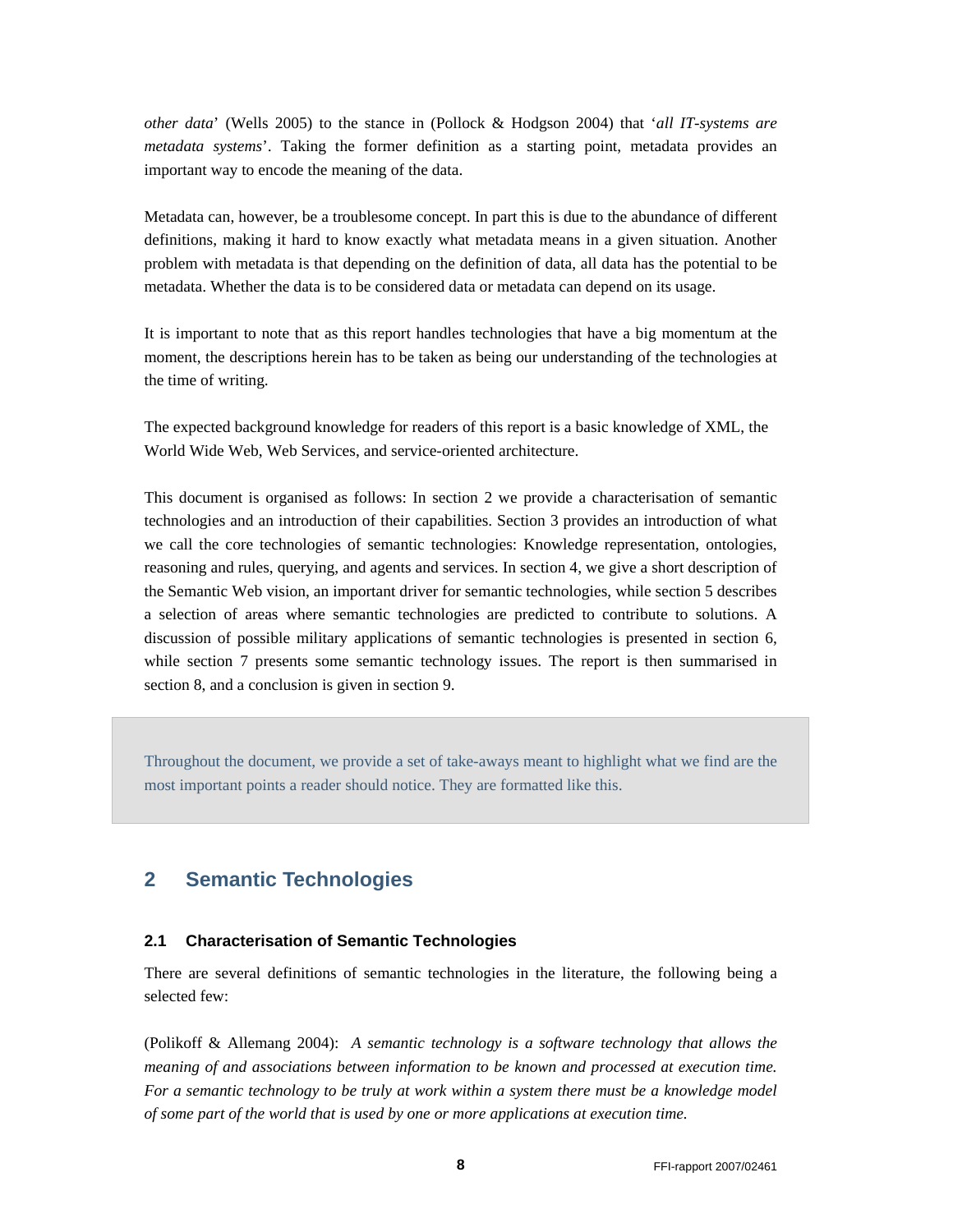*other data*' (Wells 2005) to the stance in (Pollock & Hodgson 2004) that '*all IT-systems are metadata systems*'. Taking the former definition as a starting point, metadata provides an important way to encode the meaning of the data.

Metadata can, however, be a troublesome concept. In part this is due to the abundance of different definitions, making it hard to know exactly what metadata means in a given situation. Another problem with metadata is that depending on the definition of data, all data has the potential to be metadata. Whether the data is to be considered data or metadata can depend on its usage.

It is important to note that as this report handles technologies that have a big momentum at the moment, the descriptions herein has to be taken as being our understanding of the technologies at the time of writing.

The expected background knowledge for readers of this report is a basic knowledge of XML, the World Wide Web, Web Services, and service-oriented architecture.

This document is organised as follows: In section 2 we provide a characterisation of semantic technologies and an introduction of their capabilities. Section 3 provides an introduction of what we call the core technologies of semantic technologies: Knowledge representation, ontologies, reasoning and rules, querying, and agents and services. In section 4, we give a short description of the Semantic Web vision, an important driver for semantic technologies, while section 5 describes a selection of areas where semantic technologies are predicted to contribute to solutions. A discussion of possible military applications of semantic technologies is presented in section 6, while section 7 presents some semantic technology issues. The report is then summarised in section 8, and a conclusion is given in section 9.

> Throughout the document, we provide a set of take-aways meant to highlight what we find are the most important points a reader should notice. They are formatted like this.

## 2 Semantic Technologies

### 2.1 Characterisation of Semantic Technologies

There are several definitions of semantic technologies in the literature, the following being a selected few:

(Polikoff & Allemang 2004): *A semantic technology is a software technology that allows the meaning of and associations between information to be known and processed at execution time. For a semantic technology to be truly at work within a system there must be a knowledge model of some part of the world that is used by one or more applications at execution time.*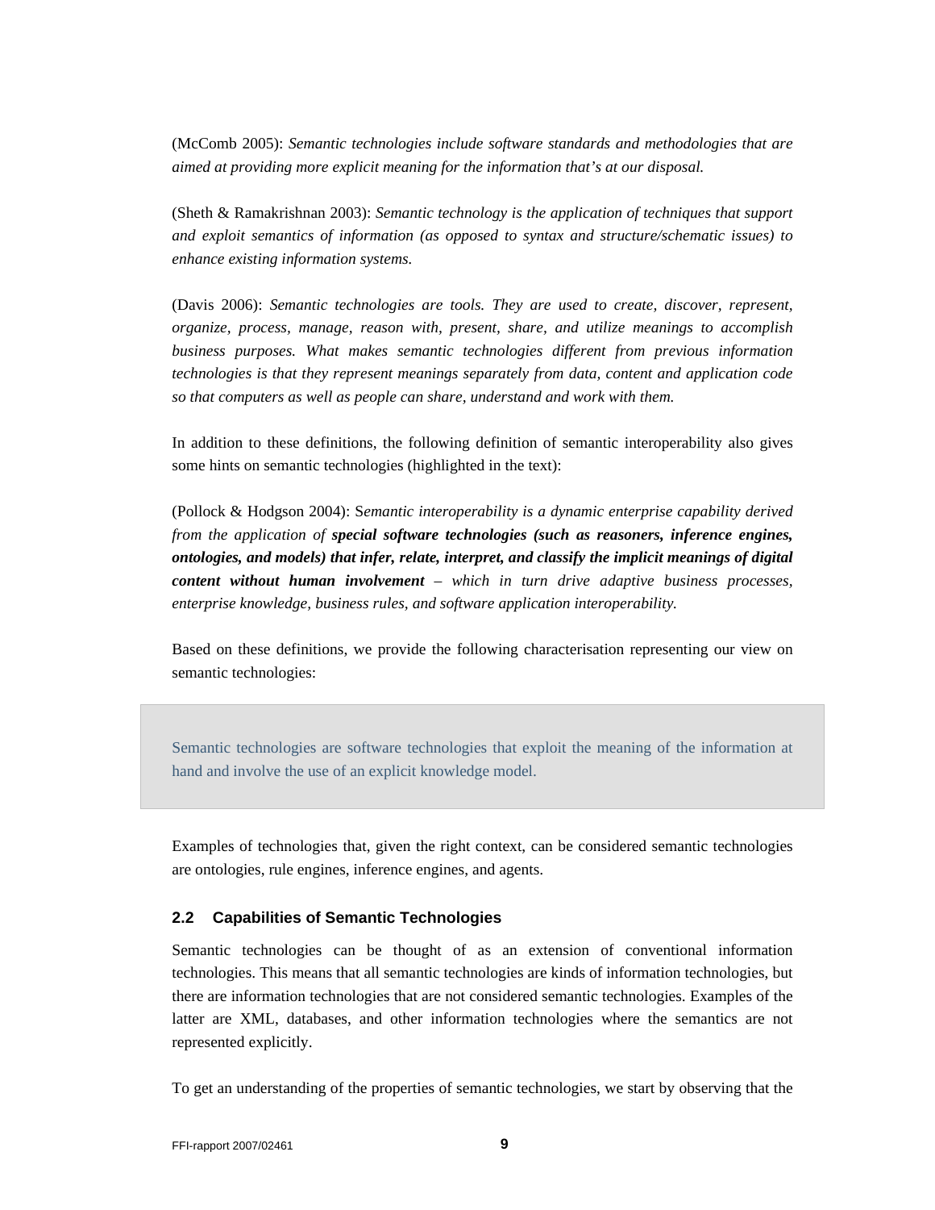(McComb 2005): *Semantic technologies include software standards and methodologies that are aimed at providing more explicit meaning for the information that's at our disposal.*

(Sheth & Ramakrishnan 2003): *Semantic technology is the application of techniques that support and exploit semantics of information (as opposed to syntax and structure/schematic issues) to enhance existing information systems.*

(Davis 2006): *Semantic technologies are tools. They are used to create, discover, represent, organize, process, manage, reason with, present, share, and utilize meanings to accomplish business purposes. What makes semantic technologies different from previous information technologies is that they represent meanings separately from data, content and application code so that computers as well as people can share, understand and work with them.*

In addition to these definitions, the following definition of semantic interoperability also gives some hints on semantic technologies (highlighted in the text):

(Pollock & Hodgson 2004): S*emantic interoperability is a dynamic enterprise capability derived from the application of* ***special software technologies (such as reasoners, inference engines, ontologies, and models) that infer, relate, interpret, and classify the implicit meanings of digital content without human involvement*** *– which in turn drive adaptive business processes, enterprise knowledge, business rules, and software application interoperability.*

Based on these definitions, we provide the following characterisation representing our view on semantic technologies:

> Semantic technologies are software technologies that exploit the meaning of the information at hand and involve the use of an explicit knowledge model.

Examples of technologies that, given the right context, can be considered semantic technologies are ontologies, rule engines, inference engines, and agents.

### 2.2 Capabilities of Semantic Technologies

Semantic technologies can be thought of as an extension of conventional information technologies. This means that all semantic technologies are kinds of information technologies, but there are information technologies that are not considered semantic technologies. Examples of the latter are XML, databases, and other information technologies where the semantics are not represented explicitly.

To get an understanding of the properties of semantic technologies, we start by observing that the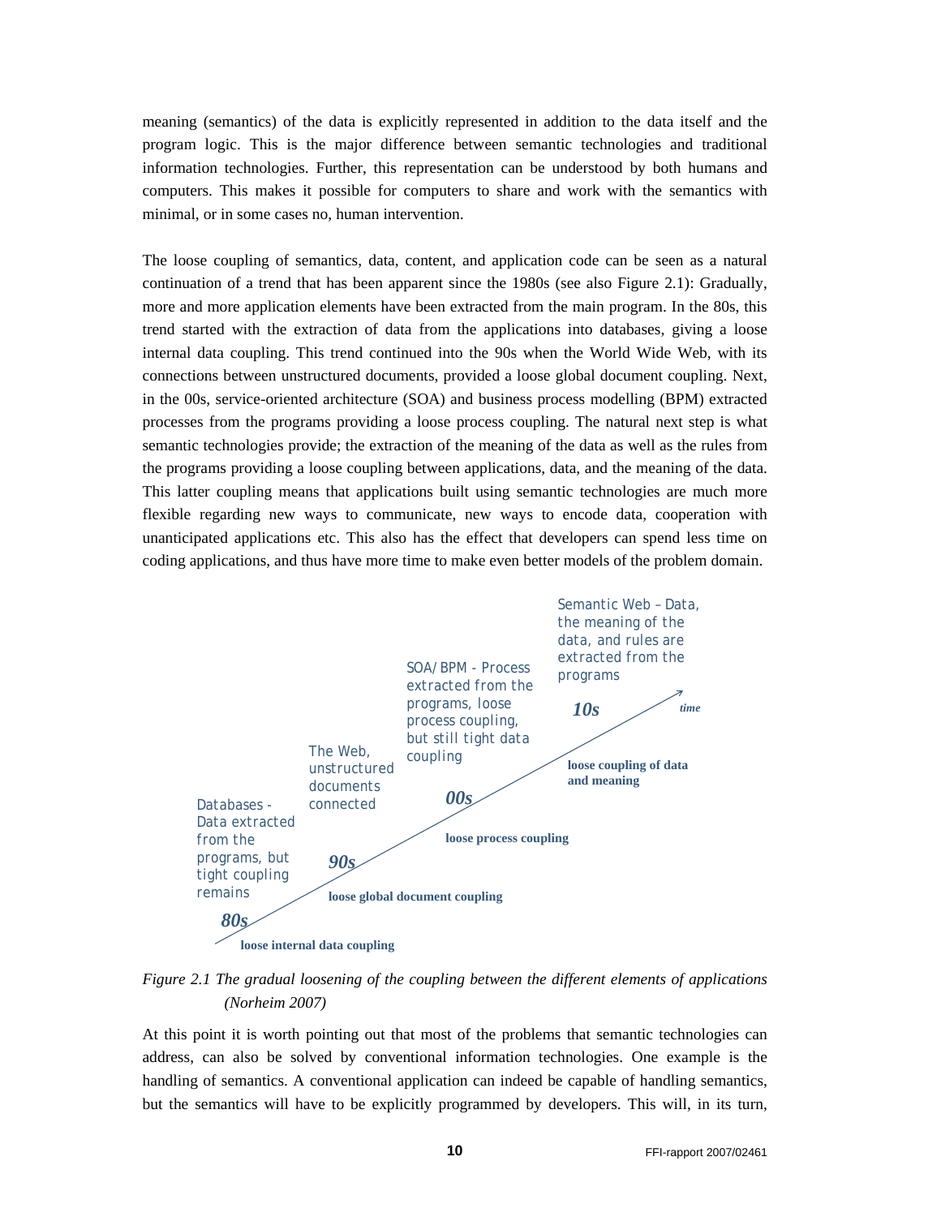meaning (semantics) of the data is explicitly represented in addition to the data itself and the program logic. This is the major difference between semantic technologies and traditional information technologies. Further, this representation can be understood by both humans and computers. This makes it possible for computers to share and work with the semantics with minimal, or in some cases no, human intervention.

The loose coupling of semantics, data, content, and application code can be seen as a natural continuation of a trend that has been apparent since the 1980s (see also Figure 2.1): Gradually, more and more application elements have been extracted from the main program. In the 80s, this trend started with the extraction of data from the applications into databases, giving a loose internal data coupling. This trend continued into the 90s when the World Wide Web, with its connections between unstructured documents, provided a loose global document coupling. Next, in the 00s, service-oriented architecture (SOA) and business process modelling (BPM) extracted processes from the programs providing a loose process coupling. The natural next step is what semantic technologies provide; the extraction of the meaning of the data as well as the rules from the programs providing a loose coupling between applications, data, and the meaning of the data. This latter coupling means that applications built using semantic technologies are much more flexible regarding new ways to communicate, new ways to encode data, cooperation with unanticipated applications etc. This also has the effect that developers can spend less time on coding applications, and thus have more time to make even better models of the problem domain.

*80s* – Databases - Data extracted from the programs, but tight coupling remains – **loose internal data coupling**

*90s* – The Web, unstructured documents connected – **loose global document coupling**

*00s* – SOA/BPM - Process extracted from the programs, loose process coupling, but still tight data coupling – **loose process coupling**

*10s* – Semantic Web – Data, the meaning of the data, and rules are extracted from the programs – **loose coupling of data and meaning**

*time*

*Figure 2.1 The gradual loosening of the coupling between the different elements of applications (Norheim 2007)*

At this point it is worth pointing out that most of the problems that semantic technologies can address, can also be solved by conventional information technologies. One example is the handling of semantics. A conventional application can indeed be capable of handling semantics, but the semantics will have to be explicitly programmed by developers. This will, in its turn,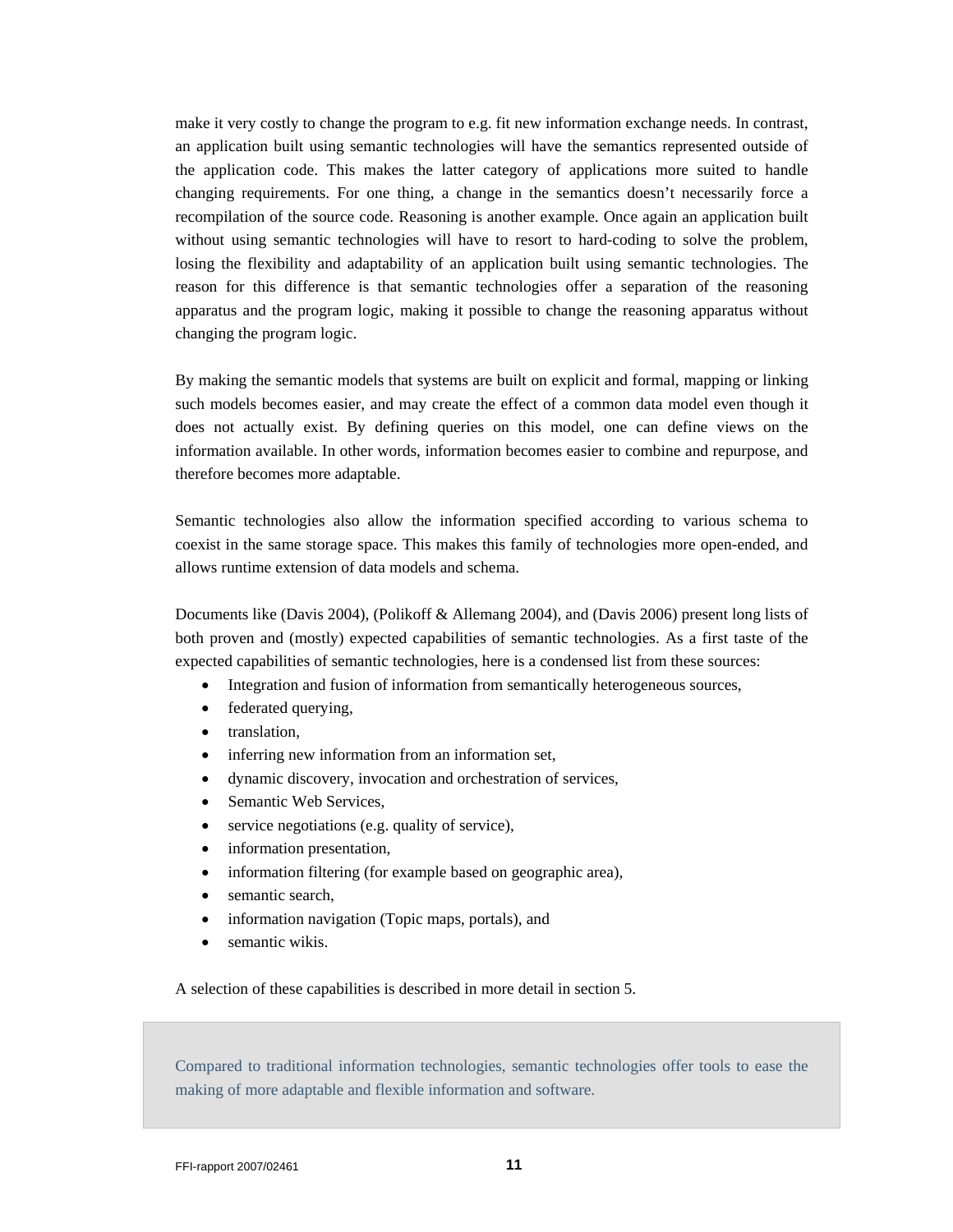make it very costly to change the program to e.g. fit new information exchange needs. In contrast, an application built using semantic technologies will have the semantics represented outside of the application code. This makes the latter category of applications more suited to handle changing requirements. For one thing, a change in the semantics doesn't necessarily force a recompilation of the source code. Reasoning is another example. Once again an application built without using semantic technologies will have to resort to hard-coding to solve the problem, losing the flexibility and adaptability of an application built using semantic technologies. The reason for this difference is that semantic technologies offer a separation of the reasoning apparatus and the program logic, making it possible to change the reasoning apparatus without changing the program logic.

By making the semantic models that systems are built on explicit and formal, mapping or linking such models becomes easier, and may create the effect of a common data model even though it does not actually exist. By defining queries on this model, one can define views on the information available. In other words, information becomes easier to combine and repurpose, and therefore becomes more adaptable.

Semantic technologies also allow the information specified according to various schema to coexist in the same storage space. This makes this family of technologies more open-ended, and allows runtime extension of data models and schema.

Documents like (Davis 2004), (Polikoff & Allemang 2004), and (Davis 2006) present long lists of both proven and (mostly) expected capabilities of semantic technologies. As a first taste of the expected capabilities of semantic technologies, here is a condensed list from these sources:

- Integration and fusion of information from semantically heterogeneous sources,
- federated querying,
- translation,
- inferring new information from an information set,
- dynamic discovery, invocation and orchestration of services,
- Semantic Web Services,
- service negotiations (e.g. quality of service),
- information presentation,
- information filtering (for example based on geographic area),
- semantic search,
- information navigation (Topic maps, portals), and
- semantic wikis.

A selection of these capabilities is described in more detail in section 5.

> Compared to traditional information technologies, semantic technologies offer tools to ease the making of more adaptable and flexible information and software.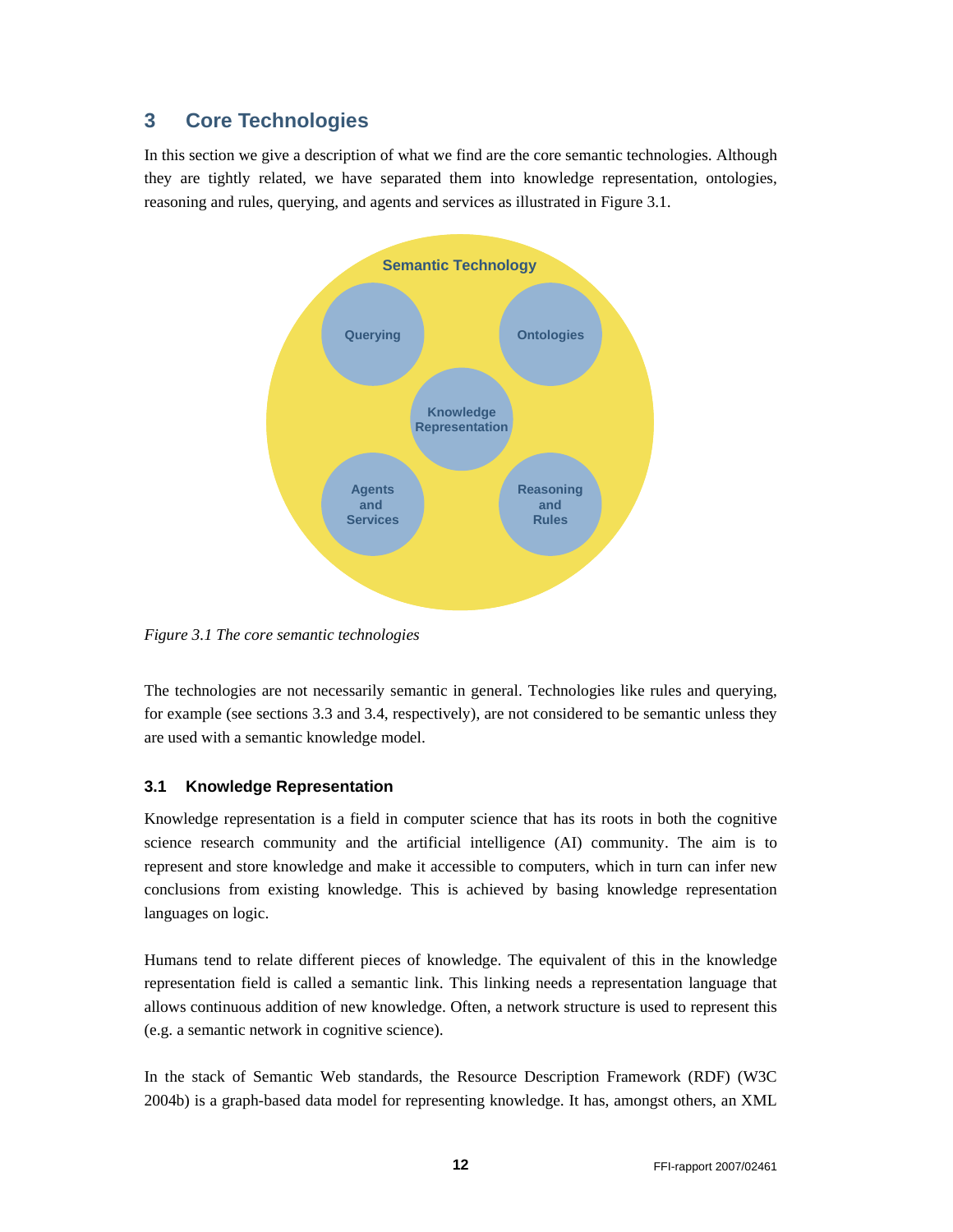# 3 Core Technologies

In this section we give a description of what we find are the core semantic technologies. Although they are tightly related, we have separated them into knowledge representation, ontologies, reasoning and rules, querying, and agents and services as illustrated in Figure 3.1.

*Figure 3.1 The core semantic technologies*

The technologies are not necessarily semantic in general. Technologies like rules and querying, for example (see sections 3.3 and 3.4, respectively), are not considered to be semantic unless they are used with a semantic knowledge model.

## 3.1 Knowledge Representation

Knowledge representation is a field in computer science that has its roots in both the cognitive science research community and the artificial intelligence (AI) community. The aim is to represent and store knowledge and make it accessible to computers, which in turn can infer new conclusions from existing knowledge. This is achieved by basing knowledge representation languages on logic.

Humans tend to relate different pieces of knowledge. The equivalent of this in the knowledge representation field is called a semantic link. This linking needs a representation language that allows continuous addition of new knowledge. Often, a network structure is used to represent this (e.g. a semantic network in cognitive science).

In the stack of Semantic Web standards, the Resource Description Framework (RDF) (W3C 2004b) is a graph-based data model for representing knowledge. It has, amongst others, an XML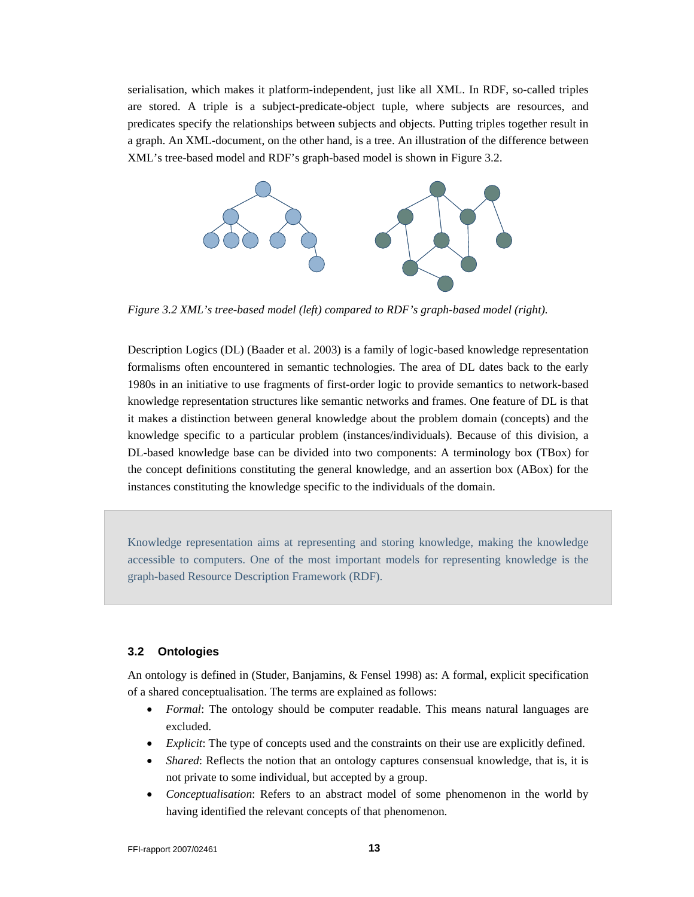serialisation, which makes it platform-independent, just like all XML. In RDF, so-called triples are stored. A triple is a subject-predicate-object tuple, where subjects are resources, and predicates specify the relationships between subjects and objects. Putting triples together result in a graph. An XML-document, on the other hand, is a tree. An illustration of the difference between XML's tree-based model and RDF's graph-based model is shown in Figure 3.2.

*Figure 3.2 XML's tree-based model (left) compared to RDF's graph-based model (right).*

Description Logics (DL) (Baader et al. 2003) is a family of logic-based knowledge representation formalisms often encountered in semantic technologies. The area of DL dates back to the early 1980s in an initiative to use fragments of first-order logic to provide semantics to network-based knowledge representation structures like semantic networks and frames. One feature of DL is that it makes a distinction between general knowledge about the problem domain (concepts) and the knowledge specific to a particular problem (instances/individuals). Because of this division, a DL-based knowledge base can be divided into two components: A terminology box (TBox) for the concept definitions constituting the general knowledge, and an assertion box (ABox) for the instances constituting the knowledge specific to the individuals of the domain.

> Knowledge representation aims at representing and storing knowledge, making the knowledge accessible to computers. One of the most important models for representing knowledge is the graph-based Resource Description Framework (RDF).

### 3.2 Ontologies

An ontology is defined in (Studer, Banjamins, & Fensel 1998) as: A formal, explicit specification of a shared conceptualisation. The terms are explained as follows:

- *Formal*: The ontology should be computer readable. This means natural languages are excluded.
- *Explicit*: The type of concepts used and the constraints on their use are explicitly defined.
- *Shared*: Reflects the notion that an ontology captures consensual knowledge, that is, it is not private to some individual, but accepted by a group.
- *Conceptualisation*: Refers to an abstract model of some phenomenon in the world by having identified the relevant concepts of that phenomenon.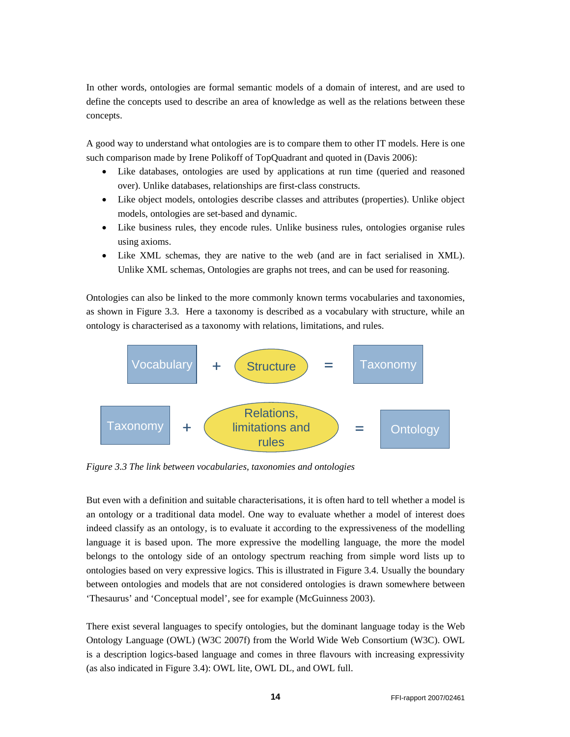In other words, ontologies are formal semantic models of a domain of interest, and are used to define the concepts used to describe an area of knowledge as well as the relations between these concepts.

A good way to understand what ontologies are is to compare them to other IT models. Here is one such comparison made by Irene Polikoff of TopQuadrant and quoted in (Davis 2006):

- Like databases, ontologies are used by applications at run time (queried and reasoned over). Unlike databases, relationships are first-class constructs.
- Like object models, ontologies describe classes and attributes (properties). Unlike object models, ontologies are set-based and dynamic.
- Like business rules, they encode rules. Unlike business rules, ontologies organise rules using axioms.
- Like XML schemas, they are native to the web (and are in fact serialised in XML). Unlike XML schemas, Ontologies are graphs not trees, and can be used for reasoning.

Ontologies can also be linked to the more commonly known terms vocabularies and taxonomies, as shown in Figure 3.3. Here a taxonomy is described as a vocabulary with structure, while an ontology is characterised as a taxonomy with relations, limitations, and rules.

Vocabulary + Structure = Taxonomy

Taxonomy + Relations, limitations and rules = Ontology

*Figure 3.3 The link between vocabularies, taxonomies and ontologies*

But even with a definition and suitable characterisations, it is often hard to tell whether a model is an ontology or a traditional data model. One way to evaluate whether a model of interest does indeed classify as an ontology, is to evaluate it according to the expressiveness of the modelling language it is based upon. The more expressive the modelling language, the more the model belongs to the ontology side of an ontology spectrum reaching from simple word lists up to ontologies based on very expressive logics. This is illustrated in Figure 3.4. Usually the boundary between ontologies and models that are not considered ontologies is drawn somewhere between 'Thesaurus' and 'Conceptual model', see for example (McGuinness 2003).

There exist several languages to specify ontologies, but the dominant language today is the Web Ontology Language (OWL) (W3C 2007f) from the World Wide Web Consortium (W3C). OWL is a description logics-based language and comes in three flavours with increasing expressivity (as also indicated in Figure 3.4): OWL lite, OWL DL, and OWL full.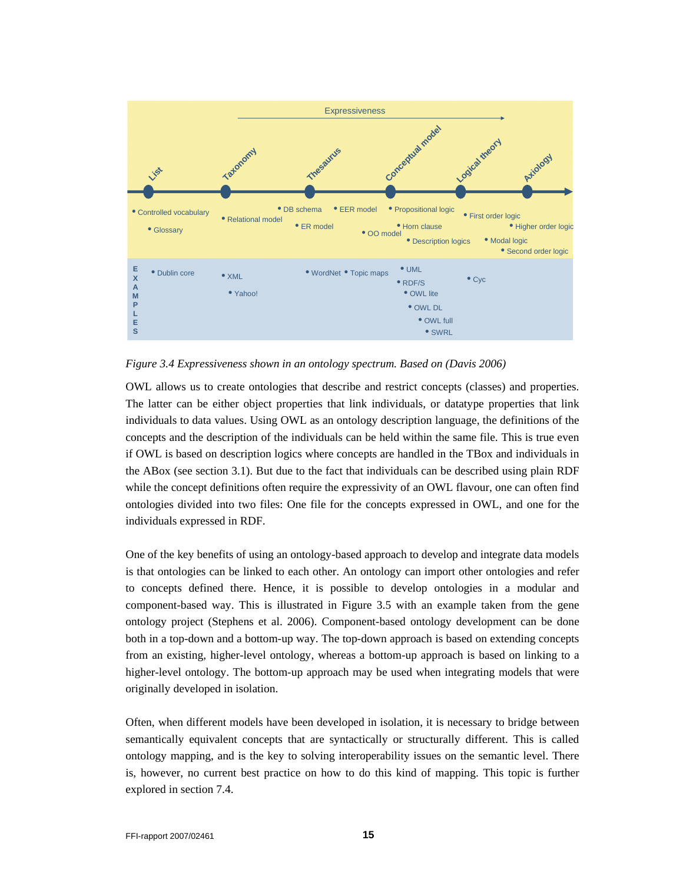Expressiveness

List — Taxonomy — Thesaurus — Conceptual model — Logical theory — Axiology

- Controlled vocabulary
- Glossary
- Relational model
- DB schema
- ER model
- EER model
- OO model
- Propositional logic
- Horn clause
- Description logics
- First order logic
- Modal logic
- Higher order logic
- Second order logic

EXAMPLES

- Dublin core
- XML
- Yahoo!
- WordNet
- Topic maps
- UML
- RDF/S
- OWL lite
- OWL DL
- OWL full
- SWRL
- Cyc

*Figure 3.4 Expressiveness shown in an ontology spectrum. Based on (Davis 2006)*

OWL allows us to create ontologies that describe and restrict concepts (classes) and properties. The latter can be either object properties that link individuals, or datatype properties that link individuals to data values. Using OWL as an ontology description language, the definitions of the concepts and the description of the individuals can be held within the same file. This is true even if OWL is based on description logics where concepts are handled in the TBox and individuals in the ABox (see section 3.1). But due to the fact that individuals can be described using plain RDF while the concept definitions often require the expressivity of an OWL flavour, one can often find ontologies divided into two files: One file for the concepts expressed in OWL, and one for the individuals expressed in RDF.

One of the key benefits of using an ontology-based approach to develop and integrate data models is that ontologies can be linked to each other. An ontology can import other ontologies and refer to concepts defined there. Hence, it is possible to develop ontologies in a modular and component-based way. This is illustrated in Figure 3.5 with an example taken from the gene ontology project (Stephens et al. 2006). Component-based ontology development can be done both in a top-down and a bottom-up way. The top-down approach is based on extending concepts from an existing, higher-level ontology, whereas a bottom-up approach is based on linking to a higher-level ontology. The bottom-up approach may be used when integrating models that were originally developed in isolation.

Often, when different models have been developed in isolation, it is necessary to bridge between semantically equivalent concepts that are syntactically or structurally different. This is called ontology mapping, and is the key to solving interoperability issues on the semantic level. There is, however, no current best practice on how to do this kind of mapping. This topic is further explored in section 7.4.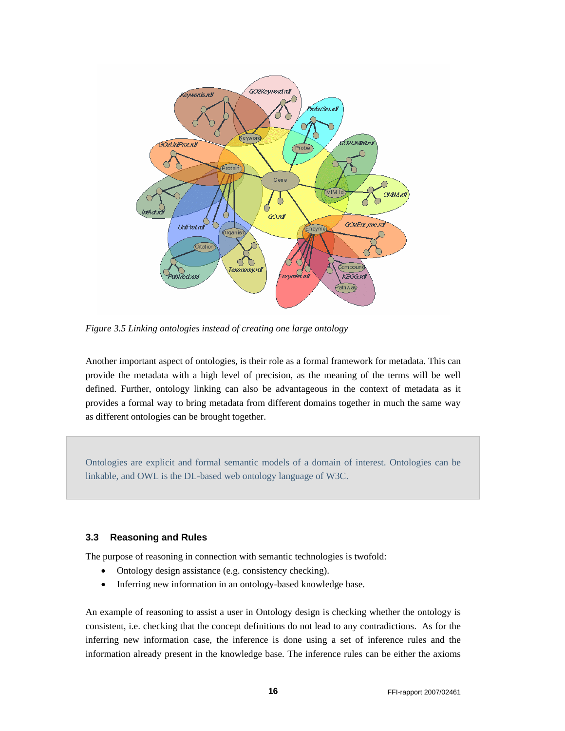*Figure 3.5 Linking ontologies instead of creating one large ontology*

Another important aspect of ontologies, is their role as a formal framework for metadata. This can provide the metadata with a high level of precision, as the meaning of the terms will be well defined. Further, ontology linking can also be advantageous in the context of metadata as it provides a formal way to bring metadata from different domains together in much the same way as different ontologies can be brought together.

> Ontologies are explicit and formal semantic models of a domain of interest. Ontologies can be linkable, and OWL is the DL-based web ontology language of W3C.

### 3.3 Reasoning and Rules

The purpose of reasoning in connection with semantic technologies is twofold:

- Ontology design assistance (e.g. consistency checking).
- Inferring new information in an ontology-based knowledge base.

An example of reasoning to assist a user in Ontology design is checking whether the ontology is consistent, i.e. checking that the concept definitions do not lead to any contradictions. As for the inferring new information case, the inference is done using a set of inference rules and the information already present in the knowledge base. The inference rules can be either the axioms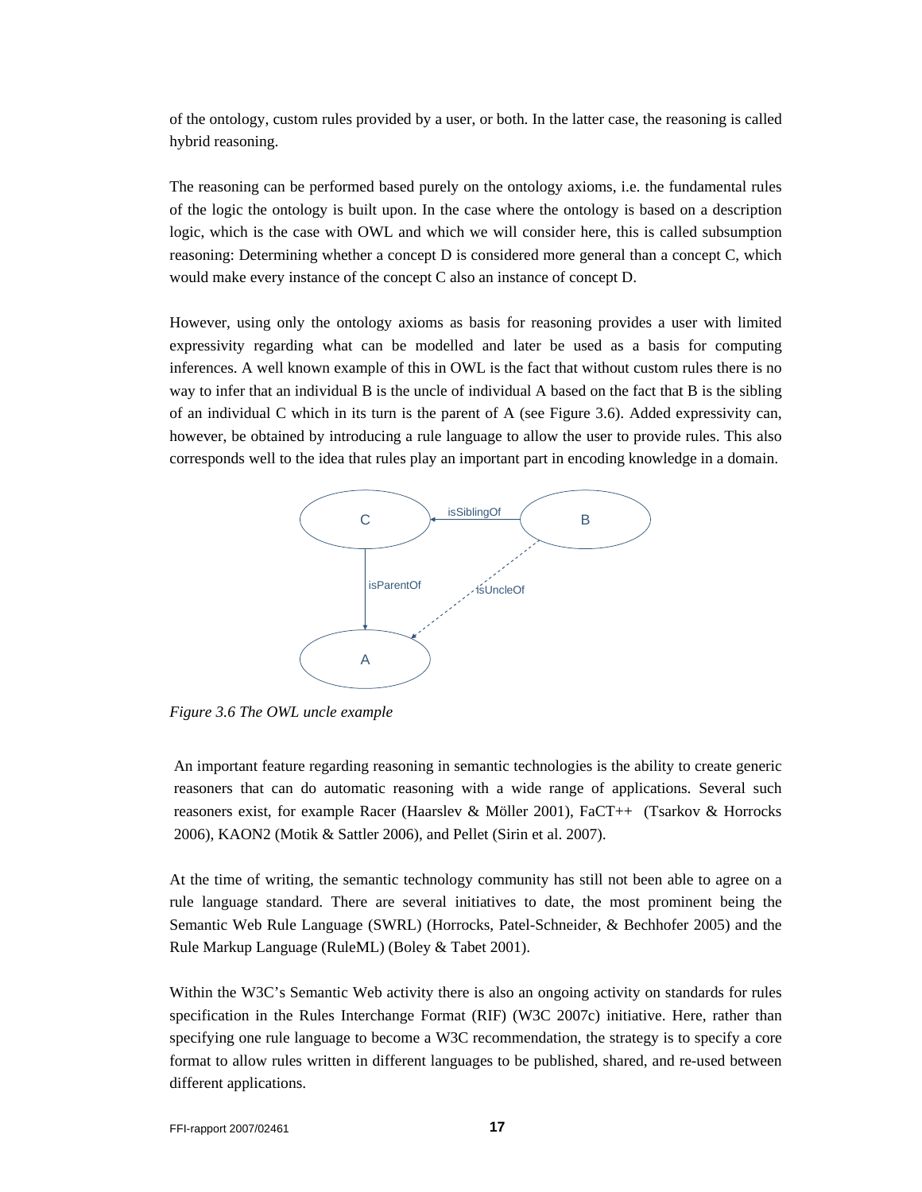of the ontology, custom rules provided by a user, or both. In the latter case, the reasoning is called hybrid reasoning.

The reasoning can be performed based purely on the ontology axioms, i.e. the fundamental rules of the logic the ontology is built upon. In the case where the ontology is based on a description logic, which is the case with OWL and which we will consider here, this is called subsumption reasoning: Determining whether a concept D is considered more general than a concept C, which would make every instance of the concept C also an instance of concept D.

However, using only the ontology axioms as basis for reasoning provides a user with limited expressivity regarding what can be modelled and later be used as a basis for computing inferences. A well known example of this in OWL is the fact that without custom rules there is no way to infer that an individual B is the uncle of individual A based on the fact that B is the sibling of an individual C which in its turn is the parent of A (see Figure 3.6). Added expressivity can, however, be obtained by introducing a rule language to allow the user to provide rules. This also corresponds well to the idea that rules play an important part in encoding knowledge in a domain.

*Figure 3.6 The OWL uncle example*

An important feature regarding reasoning in semantic technologies is the ability to create generic reasoners that can do automatic reasoning with a wide range of applications. Several such reasoners exist, for example Racer (Haarslev & Möller 2001), FaCT++ (Tsarkov & Horrocks 2006), KAON2 (Motik & Sattler 2006), and Pellet (Sirin et al. 2007).

At the time of writing, the semantic technology community has still not been able to agree on a rule language standard. There are several initiatives to date, the most prominent being the Semantic Web Rule Language (SWRL) (Horrocks, Patel-Schneider, & Bechhofer 2005) and the Rule Markup Language (RuleML) (Boley & Tabet 2001).

Within the W3C's Semantic Web activity there is also an ongoing activity on standards for rules specification in the Rules Interchange Format (RIF) (W3C 2007c) initiative. Here, rather than specifying one rule language to become a W3C recommendation, the strategy is to specify a core format to allow rules written in different languages to be published, shared, and re-used between different applications.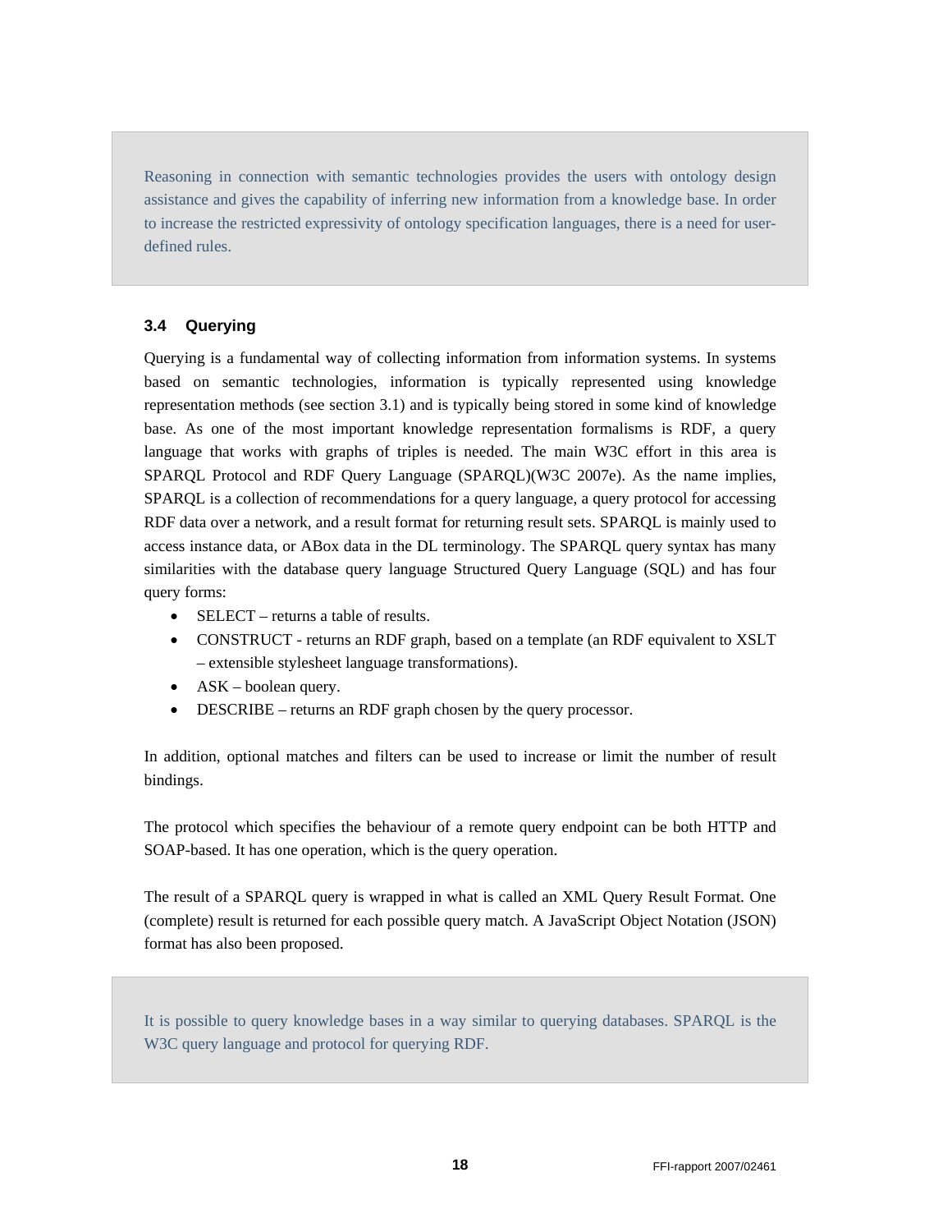> Reasoning in connection with semantic technologies provides the users with ontology design assistance and gives the capability of inferring new information from a knowledge base. In order to increase the restricted expressivity of ontology specification languages, there is a need for user-defined rules.

### 3.4 Querying

Querying is a fundamental way of collecting information from information systems. In systems based on semantic technologies, information is typically represented using knowledge representation methods (see section 3.1) and is typically being stored in some kind of knowledge base. As one of the most important knowledge representation formalisms is RDF, a query language that works with graphs of triples is needed. The main W3C effort in this area is SPARQL Protocol and RDF Query Language (SPARQL)(W3C 2007e). As the name implies, SPARQL is a collection of recommendations for a query language, a query protocol for accessing RDF data over a network, and a result format for returning result sets. SPARQL is mainly used to access instance data, or ABox data in the DL terminology. The SPARQL query syntax has many similarities with the database query language Structured Query Language (SQL) and has four query forms:

- SELECT – returns a table of results.
- CONSTRUCT - returns an RDF graph, based on a template (an RDF equivalent to XSLT – extensible stylesheet language transformations).
- ASK – boolean query.
- DESCRIBE – returns an RDF graph chosen by the query processor.

In addition, optional matches and filters can be used to increase or limit the number of result bindings.

The protocol which specifies the behaviour of a remote query endpoint can be both HTTP and SOAP-based. It has one operation, which is the query operation.

The result of a SPARQL query is wrapped in what is called an XML Query Result Format. One (complete) result is returned for each possible query match. A JavaScript Object Notation (JSON) format has also been proposed.

> It is possible to query knowledge bases in a way similar to querying databases. SPARQL is the W3C query language and protocol for querying RDF.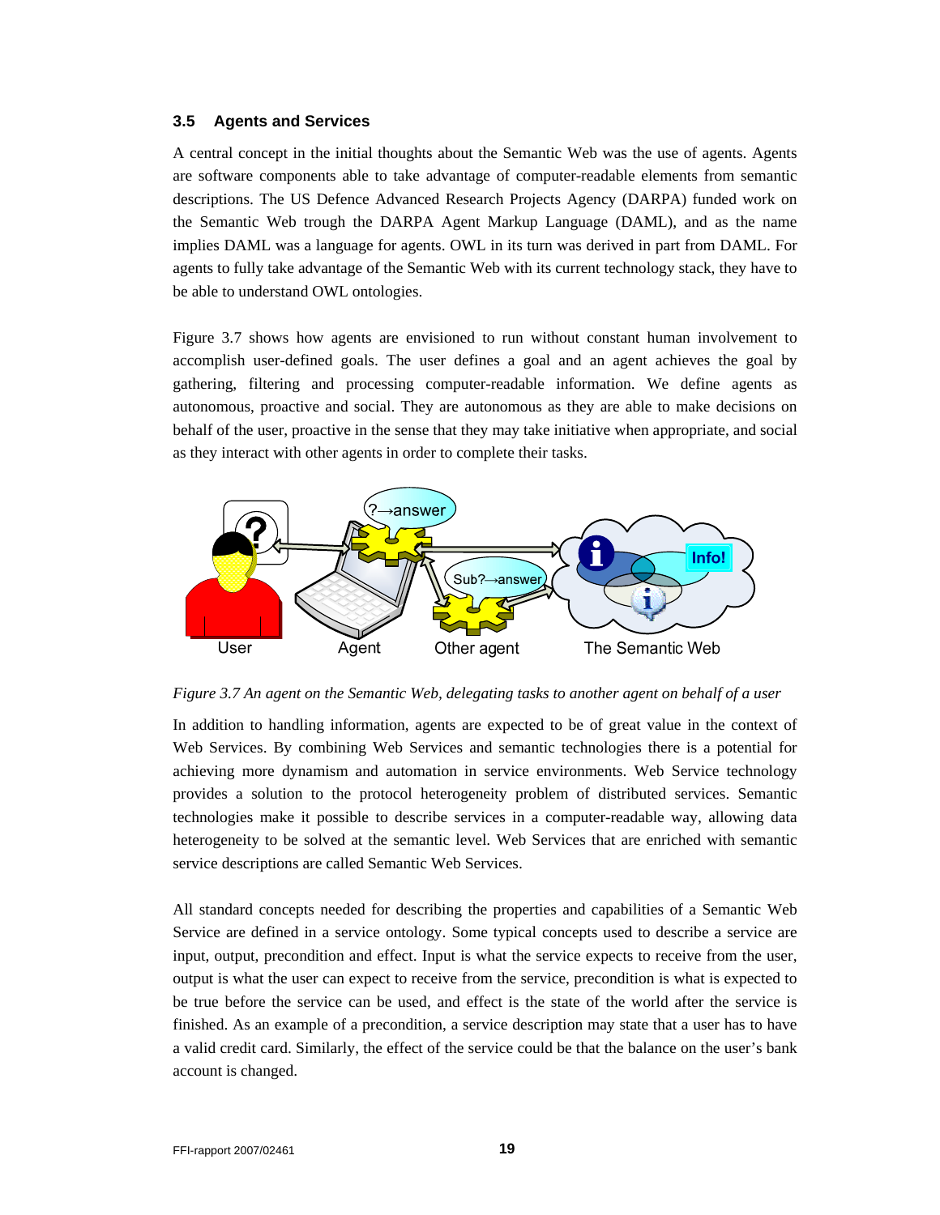### 3.5 Agents and Services

A central concept in the initial thoughts about the Semantic Web was the use of agents. Agents are software components able to take advantage of computer-readable elements from semantic descriptions. The US Defence Advanced Research Projects Agency (DARPA) funded work on the Semantic Web trough the DARPA Agent Markup Language (DAML), and as the name implies DAML was a language for agents. OWL in its turn was derived in part from DAML. For agents to fully take advantage of the Semantic Web with its current technology stack, they have to be able to understand OWL ontologies.

Figure 3.7 shows how agents are envisioned to run without constant human involvement to accomplish user-defined goals. The user defines a goal and an agent achieves the goal by gathering, filtering and processing computer-readable information. We define agents as autonomous, proactive and social. They are autonomous as they are able to make decisions on behalf of the user, proactive in the sense that they may take initiative when appropriate, and social as they interact with other agents in order to complete their tasks.

*Figure 3.7 An agent on the Semantic Web, delegating tasks to another agent on behalf of a user*

In addition to handling information, agents are expected to be of great value in the context of Web Services. By combining Web Services and semantic technologies there is a potential for achieving more dynamism and automation in service environments. Web Service technology provides a solution to the protocol heterogeneity problem of distributed services. Semantic technologies make it possible to describe services in a computer-readable way, allowing data heterogeneity to be solved at the semantic level. Web Services that are enriched with semantic service descriptions are called Semantic Web Services.

All standard concepts needed for describing the properties and capabilities of a Semantic Web Service are defined in a service ontology. Some typical concepts used to describe a service are input, output, precondition and effect. Input is what the service expects to receive from the user, output is what the user can expect to receive from the service, precondition is what is expected to be true before the service can be used, and effect is the state of the world after the service is finished. As an example of a precondition, a service description may state that a user has to have a valid credit card. Similarly, the effect of the service could be that the balance on the user's bank account is changed.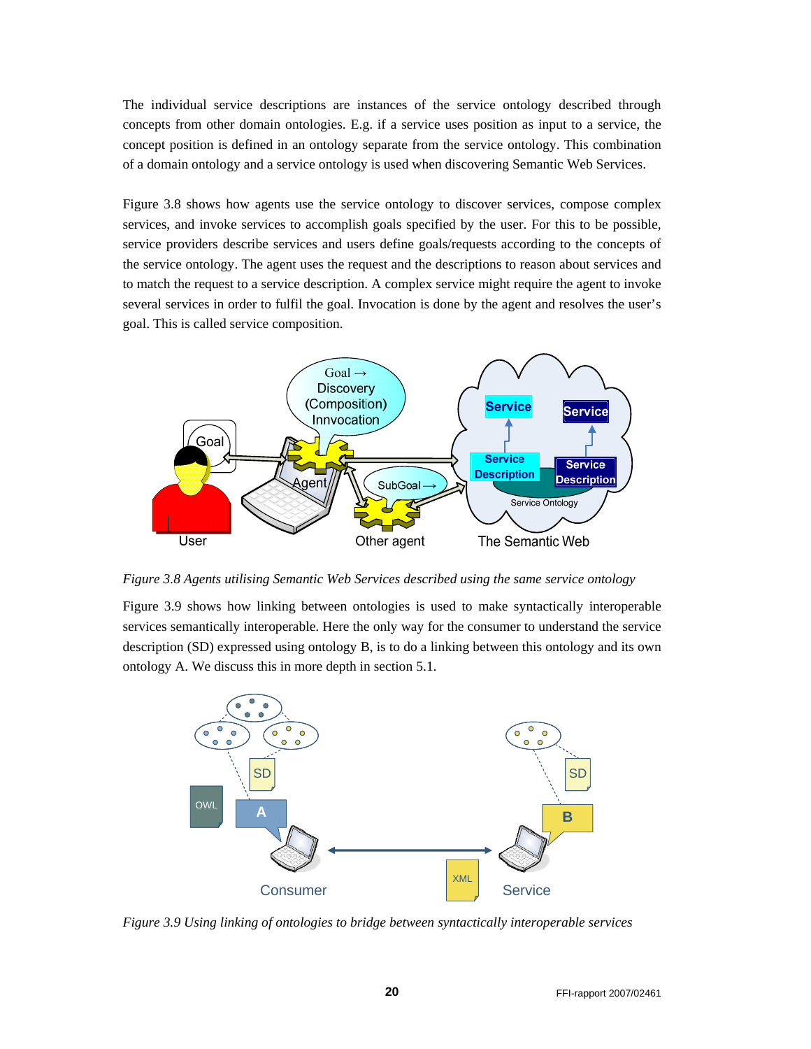The individual service descriptions are instances of the service ontology described through concepts from other domain ontologies. E.g. if a service uses position as input to a service, the concept position is defined in an ontology separate from the service ontology. This combination of a domain ontology and a service ontology is used when discovering Semantic Web Services.

Figure 3.8 shows how agents use the service ontology to discover services, compose complex services, and invoke services to accomplish goals specified by the user. For this to be possible, service providers describe services and users define goals/requests according to the concepts of the service ontology. The agent uses the request and the descriptions to reason about services and to match the request to a service description. A complex service might require the agent to invoke several services in order to fulfil the goal. Invocation is done by the agent and resolves the user's goal. This is called service composition.

*Figure 3.8 Agents utilising Semantic Web Services described using the same service ontology*

Figure 3.9 shows how linking between ontologies is used to make syntactically interoperable services semantically interoperable. Here the only way for the consumer to understand the service description (SD) expressed using ontology B, is to do a linking between this ontology and its own ontology A. We discuss this in more depth in section 5.1.

*Figure 3.9 Using linking of ontologies to bridge between syntactically interoperable services*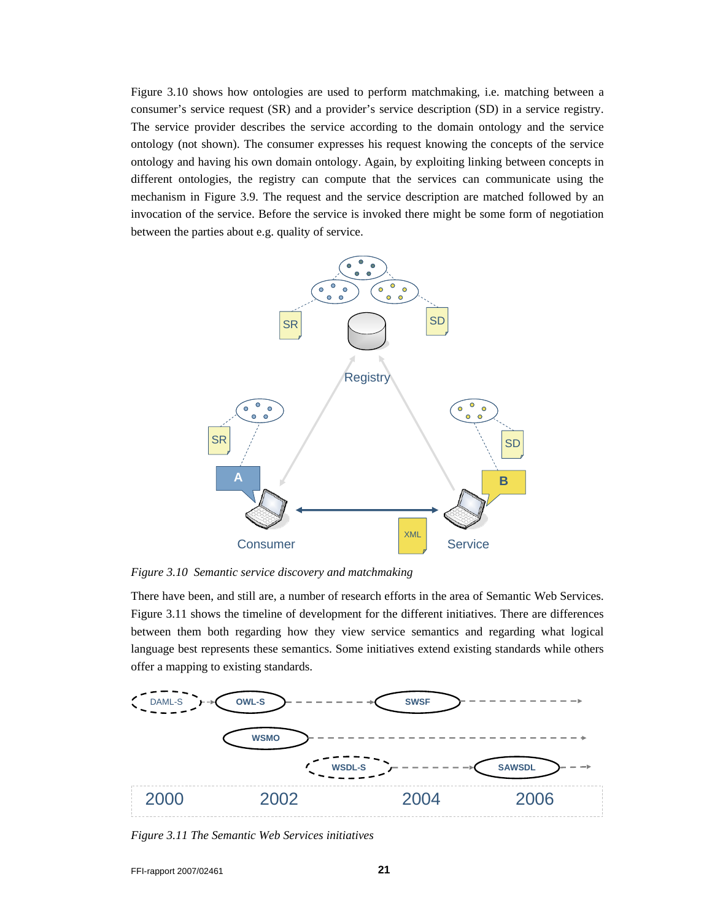Figure 3.10 shows how ontologies are used to perform matchmaking, i.e. matching between a consumer's service request (SR) and a provider's service description (SD) in a service registry. The service provider describes the service according to the domain ontology and the service ontology (not shown). The consumer expresses his request knowing the concepts of the service ontology and having his own domain ontology. Again, by exploiting linking between concepts in different ontologies, the registry can compute that the services can communicate using the mechanism in Figure 3.9. The request and the service description are matched followed by an invocation of the service. Before the service is invoked there might be some form of negotiation between the parties about e.g. quality of service.

*Figure 3.10 Semantic service discovery and matchmaking*

There have been, and still are, a number of research efforts in the area of Semantic Web Services. Figure 3.11 shows the timeline of development for the different initiatives. There are differences between them both regarding how they view service semantics and regarding what logical language best represents these semantics. Some initiatives extend existing standards while others offer a mapping to existing standards.

*Figure 3.11 The Semantic Web Services initiatives*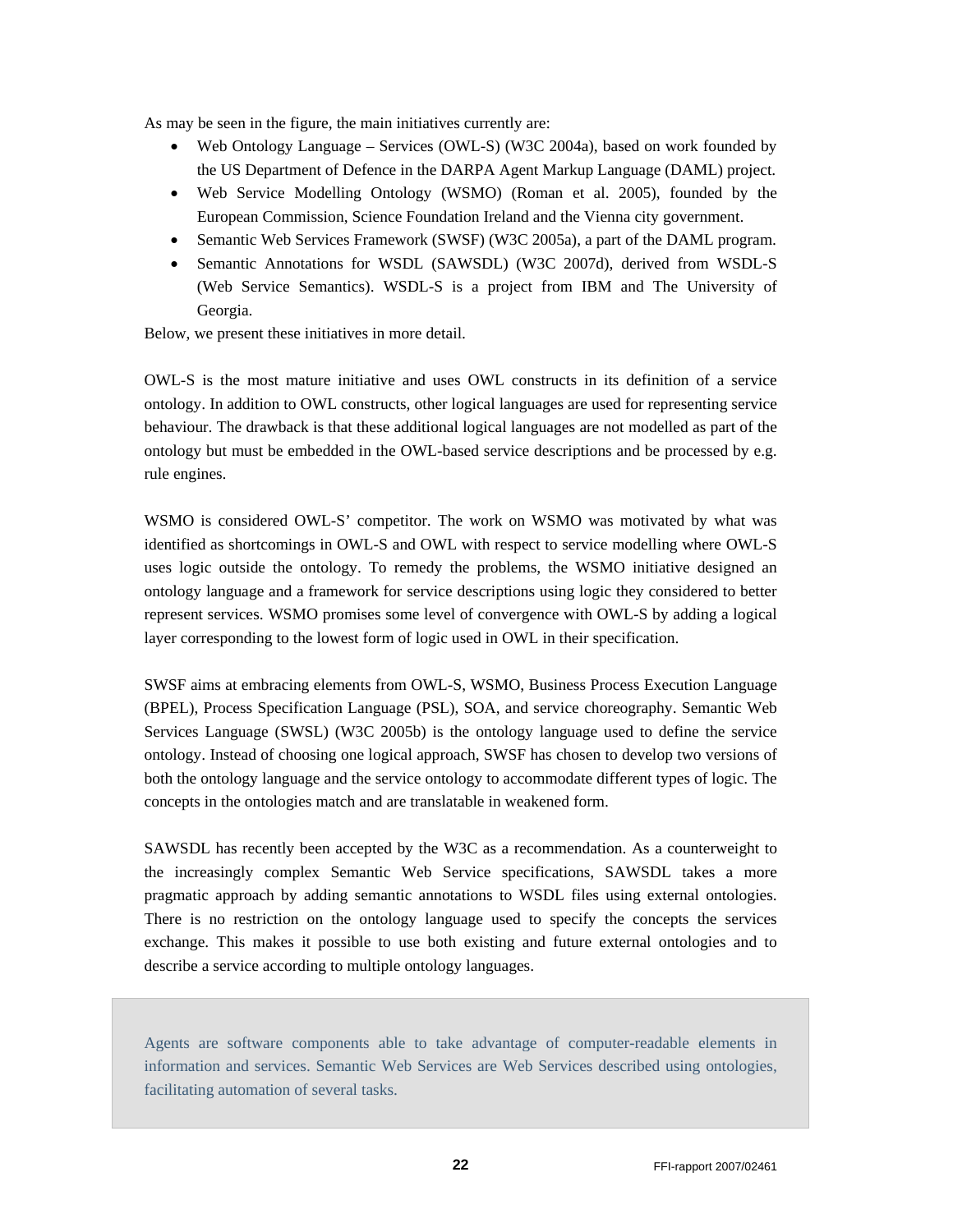As may be seen in the figure, the main initiatives currently are:

- Web Ontology Language – Services (OWL-S) (W3C 2004a), based on work founded by the US Department of Defence in the DARPA Agent Markup Language (DAML) project.
- Web Service Modelling Ontology (WSMO) (Roman et al. 2005), founded by the European Commission, Science Foundation Ireland and the Vienna city government.
- Semantic Web Services Framework (SWSF) (W3C 2005a), a part of the DAML program.
- Semantic Annotations for WSDL (SAWSDL) (W3C 2007d), derived from WSDL-S (Web Service Semantics). WSDL-S is a project from IBM and The University of Georgia.

Below, we present these initiatives in more detail.

OWL-S is the most mature initiative and uses OWL constructs in its definition of a service ontology. In addition to OWL constructs, other logical languages are used for representing service behaviour. The drawback is that these additional logical languages are not modelled as part of the ontology but must be embedded in the OWL-based service descriptions and be processed by e.g. rule engines.

WSMO is considered OWL-S' competitor. The work on WSMO was motivated by what was identified as shortcomings in OWL-S and OWL with respect to service modelling where OWL-S uses logic outside the ontology. To remedy the problems, the WSMO initiative designed an ontology language and a framework for service descriptions using logic they considered to better represent services. WSMO promises some level of convergence with OWL-S by adding a logical layer corresponding to the lowest form of logic used in OWL in their specification.

SWSF aims at embracing elements from OWL-S, WSMO, Business Process Execution Language (BPEL), Process Specification Language (PSL), SOA, and service choreography. Semantic Web Services Language (SWSL) (W3C 2005b) is the ontology language used to define the service ontology. Instead of choosing one logical approach, SWSF has chosen to develop two versions of both the ontology language and the service ontology to accommodate different types of logic. The concepts in the ontologies match and are translatable in weakened form.

SAWSDL has recently been accepted by the W3C as a recommendation. As a counterweight to the increasingly complex Semantic Web Service specifications, SAWSDL takes a more pragmatic approach by adding semantic annotations to WSDL files using external ontologies. There is no restriction on the ontology language used to specify the concepts the services exchange. This makes it possible to use both existing and future external ontologies and to describe a service according to multiple ontology languages.

> Agents are software components able to take advantage of computer-readable elements in information and services. Semantic Web Services are Web Services described using ontologies, facilitating automation of several tasks.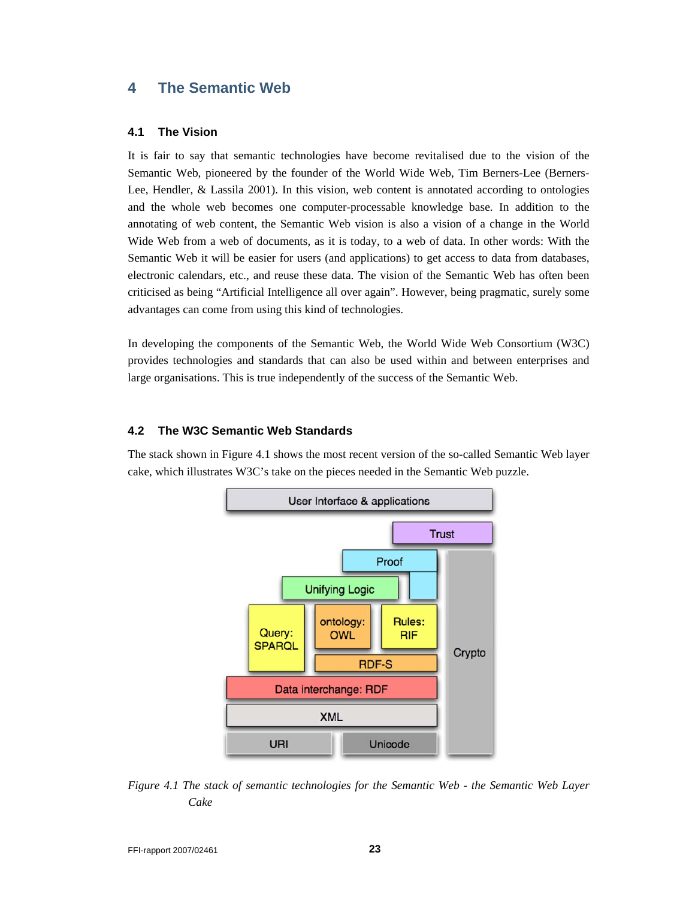# 4 The Semantic Web

## 4.1 The Vision

It is fair to say that semantic technologies have become revitalised due to the vision of the Semantic Web, pioneered by the founder of the World Wide Web, Tim Berners-Lee (Berners-Lee, Hendler, & Lassila 2001). In this vision, web content is annotated according to ontologies and the whole web becomes one computer-processable knowledge base. In addition to the annotating of web content, the Semantic Web vision is also a vision of a change in the World Wide Web from a web of documents, as it is today, to a web of data. In other words: With the Semantic Web it will be easier for users (and applications) to get access to data from databases, electronic calendars, etc., and reuse these data. The vision of the Semantic Web has often been criticised as being "Artificial Intelligence all over again". However, being pragmatic, surely some advantages can come from using this kind of technologies.

In developing the components of the Semantic Web, the World Wide Web Consortium (W3C) provides technologies and standards that can also be used within and between enterprises and large organisations. This is true independently of the success of the Semantic Web.

## 4.2 The W3C Semantic Web Standards

The stack shown in Figure 4.1 shows the most recent version of the so-called Semantic Web layer cake, which illustrates W3C's take on the pieces needed in the Semantic Web puzzle.

*Figure 4.1 The stack of semantic technologies for the Semantic Web - the Semantic Web Layer Cake*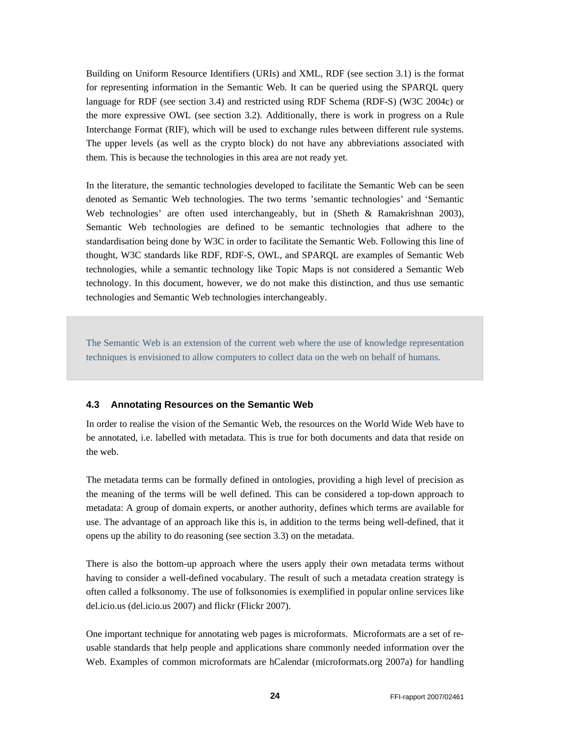Building on Uniform Resource Identifiers (URIs) and XML, RDF (see section 3.1) is the format for representing information in the Semantic Web. It can be queried using the SPARQL query language for RDF (see section 3.4) and restricted using RDF Schema (RDF-S) (W3C 2004c) or the more expressive OWL (see section 3.2). Additionally, there is work in progress on a Rule Interchange Format (RIF), which will be used to exchange rules between different rule systems. The upper levels (as well as the crypto block) do not have any abbreviations associated with them. This is because the technologies in this area are not ready yet.

In the literature, the semantic technologies developed to facilitate the Semantic Web can be seen denoted as Semantic Web technologies. The two terms 'semantic technologies' and 'Semantic Web technologies' are often used interchangeably, but in (Sheth & Ramakrishnan 2003), Semantic Web technologies are defined to be semantic technologies that adhere to the standardisation being done by W3C in order to facilitate the Semantic Web. Following this line of thought, W3C standards like RDF, RDF-S, OWL, and SPARQL are examples of Semantic Web technologies, while a semantic technology like Topic Maps is not considered a Semantic Web technology. In this document, however, we do not make this distinction, and thus use semantic technologies and Semantic Web technologies interchangeably.

> The Semantic Web is an extension of the current web where the use of knowledge representation techniques is envisioned to allow computers to collect data on the web on behalf of humans.

### 4.3 Annotating Resources on the Semantic Web

In order to realise the vision of the Semantic Web, the resources on the World Wide Web have to be annotated, i.e. labelled with metadata. This is true for both documents and data that reside on the web.

The metadata terms can be formally defined in ontologies, providing a high level of precision as the meaning of the terms will be well defined. This can be considered a top-down approach to metadata: A group of domain experts, or another authority, defines which terms are available for use. The advantage of an approach like this is, in addition to the terms being well-defined, that it opens up the ability to do reasoning (see section 3.3) on the metadata.

There is also the bottom-up approach where the users apply their own metadata terms without having to consider a well-defined vocabulary. The result of such a metadata creation strategy is often called a folksonomy. The use of folksonomies is exemplified in popular online services like del.icio.us (del.icio.us 2007) and flickr (Flickr 2007).

One important technique for annotating web pages is microformats. Microformats are a set of re-usable standards that help people and applications share commonly needed information over the Web. Examples of common microformats are hCalendar (microformats.org 2007a) for handling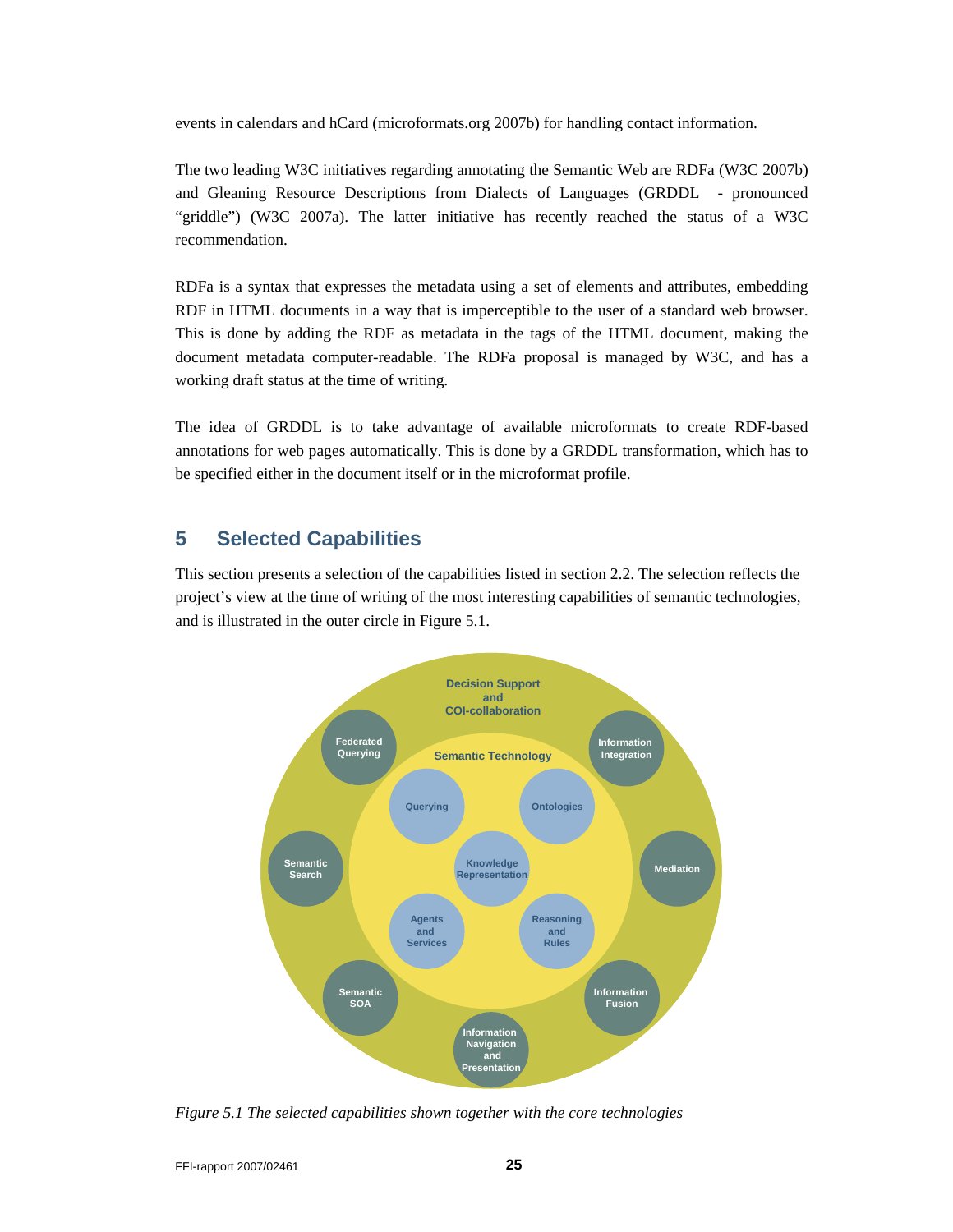events in calendars and hCard (microformats.org 2007b) for handling contact information.

The two leading W3C initiatives regarding annotating the Semantic Web are RDFa (W3C 2007b) and Gleaning Resource Descriptions from Dialects of Languages (GRDDL - pronounced "griddle") (W3C 2007a). The latter initiative has recently reached the status of a W3C recommendation.

RDFa is a syntax that expresses the metadata using a set of elements and attributes, embedding RDF in HTML documents in a way that is imperceptible to the user of a standard web browser. This is done by adding the RDF as metadata in the tags of the HTML document, making the document metadata computer-readable. The RDFa proposal is managed by W3C, and has a working draft status at the time of writing.

The idea of GRDDL is to take advantage of available microformats to create RDF-based annotations for web pages automatically. This is done by a GRDDL transformation, which has to be specified either in the document itself or in the microformat profile.

# 5 Selected Capabilities

This section presents a selection of the capabilities listed in section 2.2. The selection reflects the project's view at the time of writing of the most interesting capabilities of semantic technologies, and is illustrated in the outer circle in Figure 5.1.

*Figure 5.1 The selected capabilities shown together with the core technologies*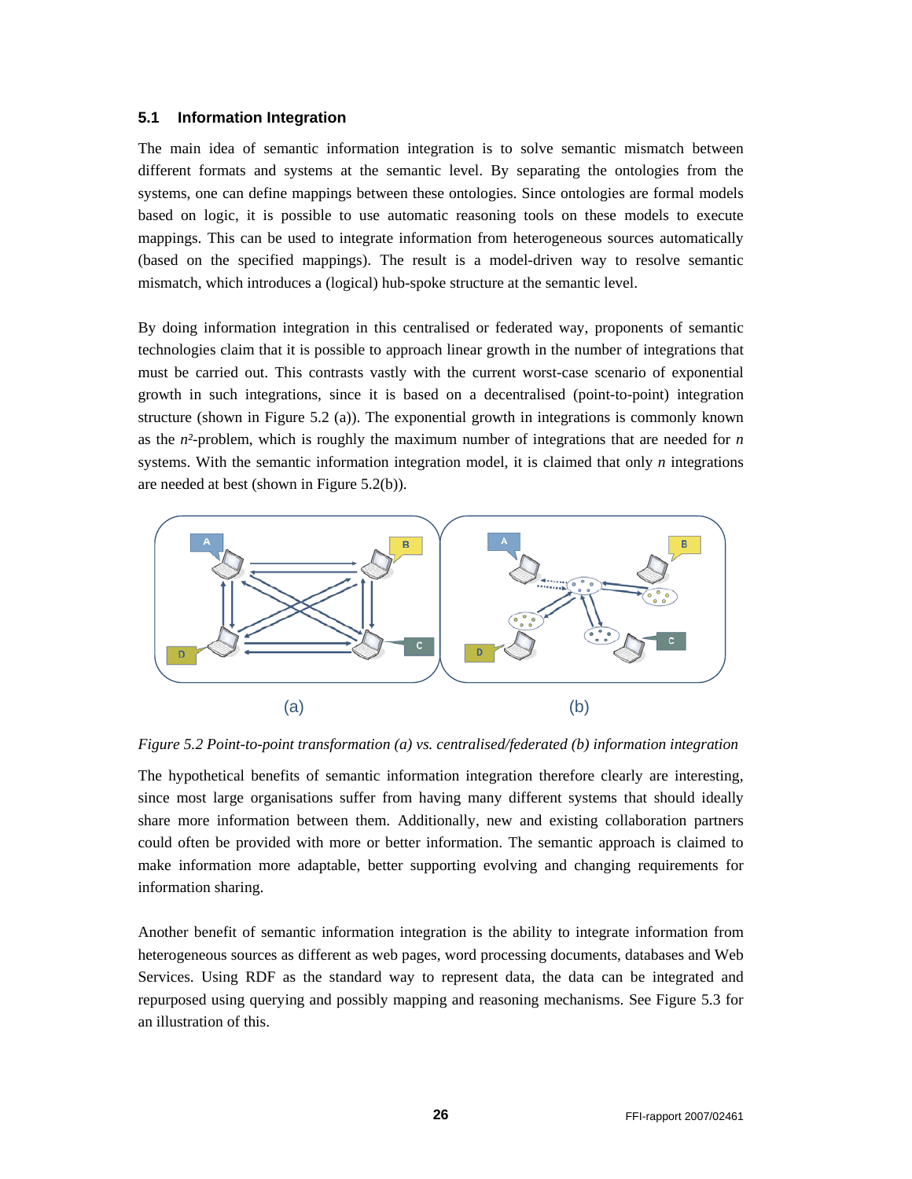### 5.1 Information Integration

The main idea of semantic information integration is to solve semantic mismatch between different formats and systems at the semantic level. By separating the ontologies from the systems, one can define mappings between these ontologies. Since ontologies are formal models based on logic, it is possible to use automatic reasoning tools on these models to execute mappings. This can be used to integrate information from heterogeneous sources automatically (based on the specified mappings). The result is a model-driven way to resolve semantic mismatch, which introduces a (logical) hub-spoke structure at the semantic level.

By doing information integration in this centralised or federated way, proponents of semantic technologies claim that it is possible to approach linear growth in the number of integrations that must be carried out. This contrasts vastly with the current worst-case scenario of exponential growth in such integrations, since it is based on a decentralised (point-to-point) integration structure (shown in Figure 5.2 (a)). The exponential growth in integrations is commonly known as the $n^2$-problem, which is roughly the maximum number of integrations that are needed for $n$ systems. With the semantic information integration model, it is claimed that only $n$ integrations are needed at best (shown in Figure 5.2(b)).

*Figure 5.2 Point-to-point transformation (a) vs. centralised/federated (b) information integration*

The hypothetical benefits of semantic information integration therefore clearly are interesting, since most large organisations suffer from having many different systems that should ideally share more information between them. Additionally, new and existing collaboration partners could often be provided with more or better information. The semantic approach is claimed to make information more adaptable, better supporting evolving and changing requirements for information sharing.

Another benefit of semantic information integration is the ability to integrate information from heterogeneous sources as different as web pages, word processing documents, databases and Web Services. Using RDF as the standard way to represent data, the data can be integrated and repurposed using querying and possibly mapping and reasoning mechanisms. See Figure 5.3 for an illustration of this.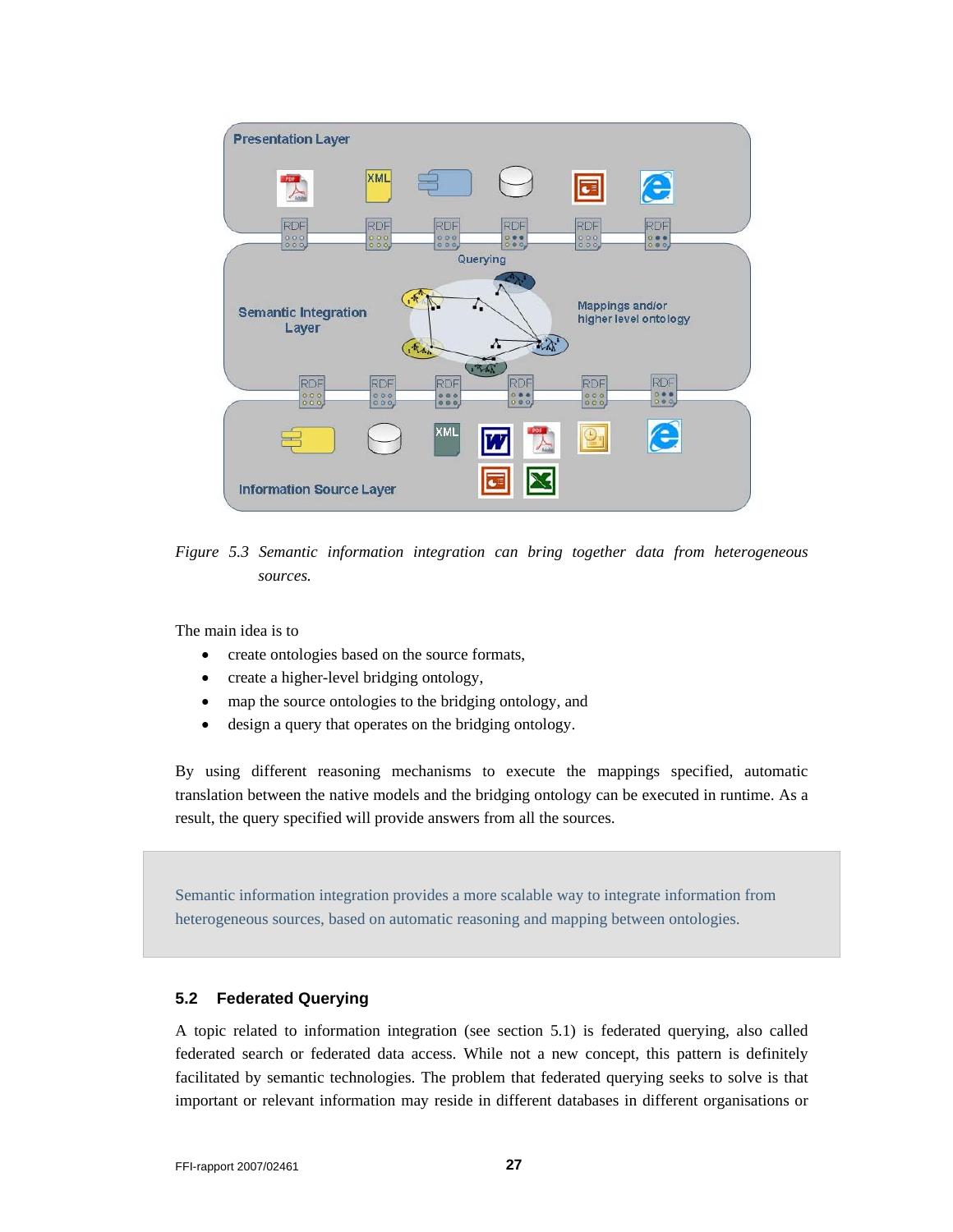*Figure 5.3 Semantic information integration can bring together data from heterogeneous sources.*

The main idea is to

- create ontologies based on the source formats,
- create a higher-level bridging ontology,
- map the source ontologies to the bridging ontology, and
- design a query that operates on the bridging ontology.

By using different reasoning mechanisms to execute the mappings specified, automatic translation between the native models and the bridging ontology can be executed in runtime. As a result, the query specified will provide answers from all the sources.

> Semantic information integration provides a more scalable way to integrate information from heterogeneous sources, based on automatic reasoning and mapping between ontologies.

### 5.2 Federated Querying

A topic related to information integration (see section 5.1) is federated querying, also called federated search or federated data access. While not a new concept, this pattern is definitely facilitated by semantic technologies. The problem that federated querying seeks to solve is that important or relevant information may reside in different databases in different organisations or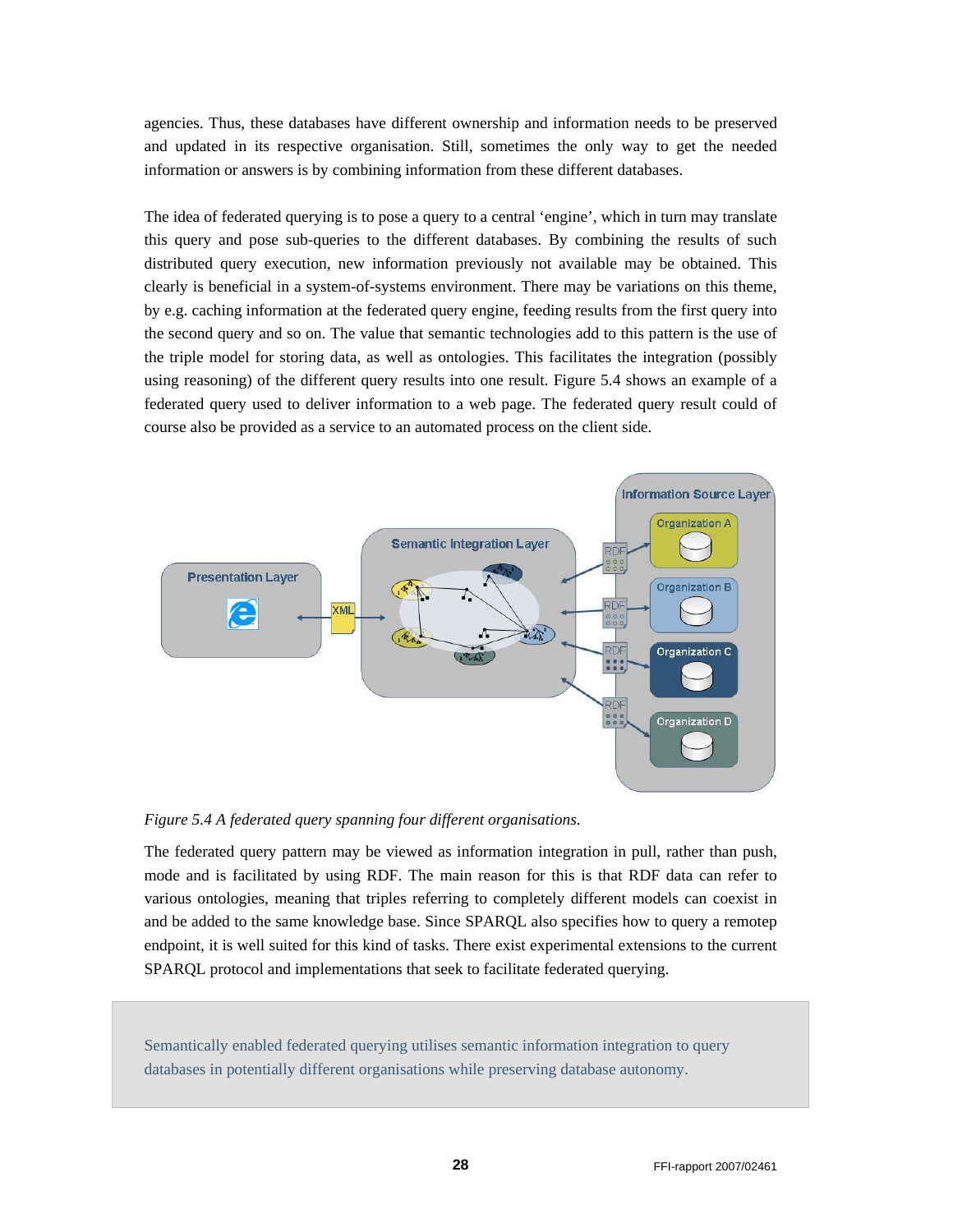agencies. Thus, these databases have different ownership and information needs to be preserved and updated in its respective organisation. Still, sometimes the only way to get the needed information or answers is by combining information from these different databases.

The idea of federated querying is to pose a query to a central 'engine', which in turn may translate this query and pose sub-queries to the different databases. By combining the results of such distributed query execution, new information previously not available may be obtained. This clearly is beneficial in a system-of-systems environment. There may be variations on this theme, by e.g. caching information at the federated query engine, feeding results from the first query into the second query and so on. The value that semantic technologies add to this pattern is the use of the triple model for storing data, as well as ontologies. This facilitates the integration (possibly using reasoning) of the different query results into one result. Figure 5.4 shows an example of a federated query used to deliver information to a web page. The federated query result could of course also be provided as a service to an automated process on the client side.

*Figure 5.4 A federated query spanning four different organisations.*

The federated query pattern may be viewed as information integration in pull, rather than push, mode and is facilitated by using RDF. The main reason for this is that RDF data can refer to various ontologies, meaning that triples referring to completely different models can coexist in and be added to the same knowledge base. Since SPARQL also specifies how to query a remotep endpoint, it is well suited for this kind of tasks. There exist experimental extensions to the current SPARQL protocol and implementations that seek to facilitate federated querying.

Semantically enabled federated querying utilises semantic information integration to query databases in potentially different organisations while preserving database autonomy.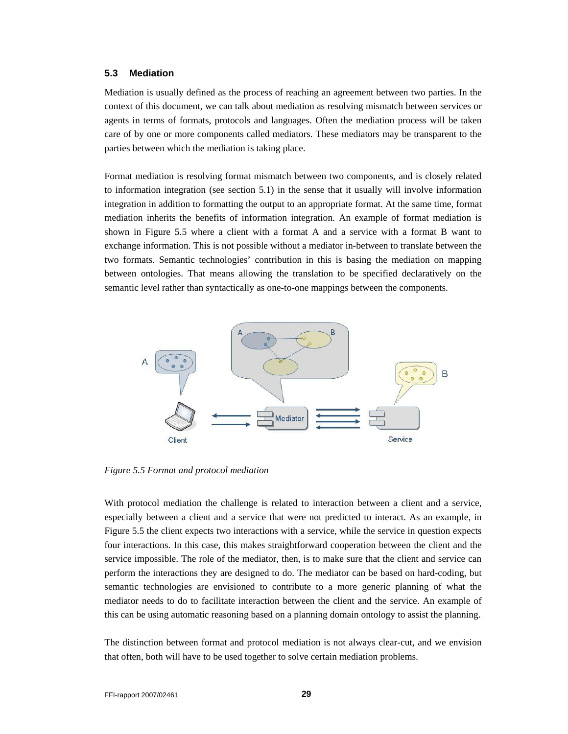### 5.3 Mediation

Mediation is usually defined as the process of reaching an agreement between two parties. In the context of this document, we can talk about mediation as resolving mismatch between services or agents in terms of formats, protocols and languages. Often the mediation process will be taken care of by one or more components called mediators. These mediators may be transparent to the parties between which the mediation is taking place.

Format mediation is resolving format mismatch between two components, and is closely related to information integration (see section 5.1) in the sense that it usually will involve information integration in addition to formatting the output to an appropriate format. At the same time, format mediation inherits the benefits of information integration. An example of format mediation is shown in Figure 5.5 where a client with a format A and a service with a format B want to exchange information. This is not possible without a mediator in-between to translate between the two formats. Semantic technologies' contribution in this is basing the mediation on mapping between ontologies. That means allowing the translation to be specified declaratively on the semantic level rather than syntactically as one-to-one mappings between the components.

*Figure 5.5 Format and protocol mediation*

With protocol mediation the challenge is related to interaction between a client and a service, especially between a client and a service that were not predicted to interact. As an example, in Figure 5.5 the client expects two interactions with a service, while the service in question expects four interactions. In this case, this makes straightforward cooperation between the client and the service impossible. The role of the mediator, then, is to make sure that the client and service can perform the interactions they are designed to do. The mediator can be based on hard-coding, but semantic technologies are envisioned to contribute to a more generic planning of what the mediator needs to do to facilitate interaction between the client and the service. An example of this can be using automatic reasoning based on a planning domain ontology to assist the planning.

The distinction between format and protocol mediation is not always clear-cut, and we envision that often, both will have to be used together to solve certain mediation problems.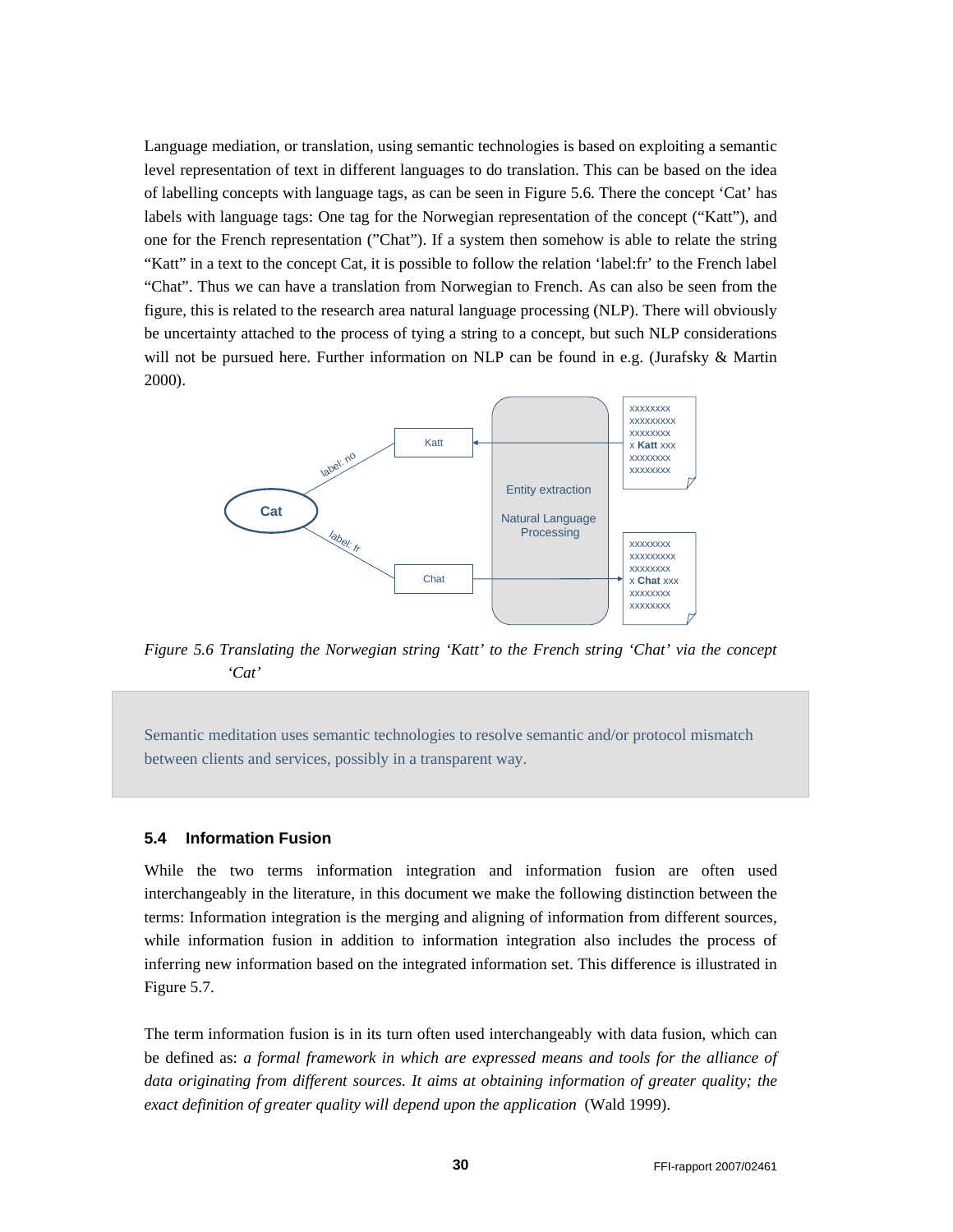Language mediation, or translation, using semantic technologies is based on exploiting a semantic level representation of text in different languages to do translation. This can be based on the idea of labelling concepts with language tags, as can be seen in Figure 5.6. There the concept 'Cat' has labels with language tags: One tag for the Norwegian representation of the concept ("Katt"), and one for the French representation ("Chat"). If a system then somehow is able to relate the string "Katt" in a text to the concept Cat, it is possible to follow the relation 'label:fr' to the French label "Chat". Thus we can have a translation from Norwegian to French. As can also be seen from the figure, this is related to the research area natural language processing (NLP). There will obviously be uncertainty attached to the process of tying a string to a concept, but such NLP considerations will not be pursued here. Further information on NLP can be found in e.g. (Jurafsky & Martin 2000).

*Figure 5.6 Translating the Norwegian string 'Katt' to the French string 'Chat' via the concept 'Cat'*

> Semantic meditation uses semantic technologies to resolve semantic and/or protocol mismatch between clients and services, possibly in a transparent way.

### 5.4 Information Fusion

While the two terms information integration and information fusion are often used interchangeably in the literature, in this document we make the following distinction between the terms: Information integration is the merging and aligning of information from different sources, while information fusion in addition to information integration also includes the process of inferring new information based on the integrated information set. This difference is illustrated in Figure 5.7.

The term information fusion is in its turn often used interchangeably with data fusion, which can be defined as: *a formal framework in which are expressed means and tools for the alliance of data originating from different sources. It aims at obtaining information of greater quality; the exact definition of greater quality will depend upon the application* (Wald 1999).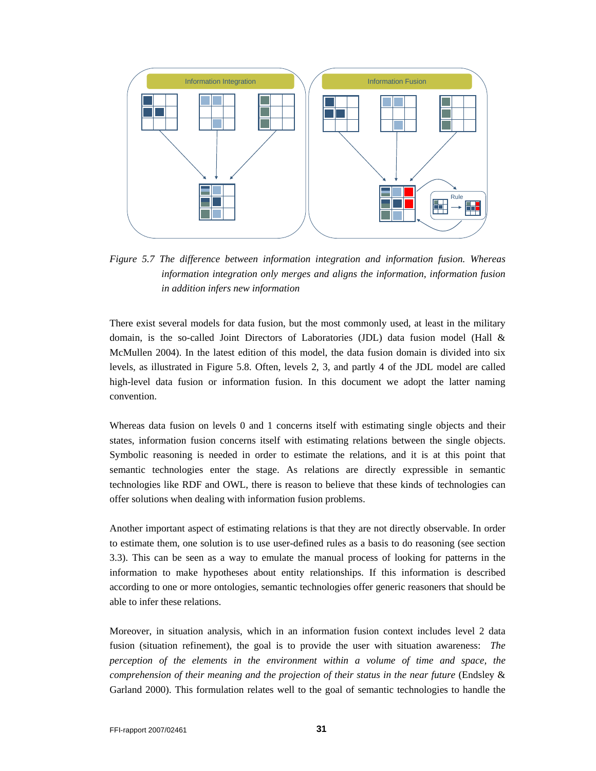*Figure 5.7 The difference between information integration and information fusion. Whereas information integration only merges and aligns the information, information fusion in addition infers new information*

There exist several models for data fusion, but the most commonly used, at least in the military domain, is the so-called Joint Directors of Laboratories (JDL) data fusion model (Hall & McMullen 2004). In the latest edition of this model, the data fusion domain is divided into six levels, as illustrated in Figure 5.8. Often, levels 2, 3, and partly 4 of the JDL model are called high-level data fusion or information fusion. In this document we adopt the latter naming convention.

Whereas data fusion on levels 0 and 1 concerns itself with estimating single objects and their states, information fusion concerns itself with estimating relations between the single objects. Symbolic reasoning is needed in order to estimate the relations, and it is at this point that semantic technologies enter the stage. As relations are directly expressible in semantic technologies like RDF and OWL, there is reason to believe that these kinds of technologies can offer solutions when dealing with information fusion problems.

Another important aspect of estimating relations is that they are not directly observable. In order to estimate them, one solution is to use user-defined rules as a basis to do reasoning (see section 3.3). This can be seen as a way to emulate the manual process of looking for patterns in the information to make hypotheses about entity relationships. If this information is described according to one or more ontologies, semantic technologies offer generic reasoners that should be able to infer these relations.

Moreover, in situation analysis, which in an information fusion context includes level 2 data fusion (situation refinement), the goal is to provide the user with situation awareness: *The perception of the elements in the environment within a volume of time and space, the comprehension of their meaning and the projection of their status in the near future* (Endsley & Garland 2000). This formulation relates well to the goal of semantic technologies to handle the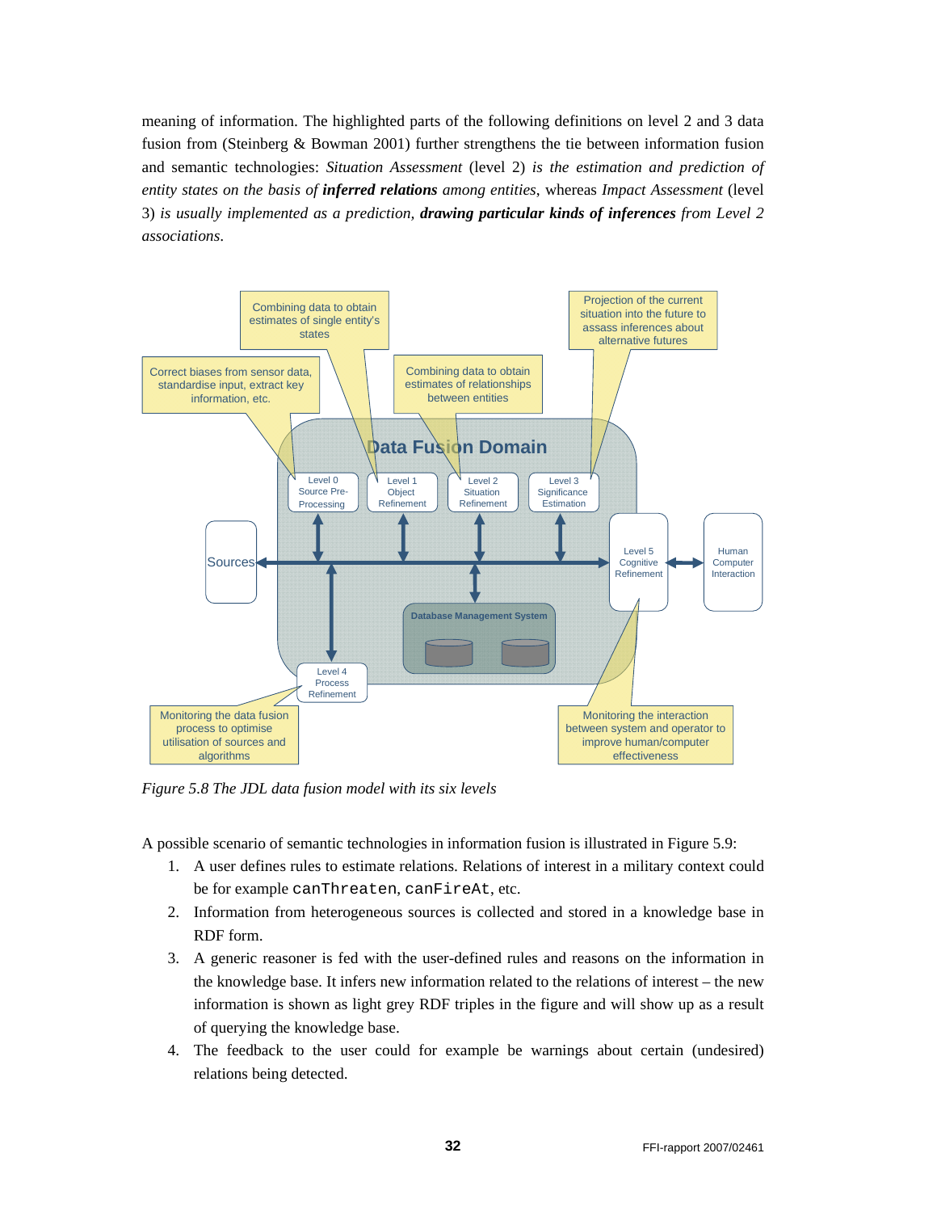meaning of information. The highlighted parts of the following definitions on level 2 and 3 data fusion from (Steinberg & Bowman 2001) further strengthens the tie between information fusion and semantic technologies: *Situation Assessment* (level 2) *is the estimation and prediction of entity states on the basis of* ***inferred relations*** *among entities*, whereas *Impact Assessment* (level 3) *is usually implemented as a prediction,* ***drawing particular kinds of inferences*** *from Level 2 associations*.

*Figure 5.8 The JDL data fusion model with its six levels*

A possible scenario of semantic technologies in information fusion is illustrated in Figure 5.9:

1. A user defines rules to estimate relations. Relations of interest in a military context could be for example `canThreaten`, `canFireAt`, etc.
2. Information from heterogeneous sources is collected and stored in a knowledge base in RDF form.
3. A generic reasoner is fed with the user-defined rules and reasons on the information in the knowledge base. It infers new information related to the relations of interest – the new information is shown as light grey RDF triples in the figure and will show up as a result of querying the knowledge base.
4. The feedback to the user could for example be warnings about certain (undesired) relations being detected.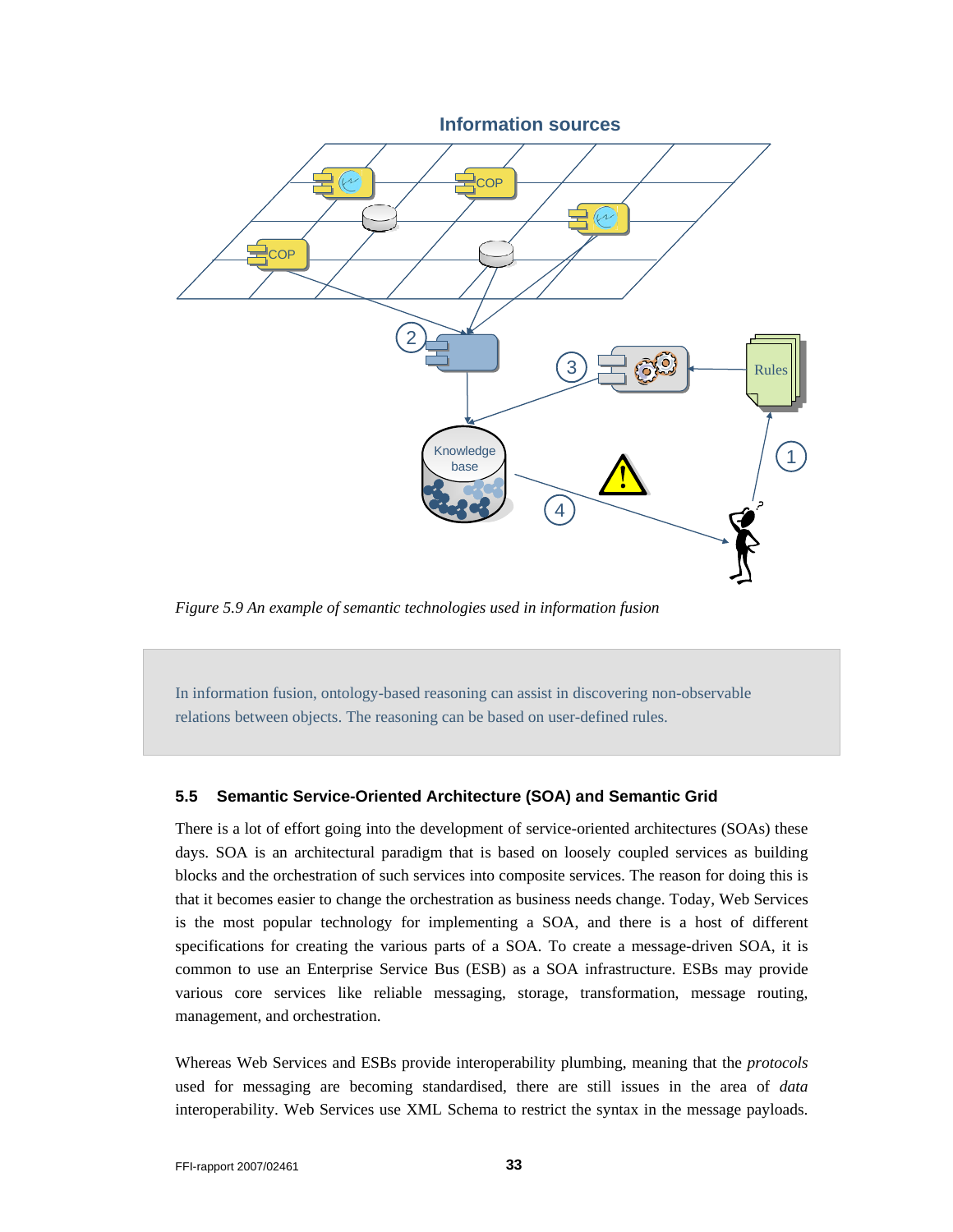*Figure 5.9 An example of semantic technologies used in information fusion*

> In information fusion, ontology-based reasoning can assist in discovering non-observable relations between objects. The reasoning can be based on user-defined rules.

### 5.5 Semantic Service-Oriented Architecture (SOA) and Semantic Grid

There is a lot of effort going into the development of service-oriented architectures (SOAs) these days. SOA is an architectural paradigm that is based on loosely coupled services as building blocks and the orchestration of such services into composite services. The reason for doing this is that it becomes easier to change the orchestration as business needs change. Today, Web Services is the most popular technology for implementing a SOA, and there is a host of different specifications for creating the various parts of a SOA. To create a message-driven SOA, it is common to use an Enterprise Service Bus (ESB) as a SOA infrastructure. ESBs may provide various core services like reliable messaging, storage, transformation, message routing, management, and orchestration.

Whereas Web Services and ESBs provide interoperability plumbing, meaning that the *protocols* used for messaging are becoming standardised, there are still issues in the area of *data* interoperability. Web Services use XML Schema to restrict the syntax in the message payloads.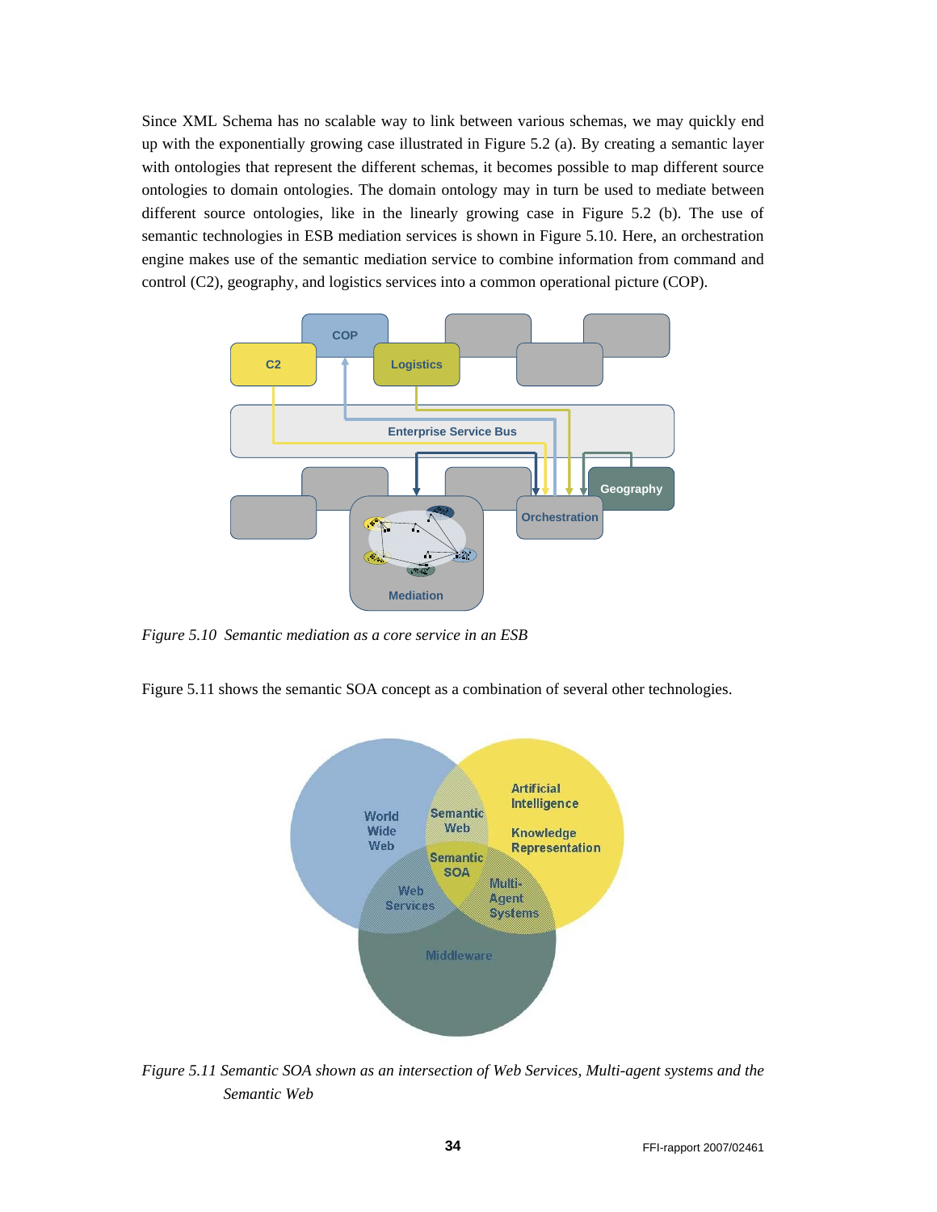Since XML Schema has no scalable way to link between various schemas, we may quickly end up with the exponentially growing case illustrated in Figure 5.2 (a). By creating a semantic layer with ontologies that represent the different schemas, it becomes possible to map different source ontologies to domain ontologies. The domain ontology may in turn be used to mediate between different source ontologies, like in the linearly growing case in Figure 5.2 (b). The use of semantic technologies in ESB mediation services is shown in Figure 5.10. Here, an orchestration engine makes use of the semantic mediation service to combine information from command and control (C2), geography, and logistics services into a common operational picture (COP).

*Figure 5.10 Semantic mediation as a core service in an ESB*

Figure 5.11 shows the semantic SOA concept as a combination of several other technologies.

*Figure 5.11 Semantic SOA shown as an intersection of Web Services, Multi-agent systems and the Semantic Web*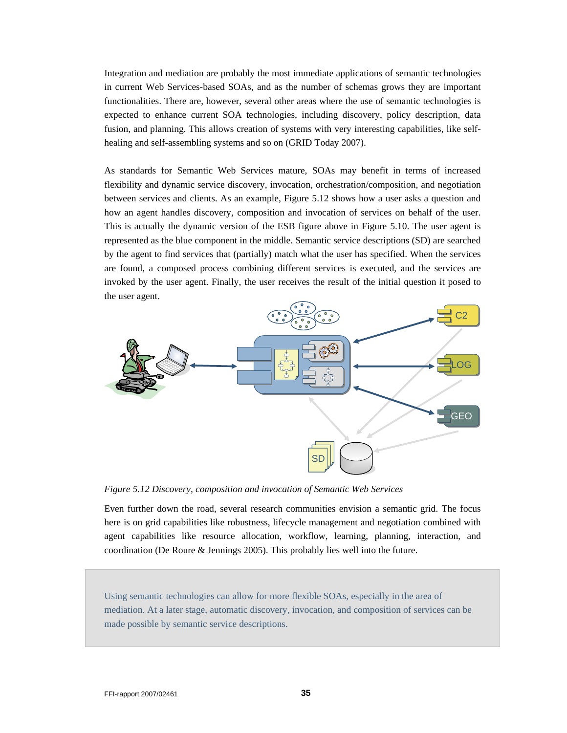Integration and mediation are probably the most immediate applications of semantic technologies in current Web Services-based SOAs, and as the number of schemas grows they are important functionalities. There are, however, several other areas where the use of semantic technologies is expected to enhance current SOA technologies, including discovery, policy description, data fusion, and planning. This allows creation of systems with very interesting capabilities, like self-healing and self-assembling systems and so on (GRID Today 2007).

As standards for Semantic Web Services mature, SOAs may benefit in terms of increased flexibility and dynamic service discovery, invocation, orchestration/composition, and negotiation between services and clients. As an example, Figure 5.12 shows how a user asks a question and how an agent handles discovery, composition and invocation of services on behalf of the user. This is actually the dynamic version of the ESB figure above in Figure 5.10. The user agent is represented as the blue component in the middle. Semantic service descriptions (SD) are searched by the agent to find services that (partially) match what the user has specified. When the services are found, a composed process combining different services is executed, and the services are invoked by the user agent. Finally, the user receives the result of the initial question it posed to the user agent.

*Figure 5.12 Discovery, composition and invocation of Semantic Web Services*

Even further down the road, several research communities envision a semantic grid. The focus here is on grid capabilities like robustness, lifecycle management and negotiation combined with agent capabilities like resource allocation, workflow, learning, planning, interaction, and coordination (De Roure & Jennings 2005). This probably lies well into the future.

> Using semantic technologies can allow for more flexible SOAs, especially in the area of mediation. At a later stage, automatic discovery, invocation, and composition of services can be made possible by semantic service descriptions.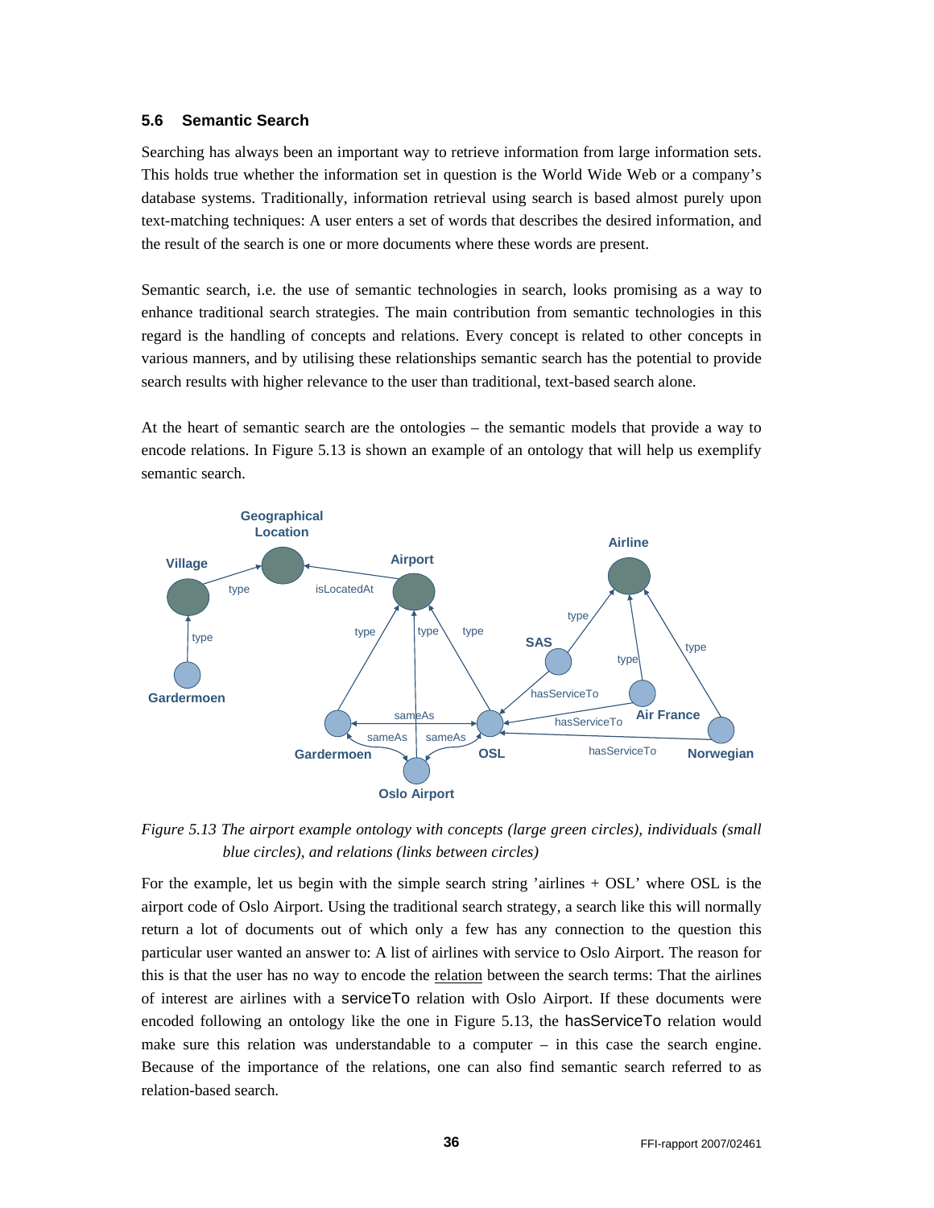## 5.6 Semantic Search

Searching has always been an important way to retrieve information from large information sets. This holds true whether the information set in question is the World Wide Web or a company's database systems. Traditionally, information retrieval using search is based almost purely upon text-matching techniques: A user enters a set of words that describes the desired information, and the result of the search is one or more documents where these words are present.

Semantic search, i.e. the use of semantic technologies in search, looks promising as a way to enhance traditional search strategies. The main contribution from semantic technologies in this regard is the handling of concepts and relations. Every concept is related to other concepts in various manners, and by utilising these relationships semantic search has the potential to provide search results with higher relevance to the user than traditional, text-based search alone.

At the heart of semantic search are the ontologies – the semantic models that provide a way to encode relations. In Figure 5.13 is shown an example of an ontology that will help us exemplify semantic search.

*Figure 5.13 The airport example ontology with concepts (large green circles), individuals (small blue circles), and relations (links between circles)*

For the example, let us begin with the simple search string 'airlines + OSL' where OSL is the airport code of Oslo Airport. Using the traditional search strategy, a search like this will normally return a lot of documents out of which only a few has any connection to the question this particular user wanted an answer to: A list of airlines with service to Oslo Airport. The reason for this is that the user has no way to encode the relation between the search terms: That the airlines of interest are airlines with a serviceTo relation with Oslo Airport. If these documents were encoded following an ontology like the one in Figure 5.13, the hasServiceTo relation would make sure this relation was understandable to a computer – in this case the search engine. Because of the importance of the relations, one can also find semantic search referred to as relation-based search.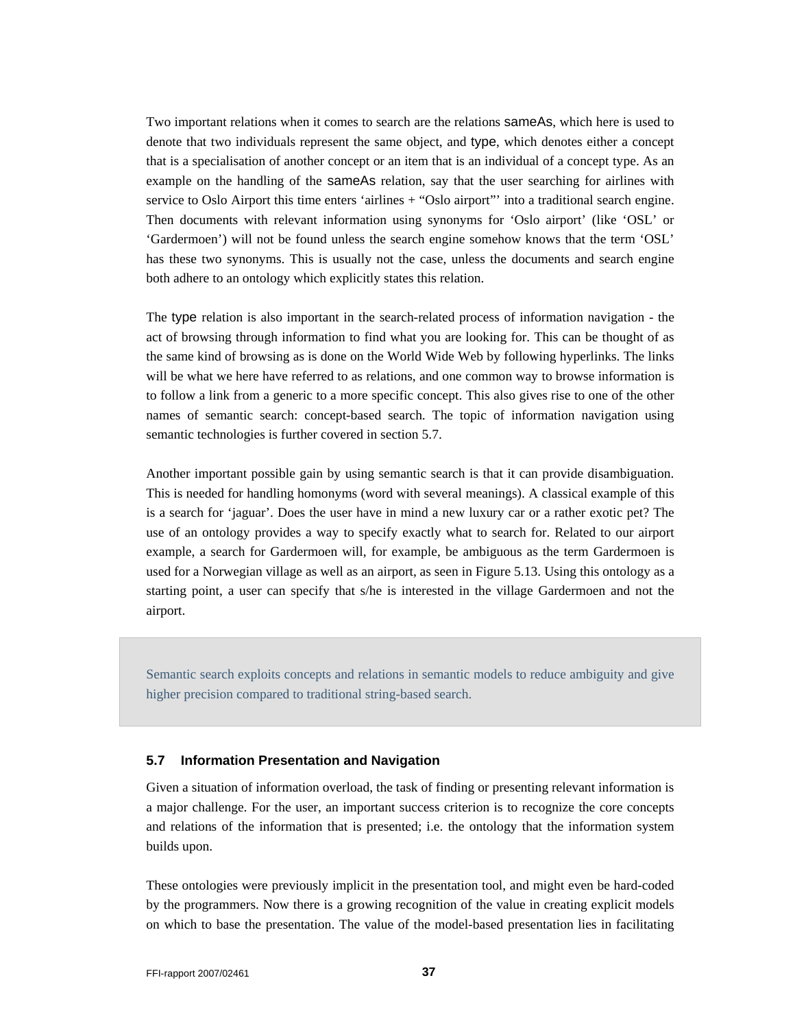Two important relations when it comes to search are the relations sameAs, which here is used to denote that two individuals represent the same object, and type, which denotes either a concept that is a specialisation of another concept or an item that is an individual of a concept type. As an example on the handling of the sameAs relation, say that the user searching for airlines with service to Oslo Airport this time enters 'airlines + "Oslo airport"' into a traditional search engine. Then documents with relevant information using synonyms for 'Oslo airport' (like 'OSL' or 'Gardermoen') will not be found unless the search engine somehow knows that the term 'OSL' has these two synonyms. This is usually not the case, unless the documents and search engine both adhere to an ontology which explicitly states this relation.

The type relation is also important in the search-related process of information navigation - the act of browsing through information to find what you are looking for. This can be thought of as the same kind of browsing as is done on the World Wide Web by following hyperlinks. The links will be what we here have referred to as relations, and one common way to browse information is to follow a link from a generic to a more specific concept. This also gives rise to one of the other names of semantic search: concept-based search. The topic of information navigation using semantic technologies is further covered in section 5.7.

Another important possible gain by using semantic search is that it can provide disambiguation. This is needed for handling homonyms (word with several meanings). A classical example of this is a search for 'jaguar'. Does the user have in mind a new luxury car or a rather exotic pet? The use of an ontology provides a way to specify exactly what to search for. Related to our airport example, a search for Gardermoen will, for example, be ambiguous as the term Gardermoen is used for a Norwegian village as well as an airport, as seen in Figure 5.13. Using this ontology as a starting point, a user can specify that s/he is interested in the village Gardermoen and not the airport.

> Semantic search exploits concepts and relations in semantic models to reduce ambiguity and give higher precision compared to traditional string-based search.

### 5.7 Information Presentation and Navigation

Given a situation of information overload, the task of finding or presenting relevant information is a major challenge. For the user, an important success criterion is to recognize the core concepts and relations of the information that is presented; i.e. the ontology that the information system builds upon.

These ontologies were previously implicit in the presentation tool, and might even be hard-coded by the programmers. Now there is a growing recognition of the value in creating explicit models on which to base the presentation. The value of the model-based presentation lies in facilitating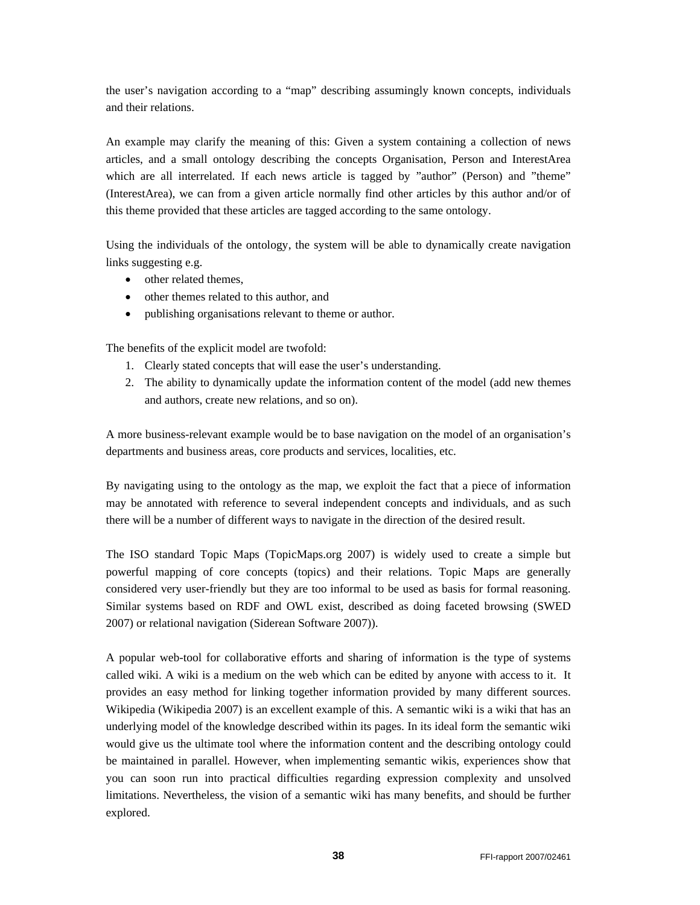the user's navigation according to a "map" describing assumingly known concepts, individuals and their relations.

An example may clarify the meaning of this: Given a system containing a collection of news articles, and a small ontology describing the concepts Organisation, Person and InterestArea which are all interrelated. If each news article is tagged by "author" (Person) and "theme" (InterestArea), we can from a given article normally find other articles by this author and/or of this theme provided that these articles are tagged according to the same ontology.

Using the individuals of the ontology, the system will be able to dynamically create navigation links suggesting e.g.

- other related themes,
- other themes related to this author, and
- publishing organisations relevant to theme or author.

The benefits of the explicit model are twofold:

1. Clearly stated concepts that will ease the user's understanding.
2. The ability to dynamically update the information content of the model (add new themes and authors, create new relations, and so on).

A more business-relevant example would be to base navigation on the model of an organisation's departments and business areas, core products and services, localities, etc.

By navigating using to the ontology as the map, we exploit the fact that a piece of information may be annotated with reference to several independent concepts and individuals, and as such there will be a number of different ways to navigate in the direction of the desired result.

The ISO standard Topic Maps (TopicMaps.org 2007) is widely used to create a simple but powerful mapping of core concepts (topics) and their relations. Topic Maps are generally considered very user-friendly but they are too informal to be used as basis for formal reasoning. Similar systems based on RDF and OWL exist, described as doing faceted browsing (SWED 2007) or relational navigation (Siderean Software 2007)).

A popular web-tool for collaborative efforts and sharing of information is the type of systems called wiki. A wiki is a medium on the web which can be edited by anyone with access to it. It provides an easy method for linking together information provided by many different sources. Wikipedia (Wikipedia 2007) is an excellent example of this. A semantic wiki is a wiki that has an underlying model of the knowledge described within its pages. In its ideal form the semantic wiki would give us the ultimate tool where the information content and the describing ontology could be maintained in parallel. However, when implementing semantic wikis, experiences show that you can soon run into practical difficulties regarding expression complexity and unsolved limitations. Nevertheless, the vision of a semantic wiki has many benefits, and should be further explored.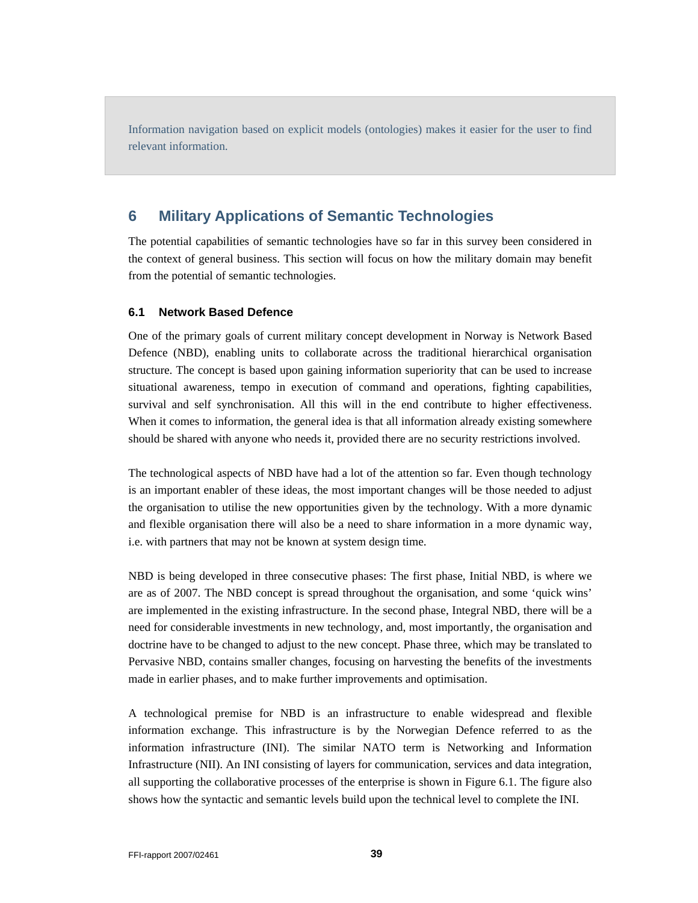Information navigation based on explicit models (ontologies) makes it easier for the user to find relevant information.

# 6 Military Applications of Semantic Technologies

The potential capabilities of semantic technologies have so far in this survey been considered in the context of general business. This section will focus on how the military domain may benefit from the potential of semantic technologies.

## 6.1 Network Based Defence

One of the primary goals of current military concept development in Norway is Network Based Defence (NBD), enabling units to collaborate across the traditional hierarchical organisation structure. The concept is based upon gaining information superiority that can be used to increase situational awareness, tempo in execution of command and operations, fighting capabilities, survival and self synchronisation. All this will in the end contribute to higher effectiveness. When it comes to information, the general idea is that all information already existing somewhere should be shared with anyone who needs it, provided there are no security restrictions involved.

The technological aspects of NBD have had a lot of the attention so far. Even though technology is an important enabler of these ideas, the most important changes will be those needed to adjust the organisation to utilise the new opportunities given by the technology. With a more dynamic and flexible organisation there will also be a need to share information in a more dynamic way, i.e. with partners that may not be known at system design time.

NBD is being developed in three consecutive phases: The first phase, Initial NBD, is where we are as of 2007. The NBD concept is spread throughout the organisation, and some ‘quick wins’ are implemented in the existing infrastructure. In the second phase, Integral NBD, there will be a need for considerable investments in new technology, and, most importantly, the organisation and doctrine have to be changed to adjust to the new concept. Phase three, which may be translated to Pervasive NBD, contains smaller changes, focusing on harvesting the benefits of the investments made in earlier phases, and to make further improvements and optimisation.

A technological premise for NBD is an infrastructure to enable widespread and flexible information exchange. This infrastructure is by the Norwegian Defence referred to as the information infrastructure (INI). The similar NATO term is Networking and Information Infrastructure (NII). An INI consisting of layers for communication, services and data integration, all supporting the collaborative processes of the enterprise is shown in Figure 6.1. The figure also shows how the syntactic and semantic levels build upon the technical level to complete the INI.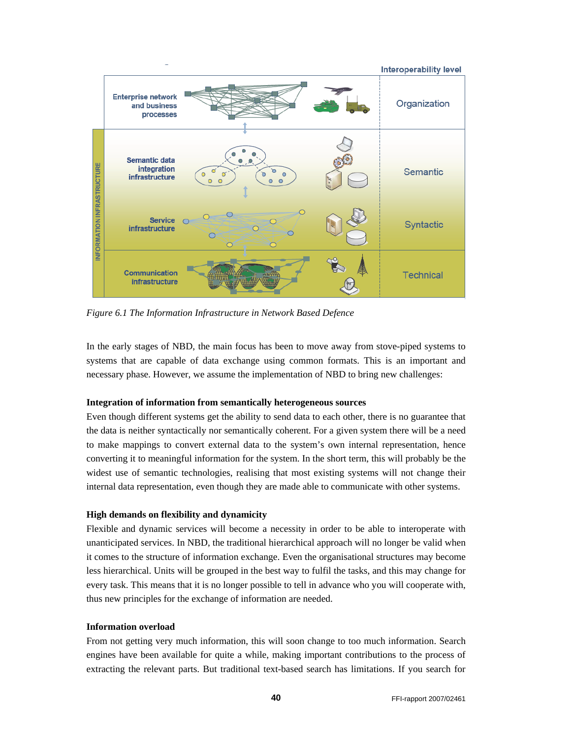*Figure 6.1 The Information Infrastructure in Network Based Defence*

In the early stages of NBD, the main focus has been to move away from stove-piped systems to systems that are capable of data exchange using common formats. This is an important and necessary phase. However, we assume the implementation of NBD to bring new challenges:

**Integration of information from semantically heterogeneous sources**

Even though different systems get the ability to send data to each other, there is no guarantee that the data is neither syntactically nor semantically coherent. For a given system there will be a need to make mappings to convert external data to the system's own internal representation, hence converting it to meaningful information for the system. In the short term, this will probably be the widest use of semantic technologies, realising that most existing systems will not change their internal data representation, even though they are made able to communicate with other systems.

**High demands on flexibility and dynamicity**

Flexible and dynamic services will become a necessity in order to be able to interoperate with unanticipated services. In NBD, the traditional hierarchical approach will no longer be valid when it comes to the structure of information exchange. Even the organisational structures may become less hierarchical. Units will be grouped in the best way to fulfil the tasks, and this may change for every task. This means that it is no longer possible to tell in advance who you will cooperate with, thus new principles for the exchange of information are needed.

**Information overload**

From not getting very much information, this will soon change to too much information. Search engines have been available for quite a while, making important contributions to the process of extracting the relevant parts. But traditional text-based search has limitations. If you search for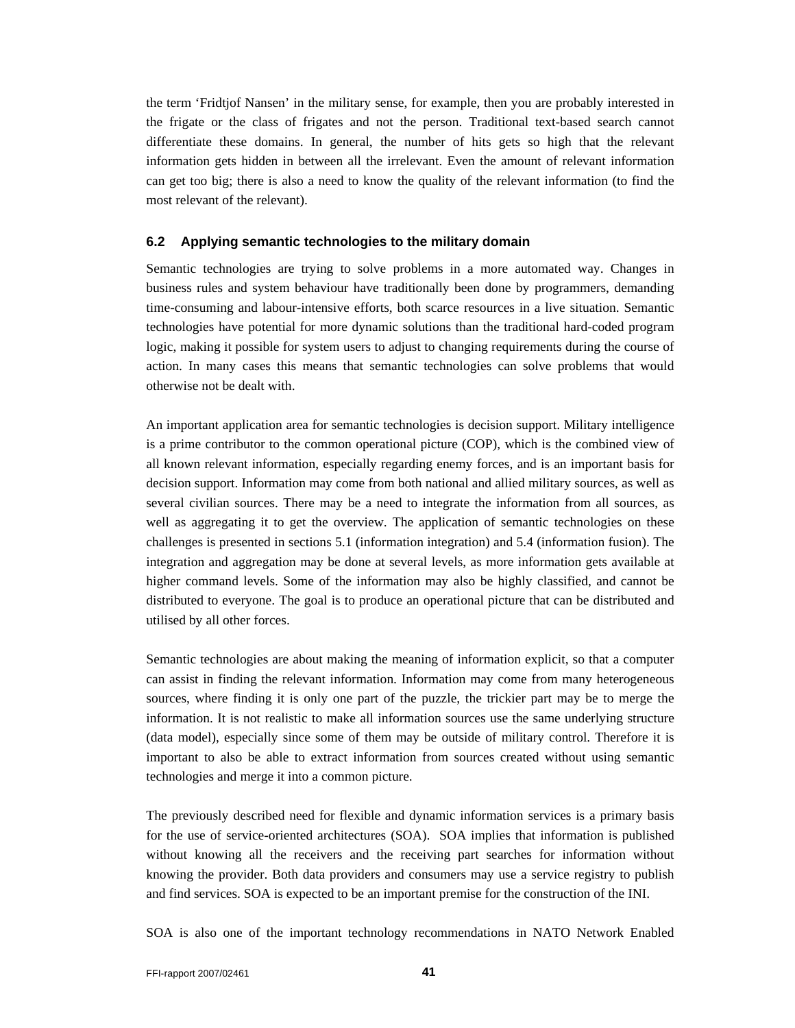the term ‘Fridtjof Nansen’ in the military sense, for example, then you are probably interested in the frigate or the class of frigates and not the person. Traditional text-based search cannot differentiate these domains. In general, the number of hits gets so high that the relevant information gets hidden in between all the irrelevant. Even the amount of relevant information can get too big; there is also a need to know the quality of the relevant information (to find the most relevant of the relevant).

### 6.2 Applying semantic technologies to the military domain

Semantic technologies are trying to solve problems in a more automated way. Changes in business rules and system behaviour have traditionally been done by programmers, demanding time-consuming and labour-intensive efforts, both scarce resources in a live situation. Semantic technologies have potential for more dynamic solutions than the traditional hard-coded program logic, making it possible for system users to adjust to changing requirements during the course of action. In many cases this means that semantic technologies can solve problems that would otherwise not be dealt with.

An important application area for semantic technologies is decision support. Military intelligence is a prime contributor to the common operational picture (COP), which is the combined view of all known relevant information, especially regarding enemy forces, and is an important basis for decision support. Information may come from both national and allied military sources, as well as several civilian sources. There may be a need to integrate the information from all sources, as well as aggregating it to get the overview. The application of semantic technologies on these challenges is presented in sections 5.1 (information integration) and 5.4 (information fusion). The integration and aggregation may be done at several levels, as more information gets available at higher command levels. Some of the information may also be highly classified, and cannot be distributed to everyone. The goal is to produce an operational picture that can be distributed and utilised by all other forces.

Semantic technologies are about making the meaning of information explicit, so that a computer can assist in finding the relevant information. Information may come from many heterogeneous sources, where finding it is only one part of the puzzle, the trickier part may be to merge the information. It is not realistic to make all information sources use the same underlying structure (data model), especially since some of them may be outside of military control. Therefore it is important to also be able to extract information from sources created without using semantic technologies and merge it into a common picture.

The previously described need for flexible and dynamic information services is a primary basis for the use of service-oriented architectures (SOA). SOA implies that information is published without knowing all the receivers and the receiving part searches for information without knowing the provider. Both data providers and consumers may use a service registry to publish and find services. SOA is expected to be an important premise for the construction of the INI.

SOA is also one of the important technology recommendations in NATO Network Enabled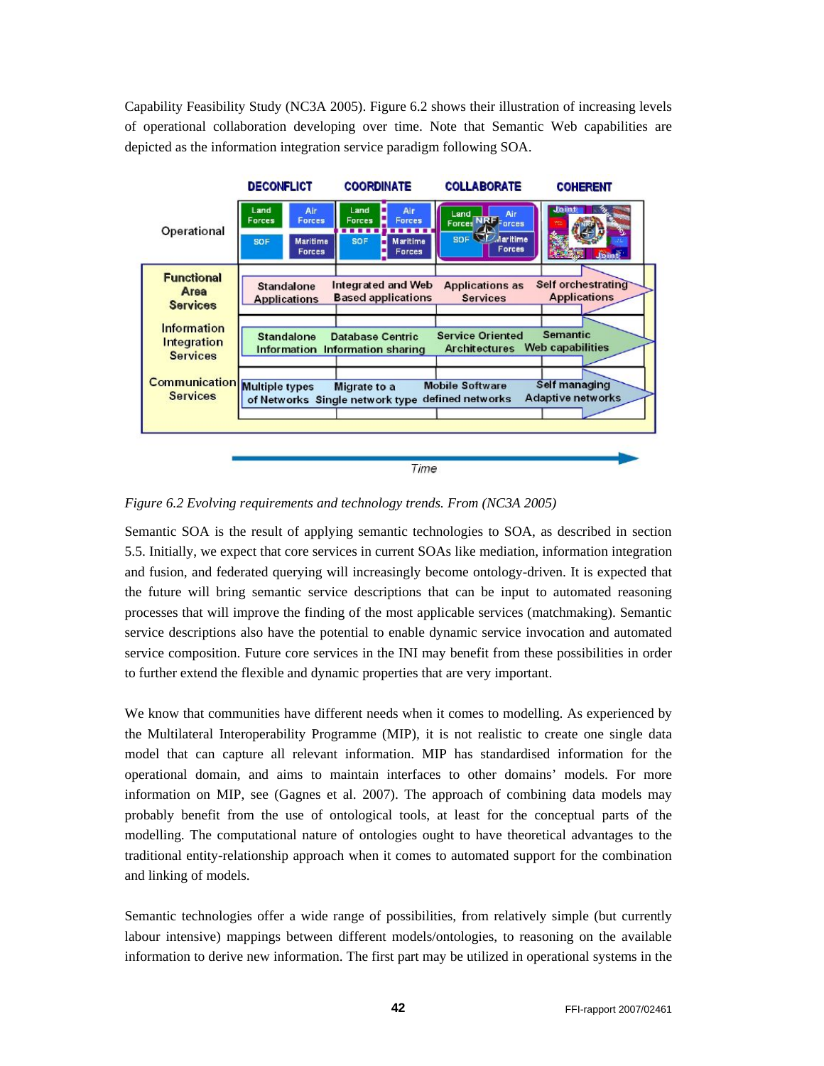Capability Feasibility Study (NC3A 2005). Figure 6.2 shows their illustration of increasing levels of operational collaboration developing over time. Note that Semantic Web capabilities are depicted as the information integration service paradigm following SOA.

*Figure 6.2 Evolving requirements and technology trends. From (NC3A 2005)*

Semantic SOA is the result of applying semantic technologies to SOA, as described in section 5.5. Initially, we expect that core services in current SOAs like mediation, information integration and fusion, and federated querying will increasingly become ontology-driven. It is expected that the future will bring semantic service descriptions that can be input to automated reasoning processes that will improve the finding of the most applicable services (matchmaking). Semantic service descriptions also have the potential to enable dynamic service invocation and automated service composition. Future core services in the INI may benefit from these possibilities in order to further extend the flexible and dynamic properties that are very important.

We know that communities have different needs when it comes to modelling. As experienced by the Multilateral Interoperability Programme (MIP), it is not realistic to create one single data model that can capture all relevant information. MIP has standardised information for the operational domain, and aims to maintain interfaces to other domains' models. For more information on MIP, see (Gagnes et al. 2007). The approach of combining data models may probably benefit from the use of ontological tools, at least for the conceptual parts of the modelling. The computational nature of ontologies ought to have theoretical advantages to the traditional entity-relationship approach when it comes to automated support for the combination and linking of models.

Semantic technologies offer a wide range of possibilities, from relatively simple (but currently labour intensive) mappings between different models/ontologies, to reasoning on the available information to derive new information. The first part may be utilized in operational systems in the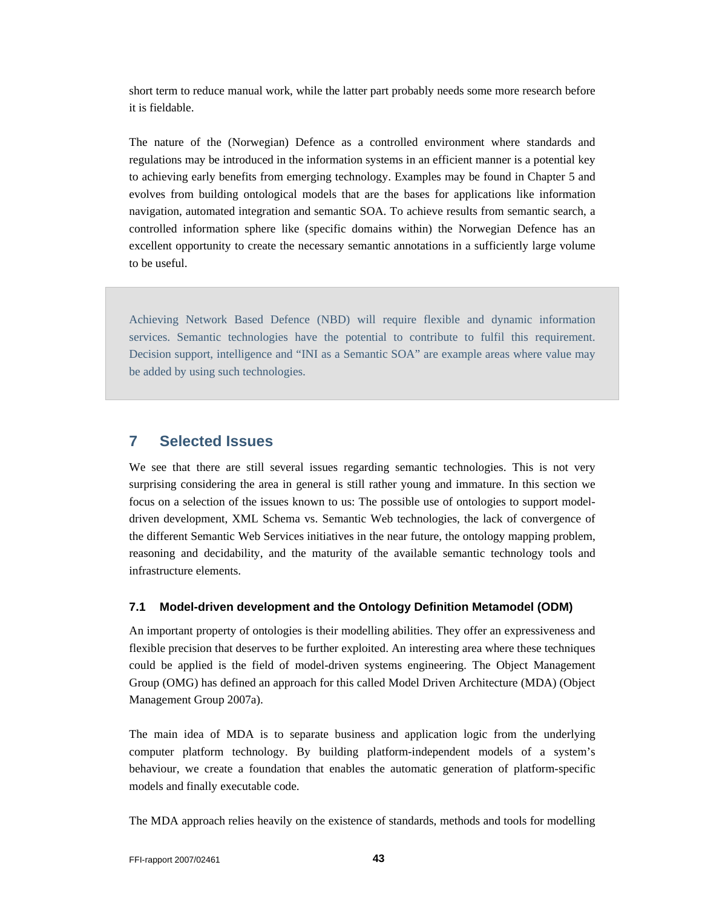short term to reduce manual work, while the latter part probably needs some more research before it is fieldable.

The nature of the (Norwegian) Defence as a controlled environment where standards and regulations may be introduced in the information systems in an efficient manner is a potential key to achieving early benefits from emerging technology. Examples may be found in Chapter 5 and evolves from building ontological models that are the bases for applications like information navigation, automated integration and semantic SOA. To achieve results from semantic search, a controlled information sphere like (specific domains within) the Norwegian Defence has an excellent opportunity to create the necessary semantic annotations in a sufficiently large volume to be useful.

> Achieving Network Based Defence (NBD) will require flexible and dynamic information services. Semantic technologies have the potential to contribute to fulfil this requirement. Decision support, intelligence and "INI as a Semantic SOA" are example areas where value may be added by using such technologies.

# 7 Selected Issues

We see that there are still several issues regarding semantic technologies. This is not very surprising considering the area in general is still rather young and immature. In this section we focus on a selection of the issues known to us: The possible use of ontologies to support model-driven development, XML Schema vs. Semantic Web technologies, the lack of convergence of the different Semantic Web Services initiatives in the near future, the ontology mapping problem, reasoning and decidability, and the maturity of the available semantic technology tools and infrastructure elements.

## 7.1 Model-driven development and the Ontology Definition Metamodel (ODM)

An important property of ontologies is their modelling abilities. They offer an expressiveness and flexible precision that deserves to be further exploited. An interesting area where these techniques could be applied is the field of model-driven systems engineering. The Object Management Group (OMG) has defined an approach for this called Model Driven Architecture (MDA) (Object Management Group 2007a).

The main idea of MDA is to separate business and application logic from the underlying computer platform technology. By building platform-independent models of a system's behaviour, we create a foundation that enables the automatic generation of platform-specific models and finally executable code.

The MDA approach relies heavily on the existence of standards, methods and tools for modelling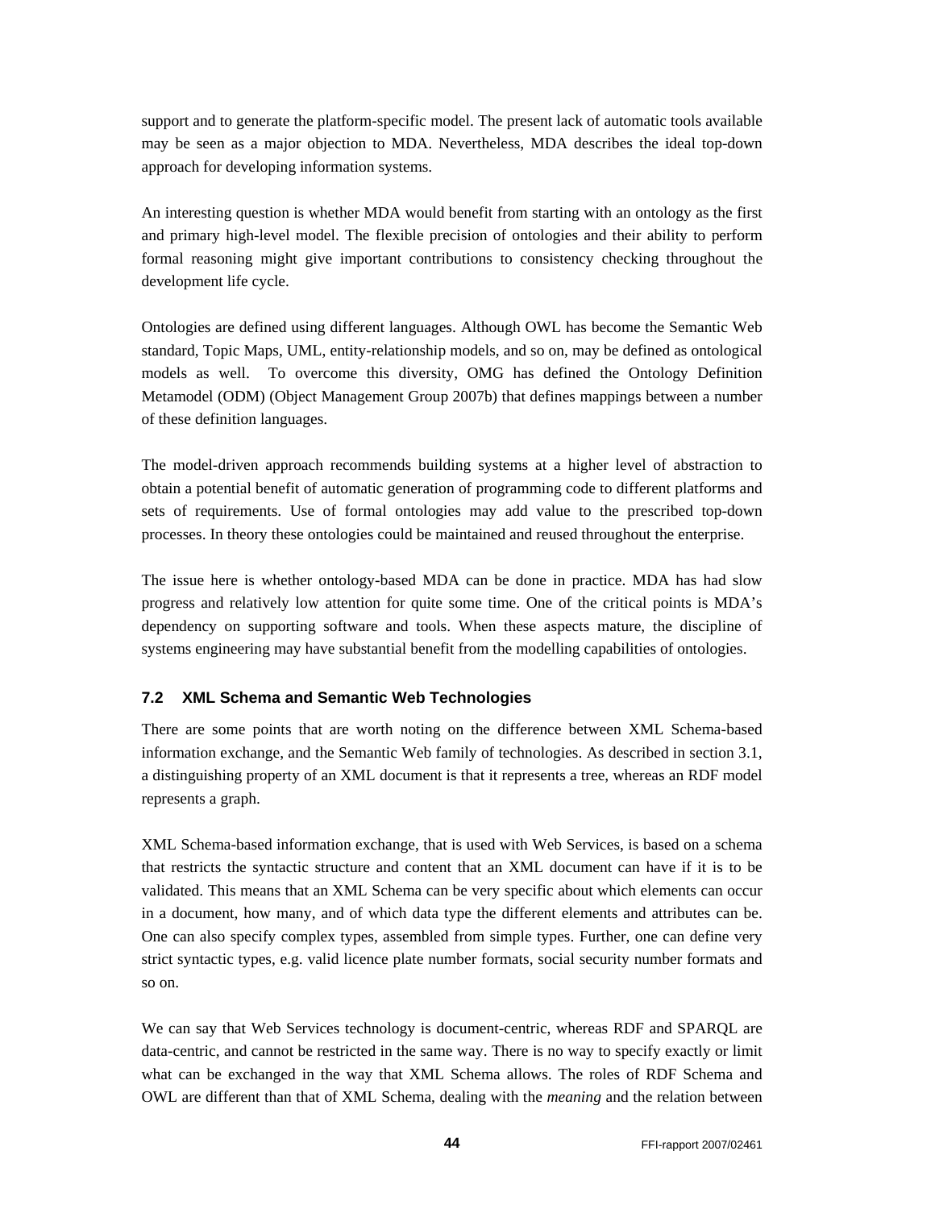support and to generate the platform-specific model. The present lack of automatic tools available may be seen as a major objection to MDA. Nevertheless, MDA describes the ideal top-down approach for developing information systems.

An interesting question is whether MDA would benefit from starting with an ontology as the first and primary high-level model. The flexible precision of ontologies and their ability to perform formal reasoning might give important contributions to consistency checking throughout the development life cycle.

Ontologies are defined using different languages. Although OWL has become the Semantic Web standard, Topic Maps, UML, entity-relationship models, and so on, may be defined as ontological models as well. To overcome this diversity, OMG has defined the Ontology Definition Metamodel (ODM) (Object Management Group 2007b) that defines mappings between a number of these definition languages.

The model-driven approach recommends building systems at a higher level of abstraction to obtain a potential benefit of automatic generation of programming code to different platforms and sets of requirements. Use of formal ontologies may add value to the prescribed top-down processes. In theory these ontologies could be maintained and reused throughout the enterprise.

The issue here is whether ontology-based MDA can be done in practice. MDA has had slow progress and relatively low attention for quite some time. One of the critical points is MDA's dependency on supporting software and tools. When these aspects mature, the discipline of systems engineering may have substantial benefit from the modelling capabilities of ontologies.

### 7.2 XML Schema and Semantic Web Technologies

There are some points that are worth noting on the difference between XML Schema-based information exchange, and the Semantic Web family of technologies. As described in section 3.1, a distinguishing property of an XML document is that it represents a tree, whereas an RDF model represents a graph.

XML Schema-based information exchange, that is used with Web Services, is based on a schema that restricts the syntactic structure and content that an XML document can have if it is to be validated. This means that an XML Schema can be very specific about which elements can occur in a document, how many, and of which data type the different elements and attributes can be. One can also specify complex types, assembled from simple types. Further, one can define very strict syntactic types, e.g. valid licence plate number formats, social security number formats and so on.

We can say that Web Services technology is document-centric, whereas RDF and SPARQL are data-centric, and cannot be restricted in the same way. There is no way to specify exactly or limit what can be exchanged in the way that XML Schema allows. The roles of RDF Schema and OWL are different than that of XML Schema, dealing with the *meaning* and the relation between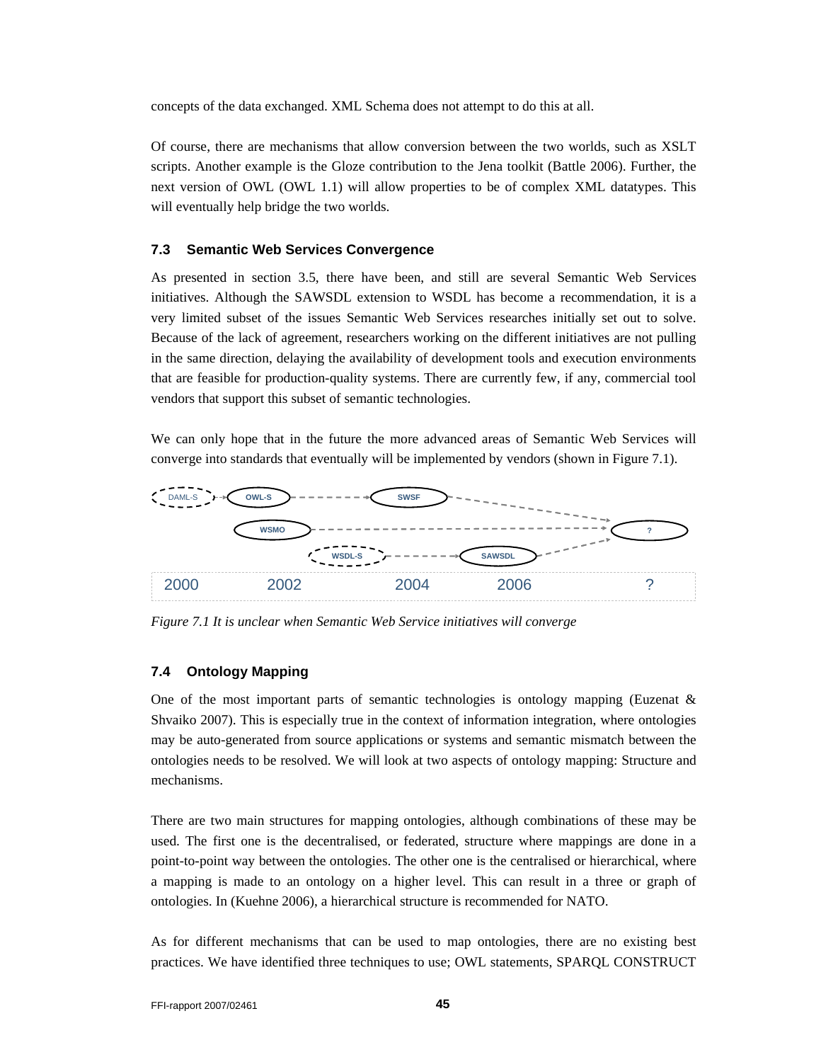concepts of the data exchanged. XML Schema does not attempt to do this at all.

Of course, there are mechanisms that allow conversion between the two worlds, such as XSLT scripts. Another example is the Gloze contribution to the Jena toolkit (Battle 2006). Further, the next version of OWL (OWL 1.1) will allow properties to be of complex XML datatypes. This will eventually help bridge the two worlds.

### 7.3 Semantic Web Services Convergence

As presented in section 3.5, there have been, and still are several Semantic Web Services initiatives. Although the SAWSDL extension to WSDL has become a recommendation, it is a very limited subset of the issues Semantic Web Services researches initially set out to solve. Because of the lack of agreement, researchers working on the different initiatives are not pulling in the same direction, delaying the availability of development tools and execution environments that are feasible for production-quality systems. There are currently few, if any, commercial tool vendors that support this subset of semantic technologies.

We can only hope that in the future the more advanced areas of Semantic Web Services will converge into standards that eventually will be implemented by vendors (shown in Figure 7.1).

*Figure 7.1 It is unclear when Semantic Web Service initiatives will converge*

### 7.4 Ontology Mapping

One of the most important parts of semantic technologies is ontology mapping (Euzenat & Shvaiko 2007). This is especially true in the context of information integration, where ontologies may be auto-generated from source applications or systems and semantic mismatch between the ontologies needs to be resolved. We will look at two aspects of ontology mapping: Structure and mechanisms.

There are two main structures for mapping ontologies, although combinations of these may be used. The first one is the decentralised, or federated, structure where mappings are done in a point-to-point way between the ontologies. The other one is the centralised or hierarchical, where a mapping is made to an ontology on a higher level. This can result in a three or graph of ontologies. In (Kuehne 2006), a hierarchical structure is recommended for NATO.

As for different mechanisms that can be used to map ontologies, there are no existing best practices. We have identified three techniques to use; OWL statements, SPARQL CONSTRUCT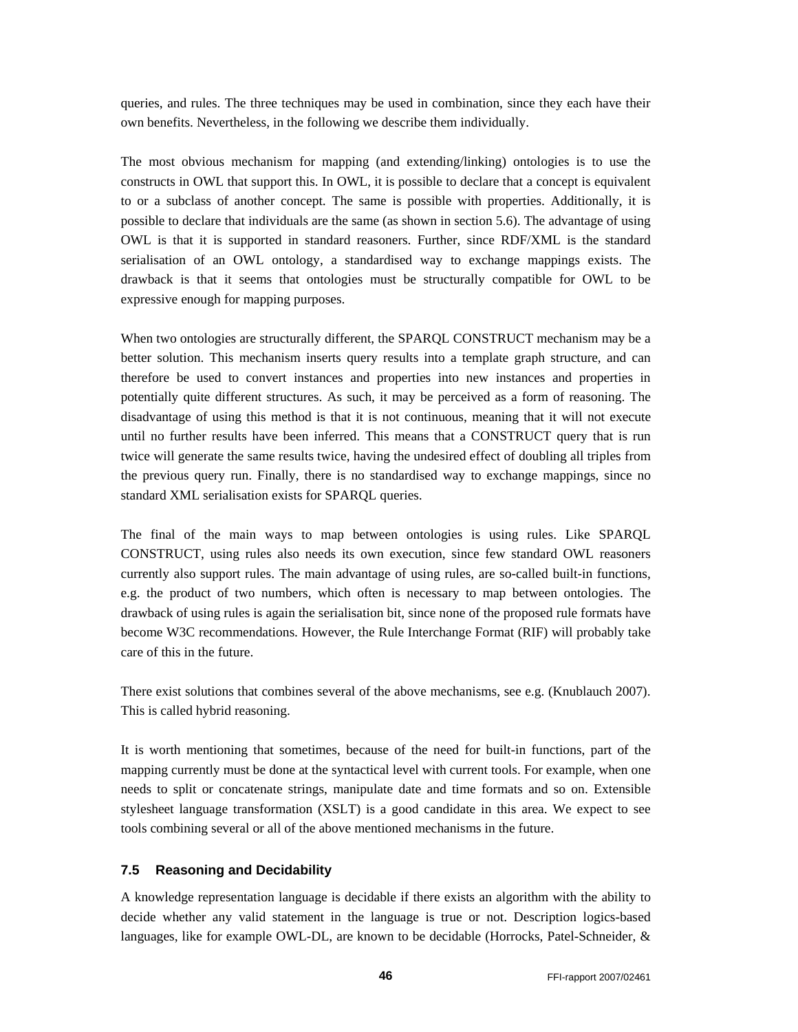queries, and rules. The three techniques may be used in combination, since they each have their own benefits. Nevertheless, in the following we describe them individually.

The most obvious mechanism for mapping (and extending/linking) ontologies is to use the constructs in OWL that support this. In OWL, it is possible to declare that a concept is equivalent to or a subclass of another concept. The same is possible with properties. Additionally, it is possible to declare that individuals are the same (as shown in section 5.6). The advantage of using OWL is that it is supported in standard reasoners. Further, since RDF/XML is the standard serialisation of an OWL ontology, a standardised way to exchange mappings exists. The drawback is that it seems that ontologies must be structurally compatible for OWL to be expressive enough for mapping purposes.

When two ontologies are structurally different, the SPARQL CONSTRUCT mechanism may be a better solution. This mechanism inserts query results into a template graph structure, and can therefore be used to convert instances and properties into new instances and properties in potentially quite different structures. As such, it may be perceived as a form of reasoning. The disadvantage of using this method is that it is not continuous, meaning that it will not execute until no further results have been inferred. This means that a CONSTRUCT query that is run twice will generate the same results twice, having the undesired effect of doubling all triples from the previous query run. Finally, there is no standardised way to exchange mappings, since no standard XML serialisation exists for SPARQL queries.

The final of the main ways to map between ontologies is using rules. Like SPARQL CONSTRUCT, using rules also needs its own execution, since few standard OWL reasoners currently also support rules. The main advantage of using rules, are so-called built-in functions, e.g. the product of two numbers, which often is necessary to map between ontologies. The drawback of using rules is again the serialisation bit, since none of the proposed rule formats have become W3C recommendations. However, the Rule Interchange Format (RIF) will probably take care of this in the future.

There exist solutions that combines several of the above mechanisms, see e.g. (Knublauch 2007). This is called hybrid reasoning.

It is worth mentioning that sometimes, because of the need for built-in functions, part of the mapping currently must be done at the syntactical level with current tools. For example, when one needs to split or concatenate strings, manipulate date and time formats and so on. Extensible stylesheet language transformation (XSLT) is a good candidate in this area. We expect to see tools combining several or all of the above mentioned mechanisms in the future.

### 7.5 Reasoning and Decidability

A knowledge representation language is decidable if there exists an algorithm with the ability to decide whether any valid statement in the language is true or not. Description logics-based languages, like for example OWL-DL, are known to be decidable (Horrocks, Patel-Schneider, &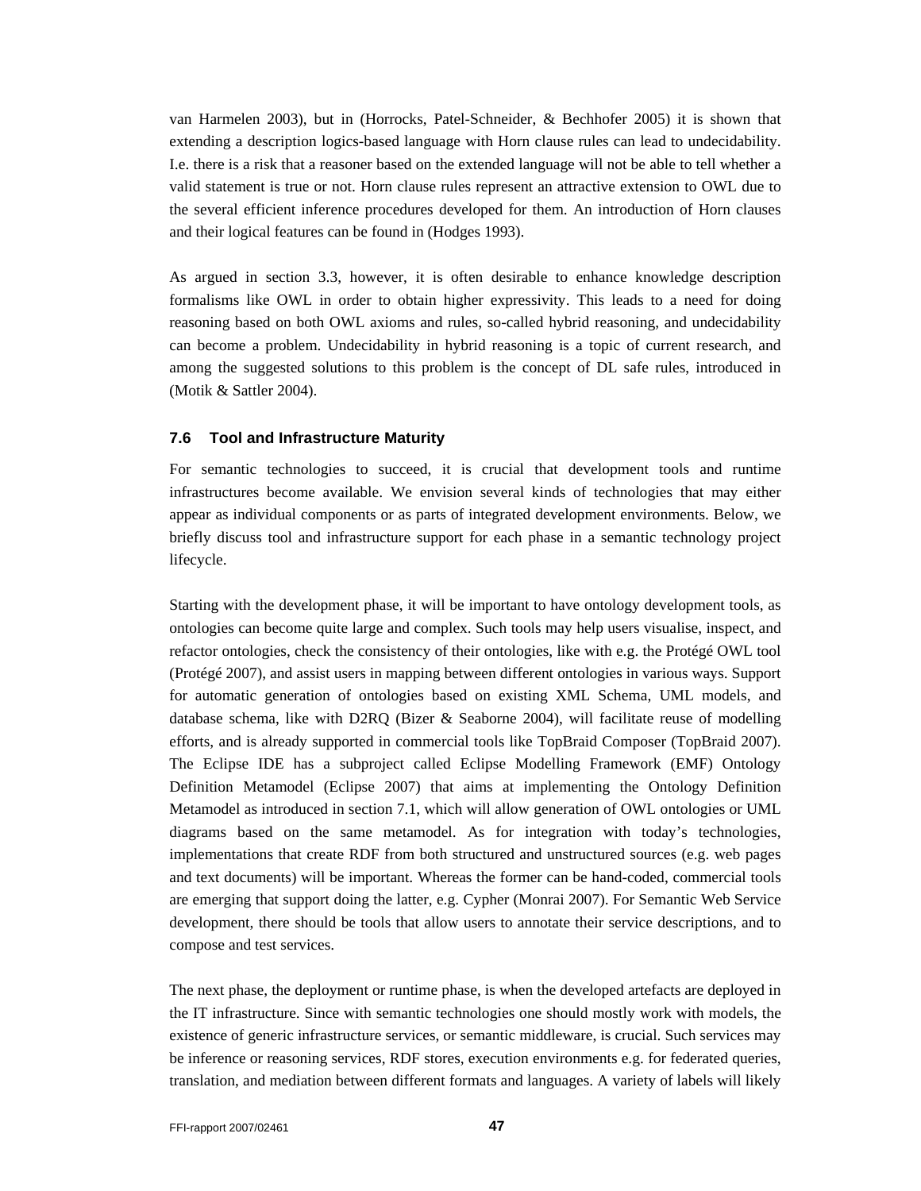van Harmelen 2003), but in (Horrocks, Patel-Schneider, & Bechhofer 2005) it is shown that extending a description logics-based language with Horn clause rules can lead to undecidability. I.e. there is a risk that a reasoner based on the extended language will not be able to tell whether a valid statement is true or not. Horn clause rules represent an attractive extension to OWL due to the several efficient inference procedures developed for them. An introduction of Horn clauses and their logical features can be found in (Hodges 1993).

As argued in section 3.3, however, it is often desirable to enhance knowledge description formalisms like OWL in order to obtain higher expressivity. This leads to a need for doing reasoning based on both OWL axioms and rules, so-called hybrid reasoning, and undecidability can become a problem. Undecidability in hybrid reasoning is a topic of current research, and among the suggested solutions to this problem is the concept of DL safe rules, introduced in (Motik & Sattler 2004).

### 7.6 Tool and Infrastructure Maturity

For semantic technologies to succeed, it is crucial that development tools and runtime infrastructures become available. We envision several kinds of technologies that may either appear as individual components or as parts of integrated development environments. Below, we briefly discuss tool and infrastructure support for each phase in a semantic technology project lifecycle.

Starting with the development phase, it will be important to have ontology development tools, as ontologies can become quite large and complex. Such tools may help users visualise, inspect, and refactor ontologies, check the consistency of their ontologies, like with e.g. the Protégé OWL tool (Protégé 2007), and assist users in mapping between different ontologies in various ways. Support for automatic generation of ontologies based on existing XML Schema, UML models, and database schema, like with D2RQ (Bizer & Seaborne 2004), will facilitate reuse of modelling efforts, and is already supported in commercial tools like TopBraid Composer (TopBraid 2007). The Eclipse IDE has a subproject called Eclipse Modelling Framework (EMF) Ontology Definition Metamodel (Eclipse 2007) that aims at implementing the Ontology Definition Metamodel as introduced in section 7.1, which will allow generation of OWL ontologies or UML diagrams based on the same metamodel. As for integration with today's technologies, implementations that create RDF from both structured and unstructured sources (e.g. web pages and text documents) will be important. Whereas the former can be hand-coded, commercial tools are emerging that support doing the latter, e.g. Cypher (Monrai 2007). For Semantic Web Service development, there should be tools that allow users to annotate their service descriptions, and to compose and test services.

The next phase, the deployment or runtime phase, is when the developed artefacts are deployed in the IT infrastructure. Since with semantic technologies one should mostly work with models, the existence of generic infrastructure services, or semantic middleware, is crucial. Such services may be inference or reasoning services, RDF stores, execution environments e.g. for federated queries, translation, and mediation between different formats and languages. A variety of labels will likely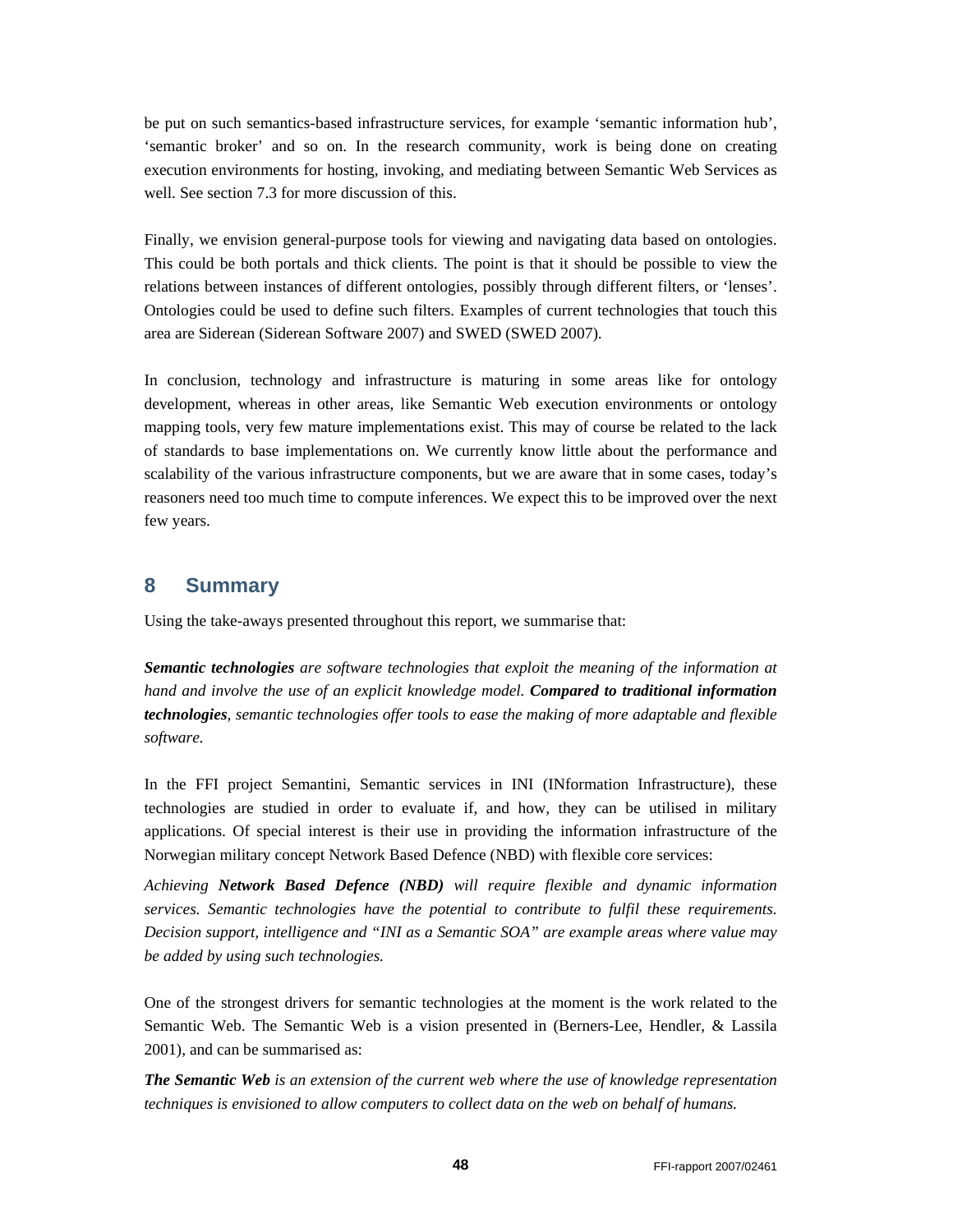be put on such semantics-based infrastructure services, for example 'semantic information hub', 'semantic broker' and so on. In the research community, work is being done on creating execution environments for hosting, invoking, and mediating between Semantic Web Services as well. See section 7.3 for more discussion of this.

Finally, we envision general-purpose tools for viewing and navigating data based on ontologies. This could be both portals and thick clients. The point is that it should be possible to view the relations between instances of different ontologies, possibly through different filters, or 'lenses'. Ontologies could be used to define such filters. Examples of current technologies that touch this area are Siderean (Siderean Software 2007) and SWED (SWED 2007).

In conclusion, technology and infrastructure is maturing in some areas like for ontology development, whereas in other areas, like Semantic Web execution environments or ontology mapping tools, very few mature implementations exist. This may of course be related to the lack of standards to base implementations on. We currently know little about the performance and scalability of the various infrastructure components, but we are aware that in some cases, today's reasoners need too much time to compute inferences. We expect this to be improved over the next few years.

# 8 Summary

Using the take-aways presented throughout this report, we summarise that:

***Semantic technologies*** *are software technologies that exploit the meaning of the information at hand and involve the use of an explicit knowledge model.* ***Compared to traditional information technologies****, semantic technologies offer tools to ease the making of more adaptable and flexible software.*

In the FFI project Semantini, Semantic services in INI (INformation Infrastructure), these technologies are studied in order to evaluate if, and how, they can be utilised in military applications. Of special interest is their use in providing the information infrastructure of the Norwegian military concept Network Based Defence (NBD) with flexible core services:

*Achieving* ***Network Based Defence (NBD)*** *will require flexible and dynamic information services. Semantic technologies have the potential to contribute to fulfil these requirements. Decision support, intelligence and "INI as a Semantic SOA" are example areas where value may be added by using such technologies.*

One of the strongest drivers for semantic technologies at the moment is the work related to the Semantic Web. The Semantic Web is a vision presented in (Berners-Lee, Hendler, & Lassila 2001), and can be summarised as:

***The Semantic Web*** *is an extension of the current web where the use of knowledge representation techniques is envisioned to allow computers to collect data on the web on behalf of humans.*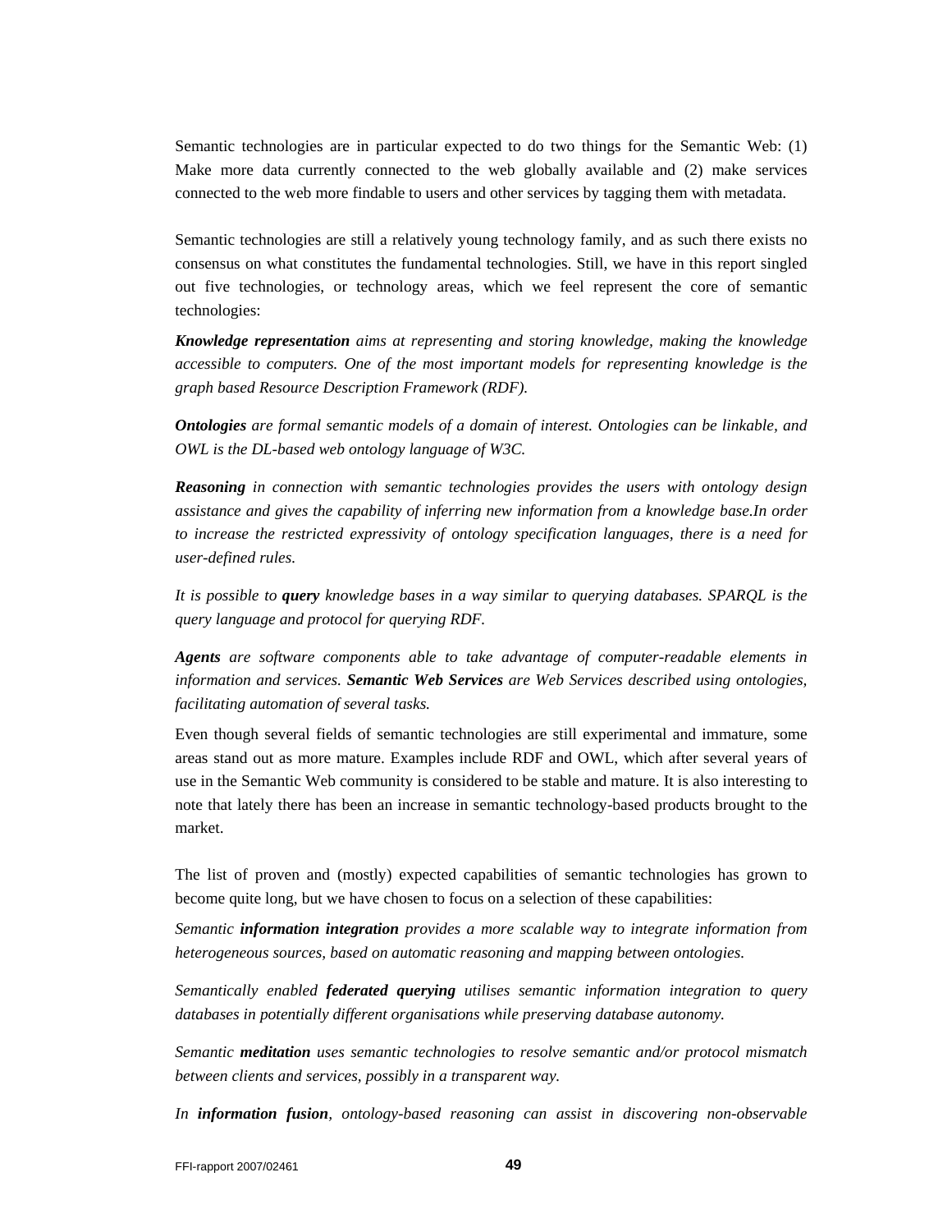Semantic technologies are in particular expected to do two things for the Semantic Web: (1) Make more data currently connected to the web globally available and (2) make services connected to the web more findable to users and other services by tagging them with metadata.

Semantic technologies are still a relatively young technology family, and as such there exists no consensus on what constitutes the fundamental technologies. Still, we have in this report singled out five technologies, or technology areas, which we feel represent the core of semantic technologies:

***Knowledge representation*** *aims at representing and storing knowledge, making the knowledge accessible to computers. One of the most important models for representing knowledge is the graph based Resource Description Framework (RDF).*

***Ontologies*** *are formal semantic models of a domain of interest. Ontologies can be linkable, and OWL is the DL-based web ontology language of W3C.*

***Reasoning*** *in connection with semantic technologies provides the users with ontology design assistance and gives the capability of inferring new information from a knowledge base.In order to increase the restricted expressivity of ontology specification languages, there is a need for user-defined rules.*

*It is possible to* ***query*** *knowledge bases in a way similar to querying databases. SPARQL is the query language and protocol for querying RDF.*

***Agents*** *are software components able to take advantage of computer-readable elements in information and services.* ***Semantic Web Services*** *are Web Services described using ontologies, facilitating automation of several tasks.*

Even though several fields of semantic technologies are still experimental and immature, some areas stand out as more mature. Examples include RDF and OWL, which after several years of use in the Semantic Web community is considered to be stable and mature. It is also interesting to note that lately there has been an increase in semantic technology-based products brought to the market.

The list of proven and (mostly) expected capabilities of semantic technologies has grown to become quite long, but we have chosen to focus on a selection of these capabilities:

*Semantic* ***information integration*** *provides a more scalable way to integrate information from heterogeneous sources, based on automatic reasoning and mapping between ontologies.*

*Semantically enabled* ***federated querying*** *utilises semantic information integration to query databases in potentially different organisations while preserving database autonomy.*

*Semantic* ***meditation*** *uses semantic technologies to resolve semantic and/or protocol mismatch between clients and services, possibly in a transparent way.*

*In* ***information fusion****, ontology-based reasoning can assist in discovering non-observable*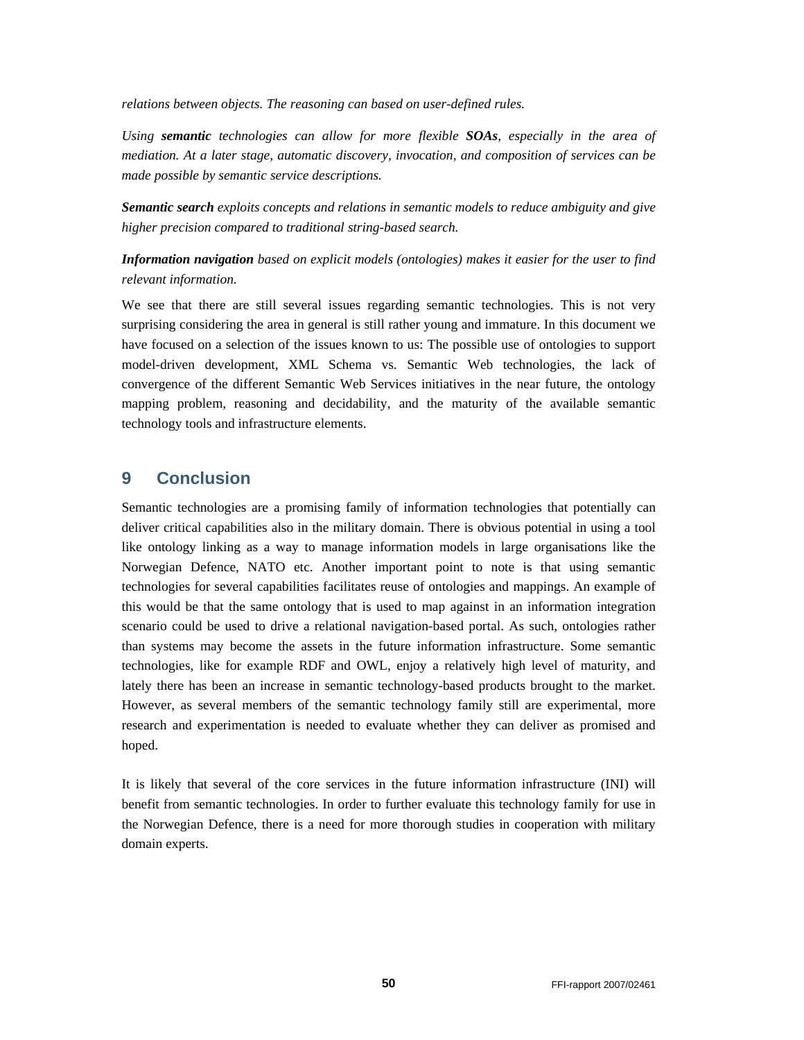*relations between objects. The reasoning can based on user-defined rules.*

*Using **semantic** technologies can allow for more flexible **SOAs**, especially in the area of mediation. At a later stage, automatic discovery, invocation, and composition of services can be made possible by semantic service descriptions.*

***Semantic search** exploits concepts and relations in semantic models to reduce ambiguity and give higher precision compared to traditional string-based search.*

***Information navigation** based on explicit models (ontologies) makes it easier for the user to find relevant information.*

We see that there are still several issues regarding semantic technologies. This is not very surprising considering the area in general is still rather young and immature. In this document we have focused on a selection of the issues known to us: The possible use of ontologies to support model-driven development, XML Schema vs. Semantic Web technologies, the lack of convergence of the different Semantic Web Services initiatives in the near future, the ontology mapping problem, reasoning and decidability, and the maturity of the available semantic technology tools and infrastructure elements.

# 9 Conclusion

Semantic technologies are a promising family of information technologies that potentially can deliver critical capabilities also in the military domain. There is obvious potential in using a tool like ontology linking as a way to manage information models in large organisations like the Norwegian Defence, NATO etc. Another important point to note is that using semantic technologies for several capabilities facilitates reuse of ontologies and mappings. An example of this would be that the same ontology that is used to map against in an information integration scenario could be used to drive a relational navigation-based portal. As such, ontologies rather than systems may become the assets in the future information infrastructure. Some semantic technologies, like for example RDF and OWL, enjoy a relatively high level of maturity, and lately there has been an increase in semantic technology-based products brought to the market. However, as several members of the semantic technology family still are experimental, more research and experimentation is needed to evaluate whether they can deliver as promised and hoped.

It is likely that several of the core services in the future information infrastructure (INI) will benefit from semantic technologies. In order to further evaluate this technology family for use in the Norwegian Defence, there is a need for more thorough studies in cooperation with military domain experts.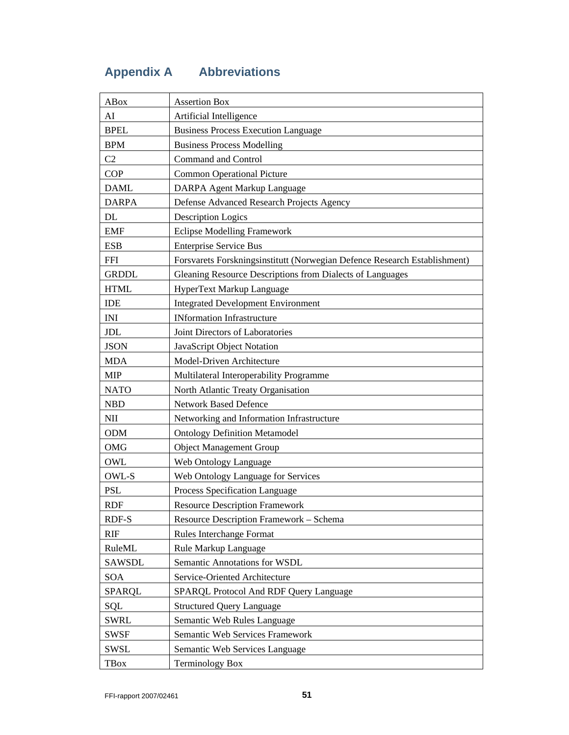# Appendix A Abbreviations

| | |
|---|---|
| ABox | Assertion Box |
| AI | Artificial Intelligence |
| BPEL | Business Process Execution Language |
| BPM | Business Process Modelling |
| C2 | Command and Control |
| COP | Common Operational Picture |
| DAML | DARPA Agent Markup Language |
| DARPA | Defense Advanced Research Projects Agency |
| DL | Description Logics |
| EMF | Eclipse Modelling Framework |
| ESB | Enterprise Service Bus |
| FFI | Forsvarets Forskningsinstitutt (Norwegian Defence Research Establishment) |
| GRDDL | Gleaning Resource Descriptions from Dialects of Languages |
| HTML | HyperText Markup Language |
| IDE | Integrated Development Environment |
| INI | INformation Infrastructure |
| JDL | Joint Directors of Laboratories |
| JSON | JavaScript Object Notation |
| MDA | Model-Driven Architecture |
| MIP | Multilateral Interoperability Programme |
| NATO | North Atlantic Treaty Organisation |
| NBD | Network Based Defence |
| NII | Networking and Information Infrastructure |
| ODM | Ontology Definition Metamodel |
| OMG | Object Management Group |
| OWL | Web Ontology Language |
| OWL-S | Web Ontology Language for Services |
| PSL | Process Specification Language |
| RDF | Resource Description Framework |
| RDF-S | Resource Description Framework – Schema |
| RIF | Rules Interchange Format |
| RuleML | Rule Markup Language |
| SAWSDL | Semantic Annotations for WSDL |
| SOA | Service-Oriented Architecture |
| SPARQL | SPARQL Protocol And RDF Query Language |
| SQL | Structured Query Language |
| SWRL | Semantic Web Rules Language |
| SWSF | Semantic Web Services Framework |
| SWSL | Semantic Web Services Language |
| TBox | Terminology Box |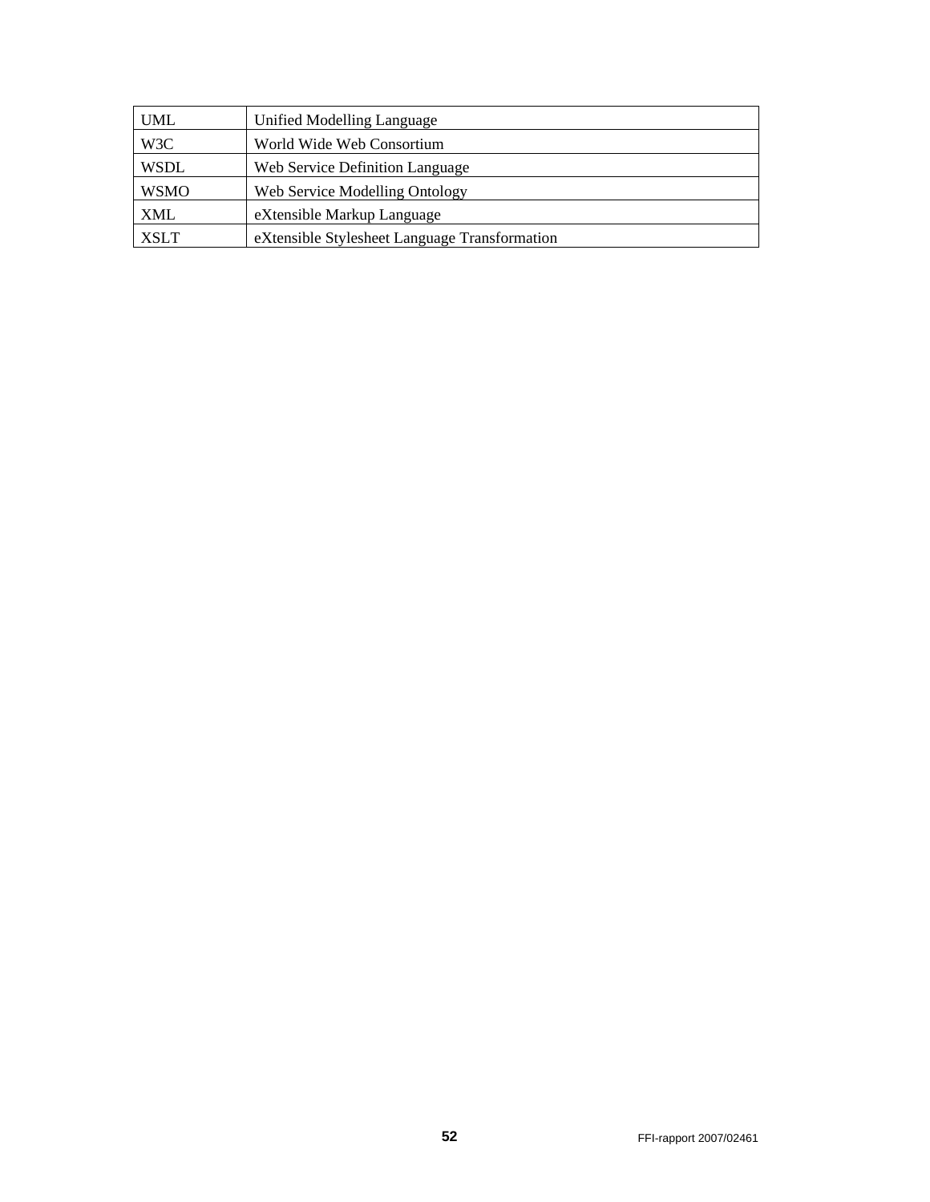| | |
|---|---|
| UML | Unified Modelling Language |
| W3C | World Wide Web Consortium |
| WSDL | Web Service Definition Language |
| WSMO | Web Service Modelling Ontology |
| XML | eXtensible Markup Language |
| XSLT | eXtensible Stylesheet Language Transformation |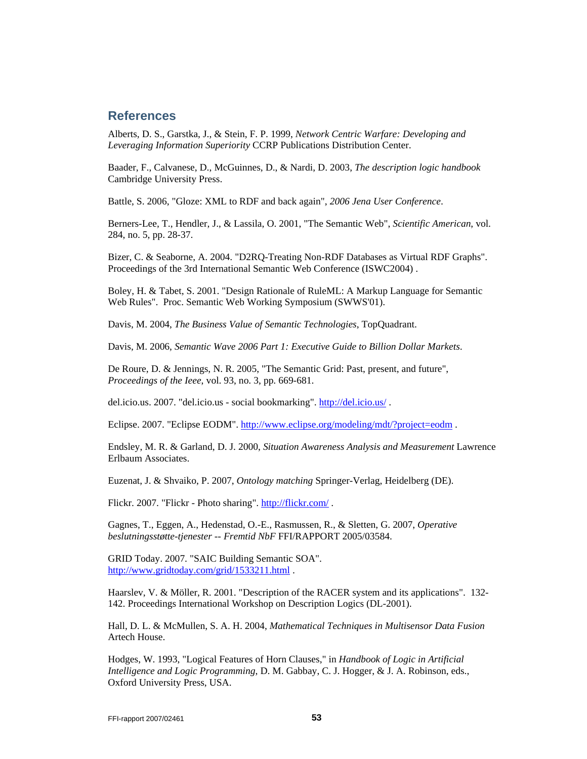## References

Alberts, D. S., Garstka, J., & Stein, F. P. 1999, *Network Centric Warfare: Developing and Leveraging Information Superiority* CCRP Publications Distribution Center.

Baader, F., Calvanese, D., McGuinnes, D., & Nardi, D. 2003, *The description logic handbook* Cambridge University Press.

Battle, S. 2006, "Gloze: XML to RDF and back again", *2006 Jena User Conference*.

Berners-Lee, T., Hendler, J., & Lassila, O. 2001, "The Semantic Web", *Scientific American*, vol. 284, no. 5, pp. 28-37.

Bizer, C. & Seaborne, A. 2004. "D2RQ-Treating Non-RDF Databases as Virtual RDF Graphs". Proceedings of the 3rd International Semantic Web Conference (ISWC2004) .

Boley, H. & Tabet, S. 2001. "Design Rationale of RuleML: A Markup Language for Semantic Web Rules". Proc. Semantic Web Working Symposium (SWWS'01).

Davis, M. 2004, *The Business Value of Semantic Technologies*, TopQuadrant.

Davis, M. 2006, *Semantic Wave 2006 Part 1: Executive Guide to Billion Dollar Markets*.

De Roure, D. & Jennings, N. R. 2005, "The Semantic Grid: Past, present, and future", *Proceedings of the Ieee*, vol. 93, no. 3, pp. 669-681.

del.icio.us. 2007. "del.icio.us - social bookmarking". http://del.icio.us/ .

Eclipse. 2007. "Eclipse EODM". http://www.eclipse.org/modeling/mdt/?project=eodm .

Endsley, M. R. & Garland, D. J. 2000, *Situation Awareness Analysis and Measurement* Lawrence Erlbaum Associates.

Euzenat, J. & Shvaiko, P. 2007, *Ontology matching* Springer-Verlag, Heidelberg (DE).

Flickr. 2007. "Flickr - Photo sharing". http://flickr.com/ .

Gagnes, T., Eggen, A., Hedenstad, O.-E., Rasmussen, R., & Sletten, G. 2007, *Operative beslutningsstøtte-tjenester -- Fremtid NbF* FFI/RAPPORT 2005/03584.

GRID Today. 2007. "SAIC Building Semantic SOA". http://www.gridtoday.com/grid/1533211.html .

Haarslev, V. & Möller, R. 2001. "Description of the RACER system and its applications". 132-142. Proceedings International Workshop on Description Logics (DL-2001).

Hall, D. L. & McMullen, S. A. H. 2004, *Mathematical Techniques in Multisensor Data Fusion* Artech House.

Hodges, W. 1993, "Logical Features of Horn Clauses," in *Handbook of Logic in Artificial Intelligence and Logic Programming*, D. M. Gabbay, C. J. Hogger, & J. A. Robinson, eds., Oxford University Press, USA.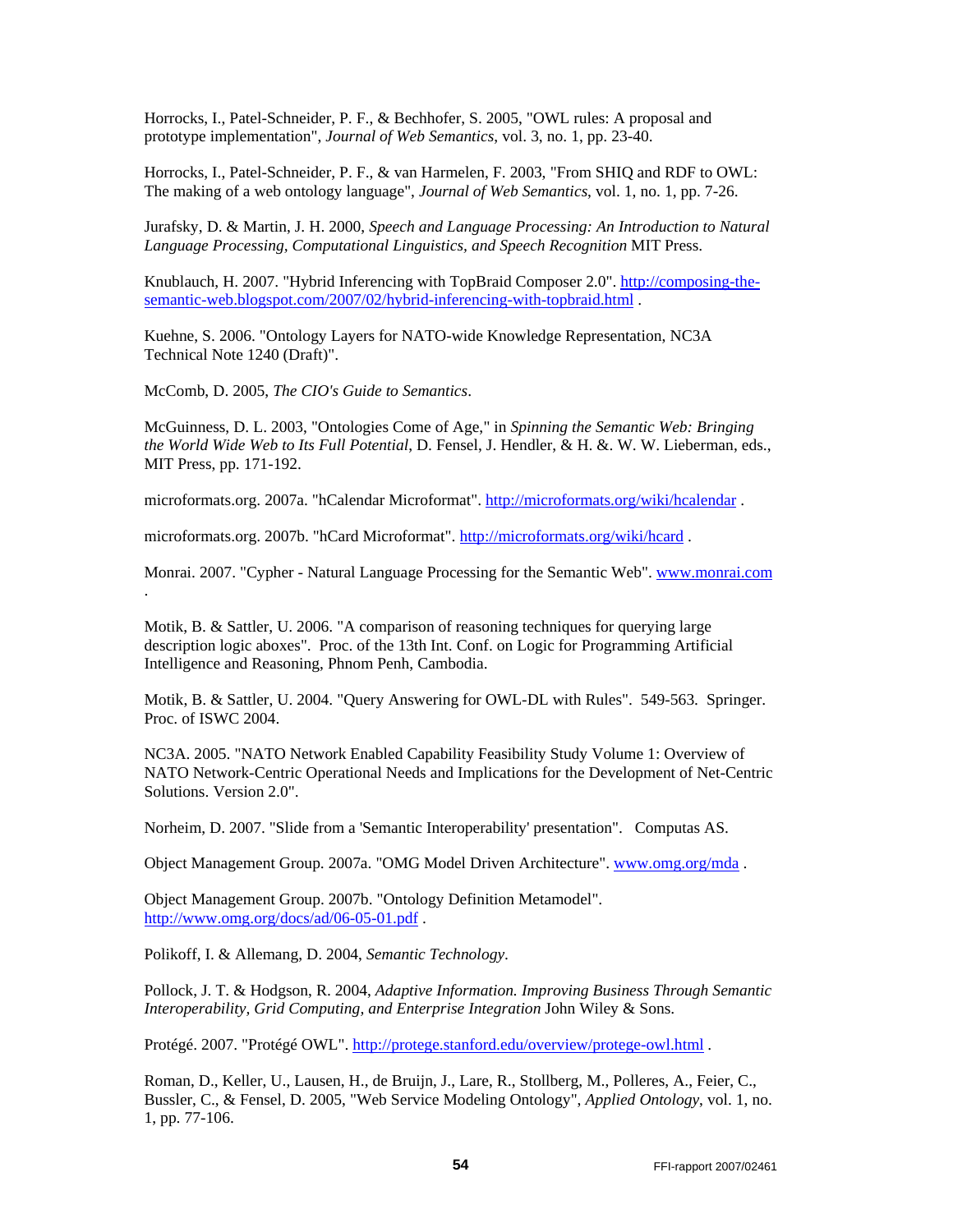Horrocks, I., Patel-Schneider, P. F., & Bechhofer, S. 2005, "OWL rules: A proposal and prototype implementation", *Journal of Web Semantics*, vol. 3, no. 1, pp. 23-40.

Horrocks, I., Patel-Schneider, P. F., & van Harmelen, F. 2003, "From SHIQ and RDF to OWL: The making of a web ontology language", *Journal of Web Semantics*, vol. 1, no. 1, pp. 7-26.

Jurafsky, D. & Martin, J. H. 2000, *Speech and Language Processing: An Introduction to Natural Language Processing, Computational Linguistics, and Speech Recognition* MIT Press.

Knublauch, H. 2007. "Hybrid Inferencing with TopBraid Composer 2.0". http://composing-the-semantic-web.blogspot.com/2007/02/hybrid-inferencing-with-topbraid.html .

Kuehne, S. 2006. "Ontology Layers for NATO-wide Knowledge Representation, NC3A Technical Note 1240 (Draft)".

McComb, D. 2005, *The CIO's Guide to Semantics*.

McGuinness, D. L. 2003, "Ontologies Come of Age," in *Spinning the Semantic Web: Bringing the World Wide Web to Its Full Potential*, D. Fensel, J. Hendler, & H. &. W. W. Lieberman, eds., MIT Press, pp. 171-192.

microformats.org. 2007a. "hCalendar Microformat". http://microformats.org/wiki/hcalendar .

microformats.org. 2007b. "hCard Microformat". http://microformats.org/wiki/hcard .

Monrai. 2007. "Cypher - Natural Language Processing for the Semantic Web". www.monrai.com .

Motik, B. & Sattler, U. 2006. "A comparison of reasoning techniques for querying large description logic aboxes". Proc. of the 13th Int. Conf. on Logic for Programming Artificial Intelligence and Reasoning, Phnom Penh, Cambodia.

Motik, B. & Sattler, U. 2004. "Query Answering for OWL-DL with Rules". 549-563. Springer. Proc. of ISWC 2004.

NC3A. 2005. "NATO Network Enabled Capability Feasibility Study Volume 1: Overview of NATO Network-Centric Operational Needs and Implications for the Development of Net-Centric Solutions. Version 2.0".

Norheim, D. 2007. "Slide from a 'Semantic Interoperability' presentation". Computas AS.

Object Management Group. 2007a. "OMG Model Driven Architecture". www.omg.org/mda .

Object Management Group. 2007b. "Ontology Definition Metamodel". http://www.omg.org/docs/ad/06-05-01.pdf .

Polikoff, I. & Allemang, D. 2004, *Semantic Technology*.

Pollock, J. T. & Hodgson, R. 2004, *Adaptive Information. Improving Business Through Semantic Interoperability, Grid Computing, and Enterprise Integration* John Wiley & Sons.

Protégé. 2007. "Protégé OWL". http://protege.stanford.edu/overview/protege-owl.html .

Roman, D., Keller, U., Lausen, H., de Bruijn, J., Lare, R., Stollberg, M., Polleres, A., Feier, C., Bussler, C., & Fensel, D. 2005, "Web Service Modeling Ontology", *Applied Ontology*, vol. 1, no. 1, pp. 77-106.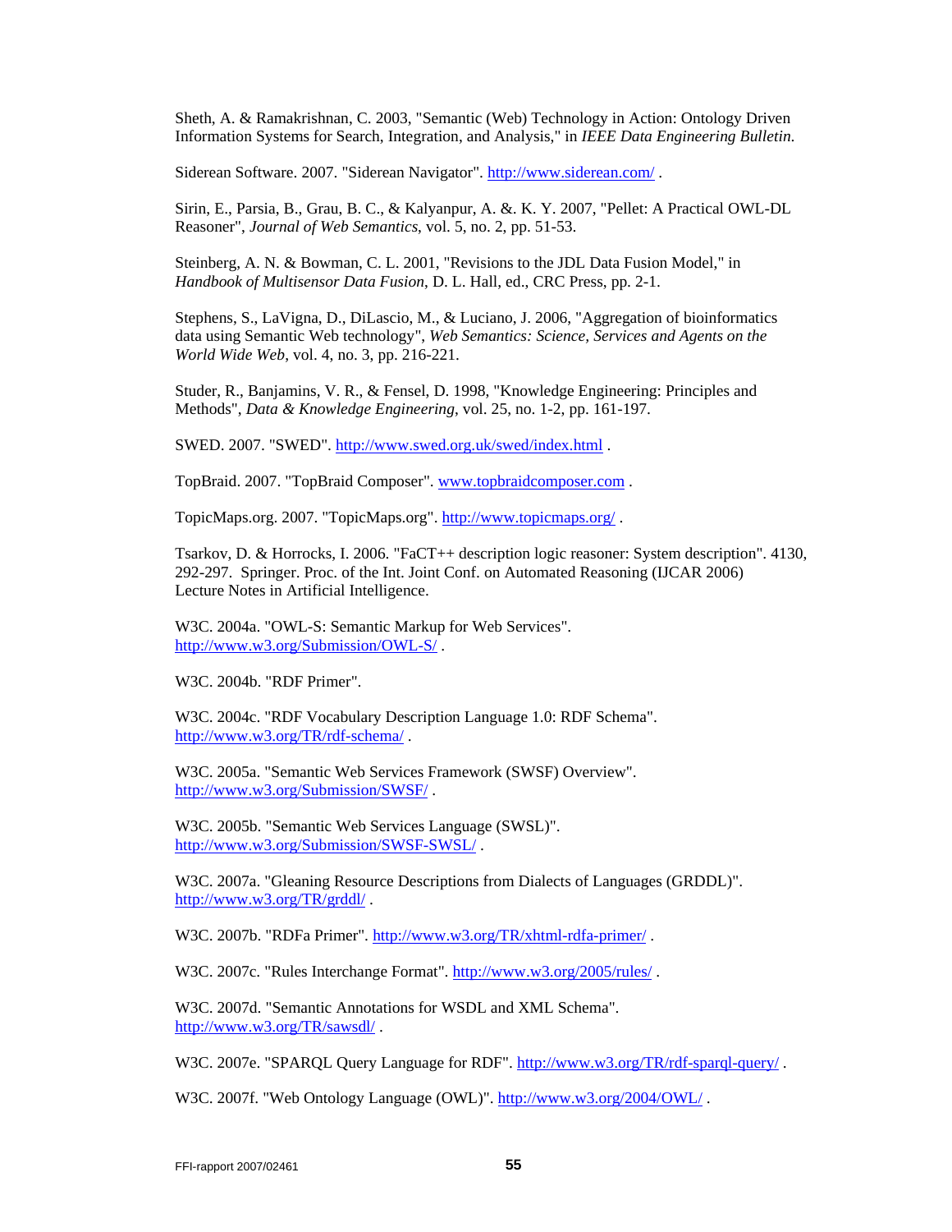Sheth, A. & Ramakrishnan, C. 2003, "Semantic (Web) Technology in Action: Ontology Driven Information Systems for Search, Integration, and Analysis," in *IEEE Data Engineering Bulletin*.

Siderean Software. 2007. "Siderean Navigator". http://www.siderean.com/ .

Sirin, E., Parsia, B., Grau, B. C., & Kalyanpur, A. &. K. Y. 2007, "Pellet: A Practical OWL-DL Reasoner", *Journal of Web Semantics*, vol. 5, no. 2, pp. 51-53.

Steinberg, A. N. & Bowman, C. L. 2001, "Revisions to the JDL Data Fusion Model," in *Handbook of Multisensor Data Fusion*, D. L. Hall, ed., CRC Press, pp. 2-1.

Stephens, S., LaVigna, D., DiLascio, M., & Luciano, J. 2006, "Aggregation of bioinformatics data using Semantic Web technology", *Web Semantics: Science, Services and Agents on the World Wide Web*, vol. 4, no. 3, pp. 216-221.

Studer, R., Banjamins, V. R., & Fensel, D. 1998, "Knowledge Engineering: Principles and Methods", *Data & Knowledge Engineering*, vol. 25, no. 1-2, pp. 161-197.

SWED. 2007. "SWED". http://www.swed.org.uk/swed/index.html .

TopBraid. 2007. "TopBraid Composer". www.topbraidcomposer.com .

TopicMaps.org. 2007. "TopicMaps.org". http://www.topicmaps.org/ .

Tsarkov, D. & Horrocks, I. 2006. "FaCT++ description logic reasoner: System description". 4130, 292-297. Springer. Proc. of the Int. Joint Conf. on Automated Reasoning (IJCAR 2006) Lecture Notes in Artificial Intelligence.

W3C. 2004a. "OWL-S: Semantic Markup for Web Services". http://www.w3.org/Submission/OWL-S/ .

W3C. 2004b. "RDF Primer".

W3C. 2004c. "RDF Vocabulary Description Language 1.0: RDF Schema". http://www.w3.org/TR/rdf-schema/ .

W3C. 2005a. "Semantic Web Services Framework (SWSF) Overview". http://www.w3.org/Submission/SWSF/ .

W3C. 2005b. "Semantic Web Services Language (SWSL)". http://www.w3.org/Submission/SWSF-SWSL/ .

W3C. 2007a. "Gleaning Resource Descriptions from Dialects of Languages (GRDDL)". http://www.w3.org/TR/grddl/ .

W3C. 2007b. "RDFa Primer". http://www.w3.org/TR/xhtml-rdfa-primer/ .

W3C. 2007c. "Rules Interchange Format". http://www.w3.org/2005/rules/ .

W3C. 2007d. "Semantic Annotations for WSDL and XML Schema". http://www.w3.org/TR/sawsdl/ .

W3C. 2007e. "SPARQL Query Language for RDF". http://www.w3.org/TR/rdf-sparql-query/ .

W3C. 2007f. "Web Ontology Language (OWL)". http://www.w3.org/2004/OWL/ .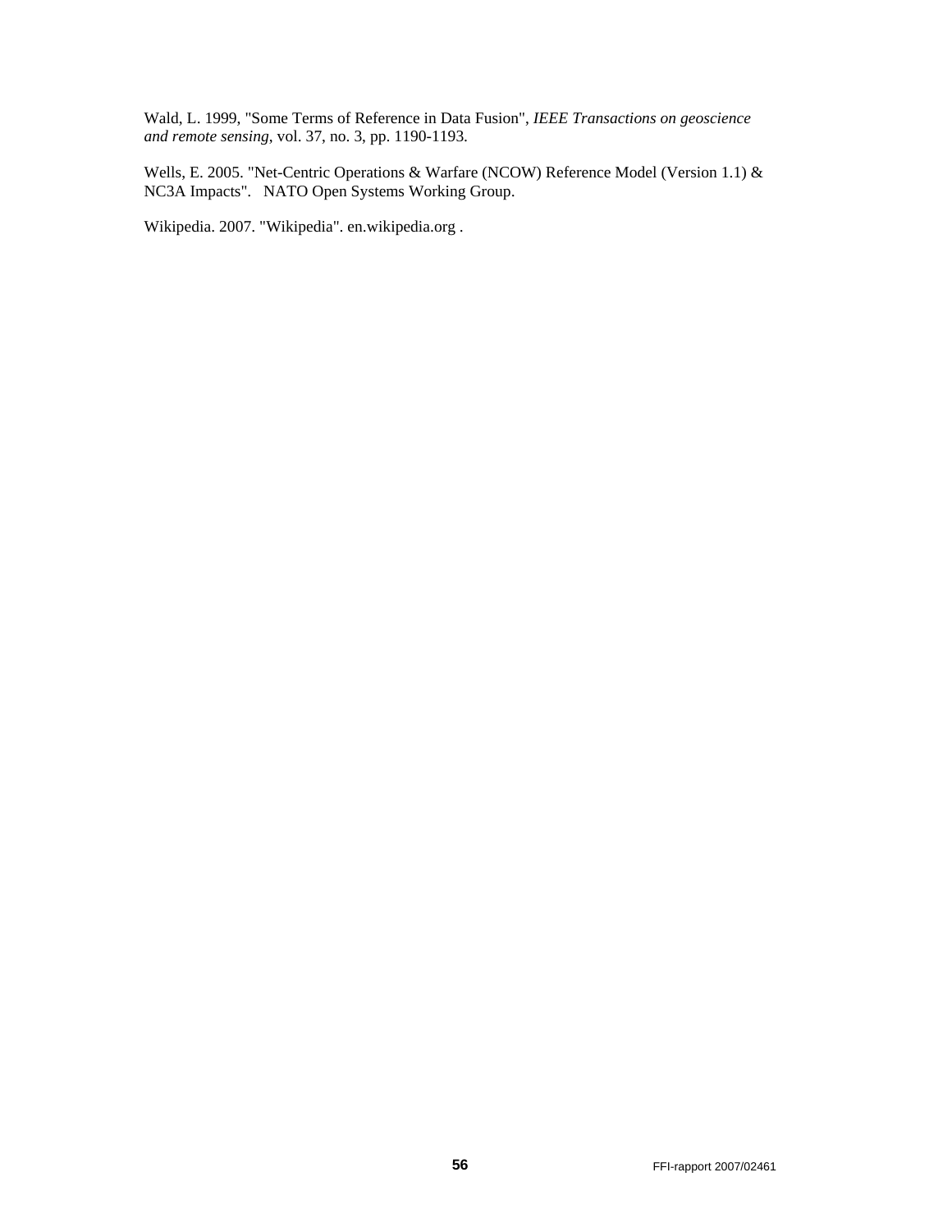Wald, L. 1999, "Some Terms of Reference in Data Fusion", *IEEE Transactions on geoscience and remote sensing*, vol. 37, no. 3, pp. 1190-1193.

Wells, E. 2005. "Net-Centric Operations & Warfare (NCOW) Reference Model (Version 1.1) & NC3A Impacts". NATO Open Systems Working Group.

Wikipedia. 2007. "Wikipedia". en.wikipedia.org .